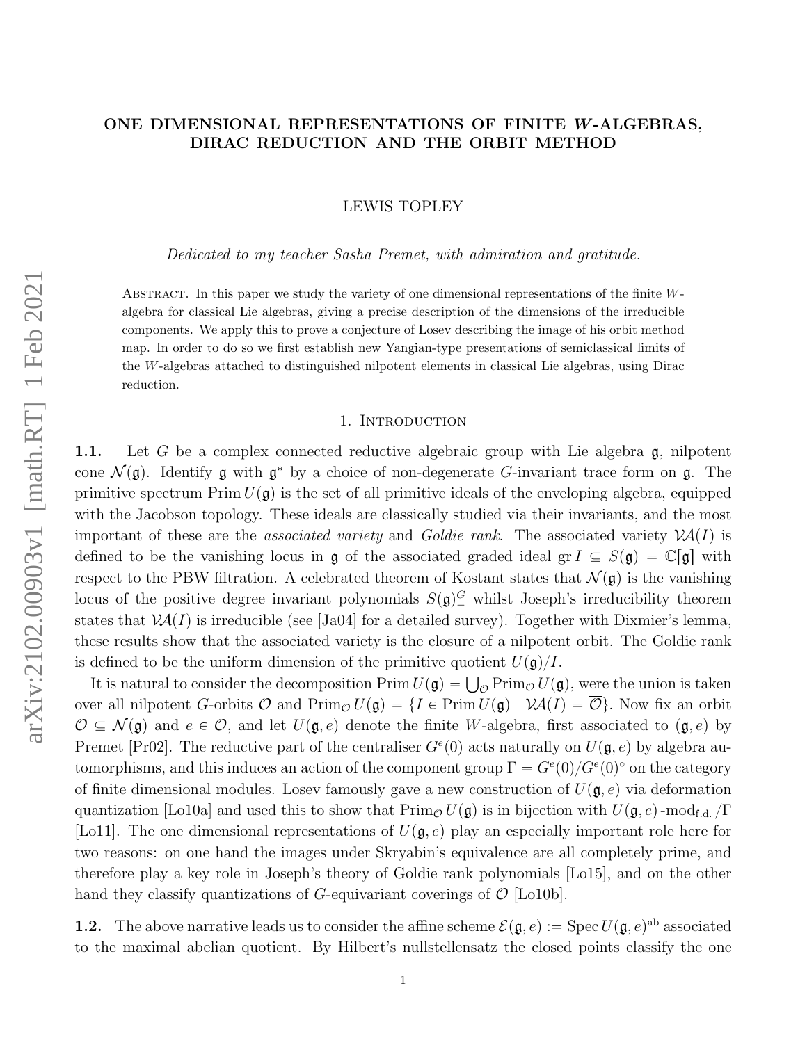# ONE DIMENSIONAL REPRESENTATIONS OF FINITE *W*-ALGEBRAS, DIRAC REDUCTION AND THE ORBIT METHOD

LEWIS TOPLEY

*Dedicated to my teacher Sasha Premet, with admiration and gratitude.*

Abstract. In this paper we study the variety of one dimensional representations of the finite $W$-algebra for classical Lie algebras, giving a precise description of the dimensions of the irreducible components. We apply this to prove a conjecture of Losev describing the image of his orbit method map. In order to do so we first establish new Yangian-type presentations of semiclassical limits of the $W$-algebras attached to distinguished nilpotent elements in classical Lie algebras, using Dirac reduction.

## 1. Introduction

**1.1.** Let $G$ be a complex connected reductive algebraic group with Lie algebra $\mathfrak{g}$, nilpotent cone $\mathcal{N}(\mathfrak{g})$. Identify $\mathfrak{g}$ with $\mathfrak{g}^*$ by a choice of non-degenerate $G$-invariant trace form on $\mathfrak{g}$. The primitive spectrum $\operatorname{Prim} U(\mathfrak{g})$ is the set of all primitive ideals of the enveloping algebra, equipped with the Jacobson topology. These ideals are classically studied via their invariants, and the most important of these are the *associated variety* and *Goldie rank*. The associated variety $\mathcal{VA}(I)$ is defined to be the vanishing locus in $\mathfrak{g}$ of the associated graded ideal $\operatorname{gr} I \subseteq S(\mathfrak{g}) = \mathbb{C}[\mathfrak{g}]$ with respect to the PBW filtration. A celebrated theorem of Kostant states that $\mathcal{N}(\mathfrak{g})$ is the vanishing locus of the positive degree invariant polynomials $S(\mathfrak{g})^G_+$ whilst Joseph's irreducibility theorem states that $\mathcal{VA}(I)$ is irreducible (see [Ja04] for a detailed survey). Together with Dixmier's lemma, these results show that the associated variety is the closure of a nilpotent orbit. The Goldie rank is defined to be the uniform dimension of the primitive quotient $U(\mathfrak{g})/I$.

It is natural to consider the decomposition $\operatorname{Prim} U(\mathfrak{g}) = \bigcup_{\mathcal{O}} \operatorname{Prim}_{\mathcal{O}} U(\mathfrak{g})$, were the union is taken over all nilpotent $G$-orbits $\mathcal{O}$ and $\operatorname{Prim}_{\mathcal{O}} U(\mathfrak{g}) = \{I \in \operatorname{Prim} U(\mathfrak{g}) \mid \mathcal{VA}(I) = \overline{\mathcal{O}}\}$. Now fix an orbit $\mathcal{O} \subseteq \mathcal{N}(\mathfrak{g})$ and $e \in \mathcal{O}$, and let $U(\mathfrak{g}, e)$ denote the finite $W$-algebra, first associated to $(\mathfrak{g}, e)$ by Premet [Pr02]. The reductive part of the centraliser $G^e(0)$ acts naturally on $U(\mathfrak{g}, e)$ by algebra automorphisms, and this induces an action of the component group $\Gamma = G^e(0)/G^e(0)^\circ$ on the category of finite dimensional modules. Losev famously gave a new construction of $U(\mathfrak{g}, e)$ via deformation quantization [Lo10a] and used this to show that $\operatorname{Prim}_{\mathcal{O}} U(\mathfrak{g})$ is in bijection with $U(\mathfrak{g}, e)\text{-mod}_{\text{f.d.}}/\Gamma$ [Lo11]. The one dimensional representations of $U(\mathfrak{g}, e)$ play an especially important role here for two reasons: on one hand the images under Skryabin's equivalence are all completely prime, and therefore play a key role in Joseph's theory of Goldie rank polynomials [Lo15], and on the other hand they classify quantizations of $G$-equivariant coverings of $\mathcal{O}$ [Lo10b].

**1.2.** The above narrative leads us to consider the affine scheme $\mathcal{E}(\mathfrak{g}, e) := \operatorname{Spec} U(\mathfrak{g}, e)^{\text{ab}}$ associated to the maximal abelian quotient. By Hilbert's nullstellensatz the closed points classify the one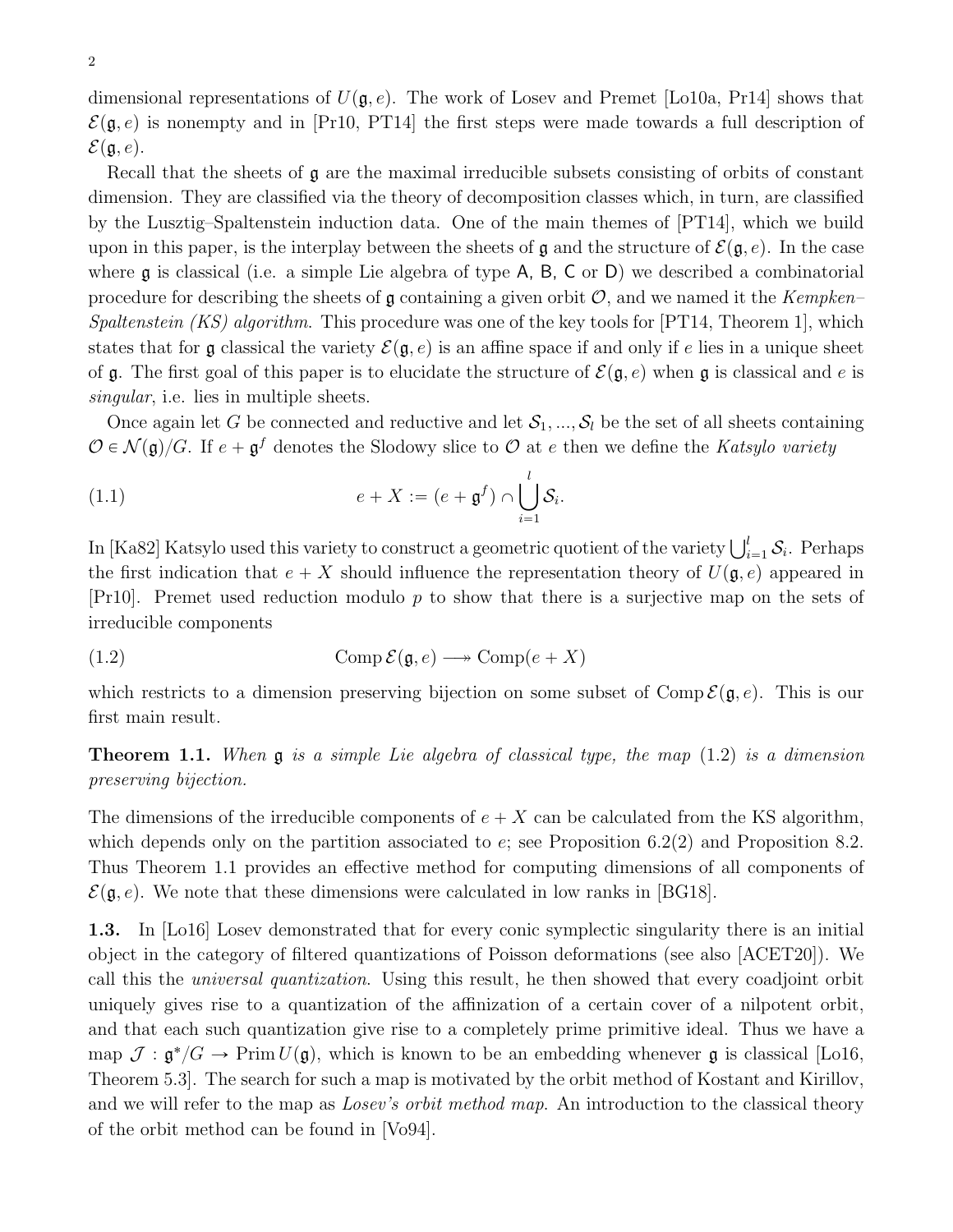dimensional representations of $U(\mathfrak{g}, e)$. The work of Losev and Premet [Lo10a, Pr14] shows that $\mathcal{E}(\mathfrak{g}, e)$ is nonempty and in [Pr10, PT14] the first steps were made towards a full description of $\mathcal{E}(\mathfrak{g}, e)$.

Recall that the sheets of $\mathfrak{g}$ are the maximal irreducible subsets consisting of orbits of constant dimension. They are classified via the theory of decomposition classes which, in turn, are classified by the Lusztig–Spaltenstein induction data. One of the main themes of [PT14], which we build upon in this paper, is the interplay between the sheets of $\mathfrak{g}$ and the structure of $\mathcal{E}(\mathfrak{g}, e)$. In the case where $\mathfrak{g}$ is classical (i.e. a simple Lie algebra of type A, B, C or D) we described a combinatorial procedure for describing the sheets of $\mathfrak{g}$ containing a given orbit $\mathcal{O}$, and we named it the *Kempken–Spaltenstein (KS) algorithm*. This procedure was one of the key tools for [PT14, Theorem 1], which states that for $\mathfrak{g}$ classical the variety $\mathcal{E}(\mathfrak{g}, e)$ is an affine space if and only if $e$ lies in a unique sheet of $\mathfrak{g}$. The first goal of this paper is to elucidate the structure of $\mathcal{E}(\mathfrak{g}, e)$ when $\mathfrak{g}$ is classical and $e$ is *singular*, i.e. lies in multiple sheets.

Once again let $G$ be connected and reductive and let $\mathcal{S}_1, ..., \mathcal{S}_l$ be the set of all sheets containing $\mathcal{O} \in \mathcal{N}(\mathfrak{g})/G$. If $e + \mathfrak{g}^f$ denotes the Slodowy slice to $\mathcal{O}$ at $e$ then we define the *Katsylo variety*

$$e + X := (e + \mathfrak{g}^f) \cap \bigcup_{i=1}^{l} \mathcal{S}_i. \tag{1.1}$$

In [Ka82] Katsylo used this variety to construct a geometric quotient of the variety $\bigcup_{i=1}^{l} \mathcal{S}_i$. Perhaps the first indication that $e + X$ should influence the representation theory of $U(\mathfrak{g}, e)$ appeared in [Pr10]. Premet used reduction modulo $p$ to show that there is a surjective map on the sets of irreducible components

$$\operatorname{Comp} \mathcal{E}(\mathfrak{g}, e) \twoheadrightarrow \operatorname{Comp}(e + X) \tag{1.2}$$

which restricts to a dimension preserving bijection on some subset of $\operatorname{Comp} \mathcal{E}(\mathfrak{g}, e)$. This is our first main result.

**Theorem 1.1.** *When $\mathfrak{g}$ is a simple Lie algebra of classical type, the map (1.2) is a dimension preserving bijection.*

The dimensions of the irreducible components of $e + X$ can be calculated from the KS algorithm, which depends only on the partition associated to $e$; see Proposition 6.2(2) and Proposition 8.2. Thus Theorem 1.1 provides an effective method for computing dimensions of all components of $\mathcal{E}(\mathfrak{g}, e)$. We note that these dimensions were calculated in low ranks in [BG18].

**1.3.** In [Lo16] Losev demonstrated that for every conic symplectic singularity there is an initial object in the category of filtered quantizations of Poisson deformations (see also [ACET20]). We call this the *universal quantization*. Using this result, he then showed that every coadjoint orbit uniquely gives rise to a quantization of the affinization of a certain cover of a nilpotent orbit, and that each such quantization give rise to a completely prime primitive ideal. Thus we have a map $\mathcal{J} : \mathfrak{g}^*/G \to \operatorname{Prim} U(\mathfrak{g})$, which is known to be an embedding whenever $\mathfrak{g}$ is classical [Lo16, Theorem 5.3]. The search for such a map is motivated by the orbit method of Kostant and Kirillov, and we will refer to the map as *Losev's orbit method map*. An introduction to the classical theory of the orbit method can be found in [Vo94].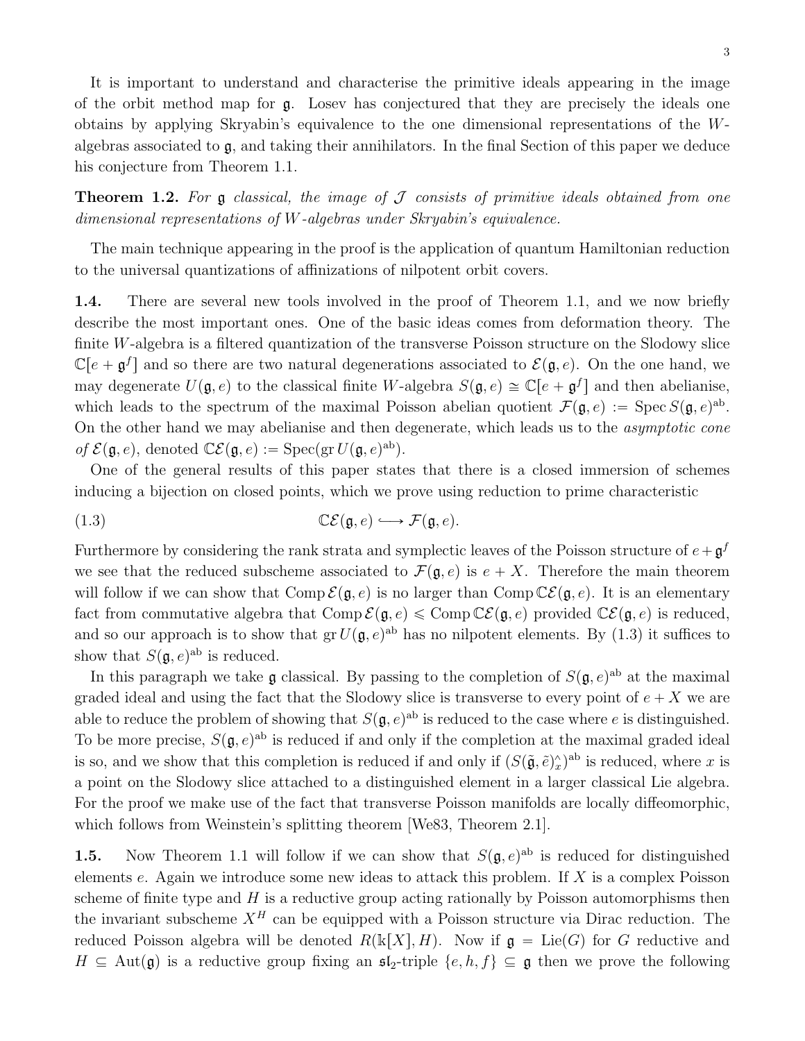It is important to understand and characterise the primitive ideals appearing in the image of the orbit method map for $\mathfrak{g}$. Losev has conjectured that they are precisely the ideals one obtains by applying Skryabin's equivalence to the one dimensional representations of the $W$-algebras associated to $\mathfrak{g}$, and taking their annihilators. In the final Section of this paper we deduce his conjecture from Theorem 1.1.

**Theorem 1.2.** *For $\mathfrak{g}$ classical, the image of $\mathcal{J}$ consists of primitive ideals obtained from one dimensional representations of $W$-algebras under Skryabin's equivalence.*

The main technique appearing in the proof is the application of quantum Hamiltonian reduction to the universal quantizations of affinizations of nilpotent orbit covers.

**1.4.** There are several new tools involved in the proof of Theorem 1.1, and we now briefly describe the most important ones. One of the basic ideas comes from deformation theory. The finite $W$-algebra is a filtered quantization of the transverse Poisson structure on the Slodowy slice $\mathbb{C}[e + \mathfrak{g}^f]$ and so there are two natural degenerations associated to $\mathcal{E}(\mathfrak{g}, e)$. On the one hand, we may degenerate $U(\mathfrak{g}, e)$ to the classical finite $W$-algebra $S(\mathfrak{g}, e) \cong \mathbb{C}[e + \mathfrak{g}^f]$ and then abelianise, which leads to the spectrum of the maximal Poisson abelian quotient $\mathcal{F}(\mathfrak{g}, e) := \operatorname{Spec} S(\mathfrak{g}, e)^{\mathrm{ab}}$. On the other hand we may abelianise and then degenerate, which leads us to the *asymptotic cone of* $\mathcal{E}(\mathfrak{g}, e)$, denoted $\mathbb{C}\mathcal{E}(\mathfrak{g}, e) := \operatorname{Spec}(\operatorname{gr} U(\mathfrak{g}, e)^{\mathrm{ab}})$.

One of the general results of this paper states that there is a closed immersion of schemes inducing a bijection on closed points, which we prove using reduction to prime characteristic

$$\mathbb{C}\mathcal{E}(\mathfrak{g}, e) \hookrightarrow \mathcal{F}(\mathfrak{g}, e). \tag{1.3}$$

Furthermore by considering the rank strata and symplectic leaves of the Poisson structure of $e + \mathfrak{g}^f$ we see that the reduced subscheme associated to $\mathcal{F}(\mathfrak{g}, e)$ is $e + X$. Therefore the main theorem will follow if we can show that $\operatorname{Comp} \mathcal{E}(\mathfrak{g}, e)$ is no larger than $\operatorname{Comp} \mathbb{C}\mathcal{E}(\mathfrak{g}, e)$. It is an elementary fact from commutative algebra that $\operatorname{Comp} \mathcal{E}(\mathfrak{g}, e) \leqslant \operatorname{Comp} \mathbb{C}\mathcal{E}(\mathfrak{g}, e)$ provided $\mathbb{C}\mathcal{E}(\mathfrak{g}, e)$ is reduced, and so our approach is to show that $\operatorname{gr} U(\mathfrak{g}, e)^{\mathrm{ab}}$ has no nilpotent elements. By (1.3) it suffices to show that $S(\mathfrak{g}, e)^{\mathrm{ab}}$ is reduced.

In this paragraph we take $\mathfrak{g}$ classical. By passing to the completion of $S(\mathfrak{g}, e)^{\mathrm{ab}}$ at the maximal graded ideal and using the fact that the Slodowy slice is transverse to every point of $e + X$ we are able to reduce the problem of showing that $S(\mathfrak{g}, e)^{\mathrm{ab}}$ is reduced to the case where $e$ is distinguished. To be more precise, $S(\mathfrak{g}, e)^{\mathrm{ab}}$ is reduced if and only if the completion at the maximal graded ideal is so, and we show that this completion is reduced if and only if $(S(\tilde{\mathfrak{g}}, \tilde{e})^{\wedge}_x)^{\mathrm{ab}}$ is reduced, where $x$ is a point on the Slodowy slice attached to a distinguished element in a larger classical Lie algebra. For the proof we make use of the fact that transverse Poisson manifolds are locally diffeomorphic, which follows from Weinstein's splitting theorem [We83, Theorem 2.1].

**1.5.** Now Theorem 1.1 will follow if we can show that $S(\mathfrak{g}, e)^{\mathrm{ab}}$ is reduced for distinguished elements $e$. Again we introduce some new ideas to attack this problem. If $X$ is a complex Poisson scheme of finite type and $H$ is a reductive group acting rationally by Poisson automorphisms then the invariant subscheme $X^H$ can be equipped with a Poisson structure via Dirac reduction. The reduced Poisson algebra will be denoted $R(\Bbbk[X], H)$. Now if $\mathfrak{g} = \operatorname{Lie}(G)$ for $G$ reductive and $H \subseteq \operatorname{Aut}(\mathfrak{g})$ is a reductive group fixing an $\mathfrak{sl}_2$-triple $\{e, h, f\} \subseteq \mathfrak{g}$ then we prove the following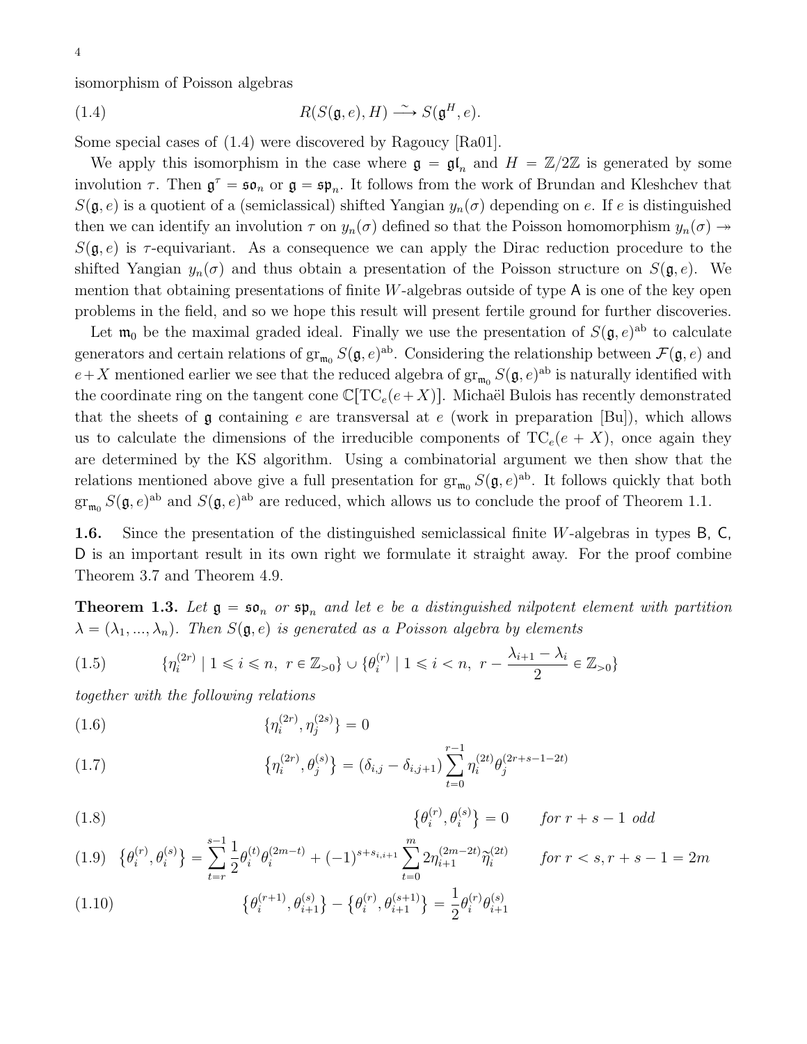isomorphism of Poisson algebras

$$R(S(\mathfrak{g}, e), H) \xrightarrow{\sim} S(\mathfrak{g}^H, e). \tag{1.4}$$

Some special cases of (1.4) were discovered by Ragoucy [Ra01].

We apply this isomorphism in the case where $\mathfrak{g} = \mathfrak{gl}_n$ and $H = \mathbb{Z}/2\mathbb{Z}$ is generated by some involution $\tau$. Then $\mathfrak{g}^\tau = \mathfrak{so}_n$ or $\mathfrak{g} = \mathfrak{sp}_n$. It follows from the work of Brundan and Kleshchev that $S(\mathfrak{g}, e)$ is a quotient of a (semiclassical) shifted Yangian $y_n(\sigma)$ depending on $e$. If $e$ is distinguished then we can identify an involution $\tau$ on $y_n(\sigma)$ defined so that the Poisson homomorphism $y_n(\sigma) \twoheadrightarrow S(\mathfrak{g}, e)$ is $\tau$-equivariant. As a consequence we can apply the Dirac reduction procedure to the shifted Yangian $y_n(\sigma)$ and thus obtain a presentation of the Poisson structure on $S(\mathfrak{g}, e)$. We mention that obtaining presentations of finite $W$-algebras outside of type A is one of the key open problems in the field, and so we hope this result will present fertile ground for further discoveries.

Let $\mathfrak{m}_0$ be the maximal graded ideal. Finally we use the presentation of $S(\mathfrak{g}, e)^{\mathrm{ab}}$ to calculate generators and certain relations of $\mathrm{gr}_{\mathfrak{m}_0} S(\mathfrak{g}, e)^{\mathrm{ab}}$. Considering the relationship between $\mathcal{F}(\mathfrak{g}, e)$ and $e + X$ mentioned earlier we see that the reduced algebra of $\mathrm{gr}_{\mathfrak{m}_0} S(\mathfrak{g}, e)^{\mathrm{ab}}$ is naturally identified with the coordinate ring on the tangent cone $\mathbb{C}[\mathrm{TC}_e(e + X)]$. Michaël Bulois has recently demonstrated that the sheets of $\mathfrak{g}$ containing $e$ are transversal at $e$ (work in preparation [Bu]), which allows us to calculate the dimensions of the irreducible components of $\mathrm{TC}_e(e + X)$, once again they are determined by the KS algorithm. Using a combinatorial argument we then show that the relations mentioned above give a full presentation for $\mathrm{gr}_{\mathfrak{m}_0} S(\mathfrak{g}, e)^{\mathrm{ab}}$. It follows quickly that both $\mathrm{gr}_{\mathfrak{m}_0} S(\mathfrak{g}, e)^{\mathrm{ab}}$ and $S(\mathfrak{g}, e)^{\mathrm{ab}}$ are reduced, which allows us to conclude the proof of Theorem 1.1.

**1.6.** Since the presentation of the distinguished semiclassical finite $W$-algebras in types B, C, D is an important result in its own right we formulate it straight away. For the proof combine Theorem 3.7 and Theorem 4.9.

**Theorem 1.3.** *Let $\mathfrak{g} = \mathfrak{so}_n$ or $\mathfrak{sp}_n$ and let $e$ be a distinguished nilpotent element with partition $\lambda = (\lambda_1, ..., \lambda_n)$. Then $S(\mathfrak{g}, e)$ is generated as a Poisson algebra by elements*

$$\{\eta_i^{(2r)} \mid 1 \leqslant i \leqslant n,\ r \in \mathbb{Z}_{>0}\} \cup \{\theta_i^{(r)} \mid 1 \leqslant i < n,\ r - \frac{\lambda_{i+1} - \lambda_i}{2} \in \mathbb{Z}_{>0}\} \tag{1.5}$$

*together with the following relations*

$$\{\eta_i^{(2r)}, \eta_j^{(2s)}\} = 0 \tag{1.6}$$

$$\{\eta_i^{(2r)}, \theta_j^{(s)}\} = (\delta_{i,j} - \delta_{i,j+1}) \sum_{t=0}^{r-1} \eta_i^{(2t)} \theta_j^{(2r+s-1-2t)} \tag{1.7}$$

$$\{\theta_i^{(r)}, \theta_i^{(s)}\} = 0 \qquad \textit{for } r + s - 1 \textit{ odd} \tag{1.8}$$

$$\{\theta_i^{(r)}, \theta_i^{(s)}\} = \sum_{t=r}^{s-1} \frac{1}{2} \theta_i^{(t)} \theta_i^{(2m-t)} + (-1)^{s + s_{i,i+1}} \sum_{t=0}^{m} 2\eta_{i+1}^{(2m-2t)} \widetilde{\eta}_i^{(2t)} \qquad \textit{for } r < s, r + s - 1 = 2m \tag{1.9}$$

$$\{\theta_i^{(r+1)}, \theta_{i+1}^{(s)}\} - \{\theta_i^{(r)}, \theta_{i+1}^{(s+1)}\} = \frac{1}{2} \theta_i^{(r)} \theta_{i+1}^{(s)} \tag{1.10}$$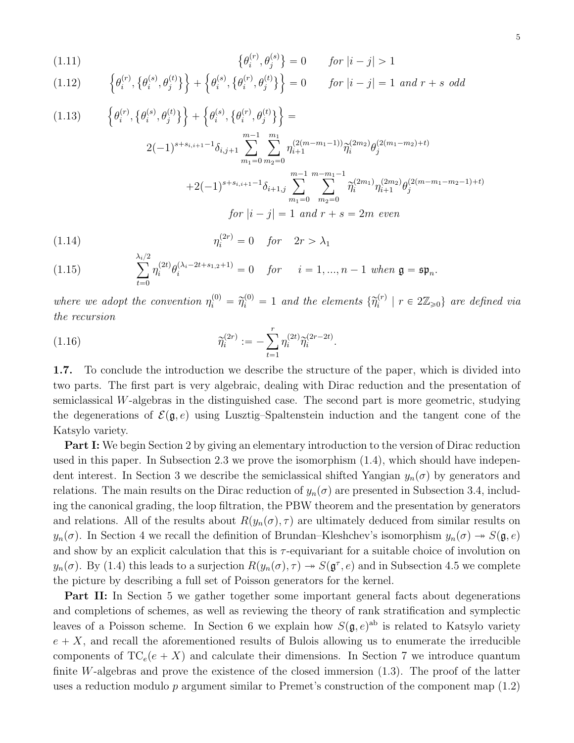$$\{\theta_i^{(r)}, \theta_j^{(s)}\} = 0 \qquad \textit{for } |i-j| > 1 \tag{1.11}$$

$$\{\theta_i^{(r)}, \{\theta_i^{(s)}, \theta_j^{(t)}\}\} + \{\theta_i^{(s)}, \{\theta_i^{(r)}, \theta_j^{(t)}\}\} = 0 \qquad \textit{for } |i-j| = 1 \textit{ and } r+s \textit{ odd} \tag{1.12}$$

$$\begin{aligned}\{\theta_i^{(r)}, \{\theta_i^{(s)}, \theta_j^{(t)}\}\} + \{\theta_i^{(s)}, \{\theta_i^{(r)}, \theta_j^{(t)}\}\} = \\ 2(-1)^{s+s_{i,i+1}-1}\delta_{i,j+1}\sum_{m_1=0}^{m-1}\sum_{m_2=0}^{m_1} \eta_{i+1}^{(2(m-m_1-1))}\widetilde{\eta}_i^{(2m_2)}\theta_j^{(2(m_1-m_2)+t)} \\ +2(-1)^{s+s_{i,i+1}-1}\delta_{i+1,j}\sum_{m_1=0}^{m-1}\sum_{m_2=0}^{m-m_1-1} \widetilde{\eta}_i^{(2m_1)}\eta_{i+1}^{(2m_2)}\theta_j^{(2(m-m_1-m_2-1)+t)} \\ \textit{for } |i-j| = 1 \textit{ and } r+s = 2m \textit{ even}\end{aligned} \tag{1.13}$$

$$\eta_i^{(2r)} = 0 \quad \textit{for} \quad 2r > \lambda_1 \tag{1.14}$$

$$\sum_{t=0}^{\lambda_i/2} \eta_i^{(2t)}\theta_i^{(\lambda_i - 2t + s_{1,2}+1)} = 0 \quad \textit{for} \quad i = 1, ..., n-1 \textit{ when } \mathfrak{g} = \mathfrak{sp}_n. \tag{1.15}$$

*where we adopt the convention* $\eta_i^{(0)} = \widetilde{\eta}_i^{(0)} = 1$ *and the elements* $\{\widetilde{\eta}_i^{(r)} \mid r \in 2\mathbb{Z}_{\geqslant 0}\}$ *are defined via the recursion*

$$\widetilde{\eta}_i^{(2r)} := -\sum_{t=1}^{r} \eta_i^{(2t)}\widetilde{\eta}_i^{(2r-2t)}. \tag{1.16}$$

**1.7.** To conclude the introduction we describe the structure of the paper, which is divided into two parts. The first part is very algebraic, dealing with Dirac reduction and the presentation of semiclassical $W$-algebras in the distinguished case. The second part is more geometric, studying the degenerations of $\mathcal{E}(\mathfrak{g}, e)$ using Lusztig–Spaltenstein induction and the tangent cone of the Katsylo variety.

**Part I:** We begin Section 2 by giving an elementary introduction to the version of Dirac reduction used in this paper. In Subsection 2.3 we prove the isomorphism (1.4), which should have independent interest. In Section 3 we describe the semiclassical shifted Yangian $y_n(\sigma)$ by generators and relations. The main results on the Dirac reduction of $y_n(\sigma)$ are presented in Subsection 3.4, including the canonical grading, the loop filtration, the PBW theorem and the presentation by generators and relations. All of the results about $R(y_n(\sigma), \tau)$ are ultimately deduced from similar results on $y_n(\sigma)$. In Section 4 we recall the definition of Brundan–Kleshchev's isomorphism $y_n(\sigma) \twoheadrightarrow S(\mathfrak{g}, e)$ and show by an explicit calculation that this is $\tau$-equivariant for a suitable choice of involution on $y_n(\sigma)$. By (1.4) this leads to a surjection $R(y_n(\sigma), \tau) \twoheadrightarrow S(\mathfrak{g}^\tau, e)$ and in Subsection 4.5 we complete the picture by describing a full set of Poisson generators for the kernel.

**Part II:** In Section 5 we gather together some important general facts about degenerations and completions of schemes, as well as reviewing the theory of rank stratification and symplectic leaves of a Poisson scheme. In Section 6 we explain how $S(\mathfrak{g}, e)^{\mathrm{ab}}$ is related to Katsylo variety $e + X$, and recall the aforementioned results of Bulois allowing us to enumerate the irreducible components of $\mathrm{TC}_e(e + X)$ and calculate their dimensions. In Section 7 we introduce quantum finite $W$-algebras and prove the existence of the closed immersion (1.3). The proof of the latter uses a reduction modulo $p$ argument similar to Premet's construction of the component map (1.2)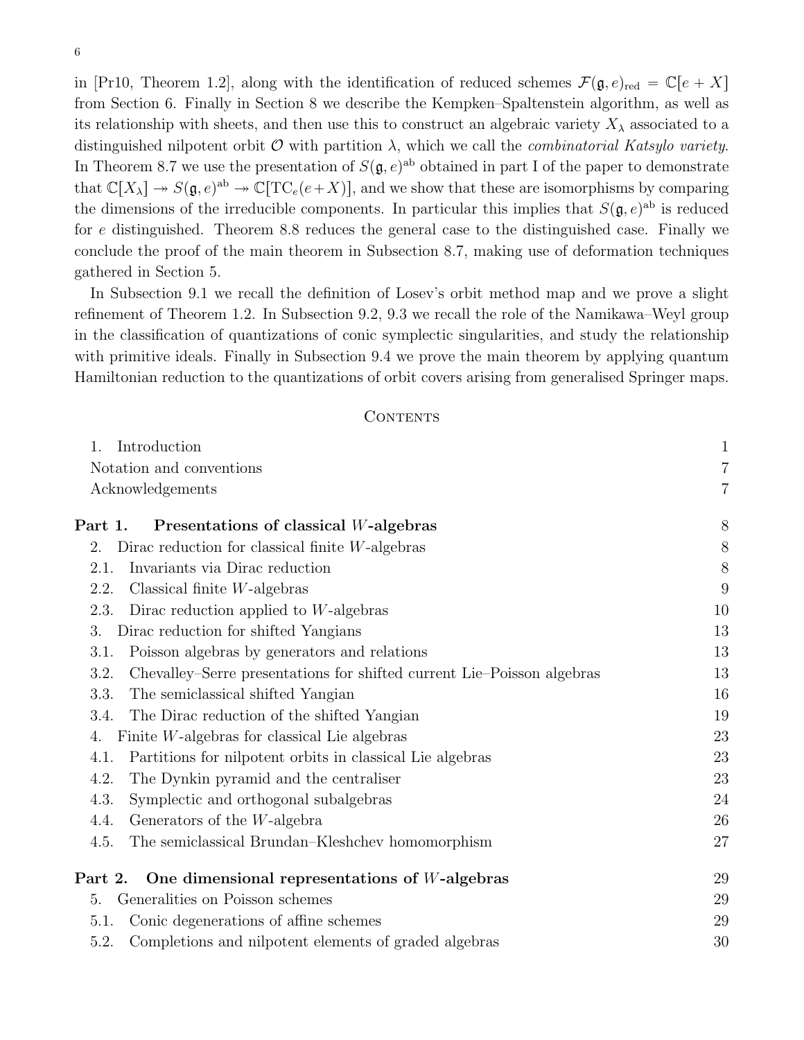in [Pr10, Theorem 1.2], along with the identification of reduced schemes $\mathcal{F}(\mathfrak{g}, e)_{\mathrm{red}} = \mathbb{C}[e + X]$ from Section 6. Finally in Section 8 we describe the Kempken–Spaltenstein algorithm, as well as its relationship with sheets, and then use this to construct an algebraic variety $X_\lambda$ associated to a distinguished nilpotent orbit $\mathcal{O}$ with partition $\lambda$, which we call the *combinatorial Katsylo variety*. In Theorem 8.7 we use the presentation of $S(\mathfrak{g}, e)^{\mathrm{ab}}$ obtained in part I of the paper to demonstrate that $\mathbb{C}[X_\lambda] \twoheadrightarrow S(\mathfrak{g}, e)^{\mathrm{ab}} \twoheadrightarrow \mathbb{C}[\mathrm{TC}_e(e+X)]$, and we show that these are isomorphisms by comparing the dimensions of the irreducible components. In particular this implies that $S(\mathfrak{g}, e)^{\mathrm{ab}}$ is reduced for $e$ distinguished. Theorem 8.8 reduces the general case to the distinguished case. Finally we conclude the proof of the main theorem in Subsection 8.7, making use of deformation techniques gathered in Section 5.

In Subsection 9.1 we recall the definition of Losev's orbit method map and we prove a slight refinement of Theorem 1.2. In Subsection 9.2, 9.3 we recall the role of the Namikawa–Weyl group in the classification of quantizations of conic symplectic singularities, and study the relationship with primitive ideals. Finally in Subsection 9.4 we prove the main theorem by applying quantum Hamiltonian reduction to the quantizations of orbit covers arising from generalised Springer maps.

## Contents

- 1. Introduction — 1
- Notation and conventions — 7
- Acknowledgements — 7

**Part 1. Presentations of classical $W$-algebras — 8**

- 2. Dirac reduction for classical finite $W$-algebras — 8
  - 2.1. Invariants via Dirac reduction — 8
  - 2.2. Classical finite $W$-algebras — 9
  - 2.3. Dirac reduction applied to $W$-algebras — 10
- 3. Dirac reduction for shifted Yangians — 13
  - 3.1. Poisson algebras by generators and relations — 13
  - 3.2. Chevalley–Serre presentations for shifted current Lie–Poisson algebras — 13
  - 3.3. The semiclassical shifted Yangian — 16
  - 3.4. The Dirac reduction of the shifted Yangian — 19
- 4. Finite $W$-algebras for classical Lie algebras — 23
  - 4.1. Partitions for nilpotent orbits in classical Lie algebras — 23
  - 4.2. The Dynkin pyramid and the centraliser — 23
  - 4.3. Symplectic and orthogonal subalgebras — 24
  - 4.4. Generators of the $W$-algebra — 26
  - 4.5. The semiclassical Brundan–Kleshchev homomorphism — 27

**Part 2. One dimensional representations of $W$-algebras — 29**

- 5. Generalities on Poisson schemes — 29
  - 5.1. Conic degenerations of affine schemes — 29
  - 5.2. Completions and nilpotent elements of graded algebras — 30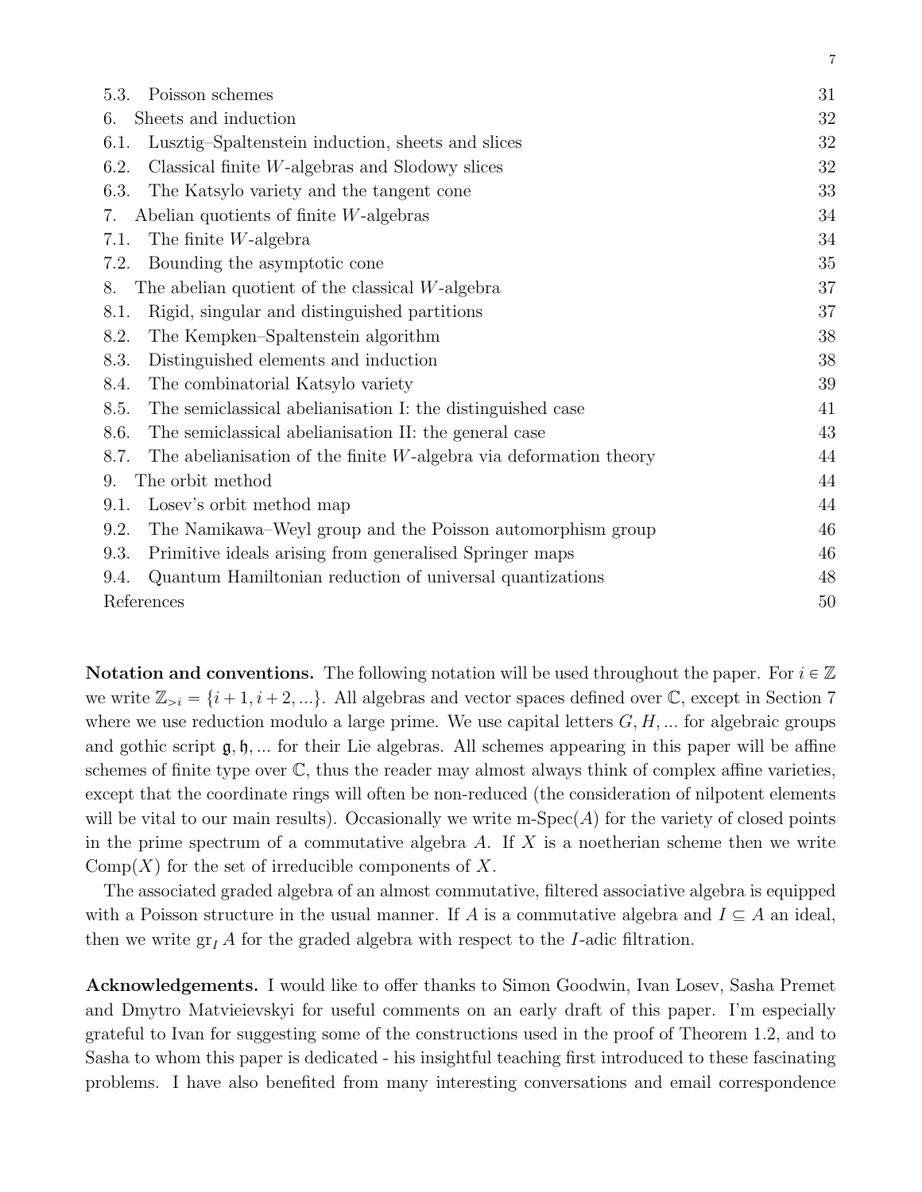| | |
|---|---|
| 5.3. Poisson schemes | 31 |
| 6. Sheets and induction | 32 |
| 6.1. Lusztig–Spaltenstein induction, sheets and slices | 32 |
| 6.2. Classical finite $W$-algebras and Slodowy slices | 32 |
| 6.3. The Katsylo variety and the tangent cone | 33 |
| 7. Abelian quotients of finite $W$-algebras | 34 |
| 7.1. The finite $W$-algebra | 34 |
| 7.2. Bounding the asymptotic cone | 35 |
| 8. The abelian quotient of the classical $W$-algebra | 37 |
| 8.1. Rigid, singular and distinguished partitions | 37 |
| 8.2. The Kempken–Spaltenstein algorithm | 38 |
| 8.3. Distinguished elements and induction | 38 |
| 8.4. The combinatorial Katsylo variety | 39 |
| 8.5. The semiclassical abelianisation I: the distinguished case | 41 |
| 8.6. The semiclassical abelianisation II: the general case | 43 |
| 8.7. The abelianisation of the finite $W$-algebra via deformation theory | 44 |
| 9. The orbit method | 44 |
| 9.1. Losev's orbit method map | 44 |
| 9.2. The Namikawa–Weyl group and the Poisson automorphism group | 46 |
| 9.3. Primitive ideals arising from generalised Springer maps | 46 |
| 9.4. Quantum Hamiltonian reduction of universal quantizations | 48 |
| References | 50 |

**Notation and conventions.** The following notation will be used throughout the paper. For $i \in \mathbb{Z}$ we write $\mathbb{Z}_{>i} = \{i+1, i+2, ...\}$. All algebras and vector spaces defined over $\mathbb{C}$, except in Section 7 where we use reduction modulo a large prime. We use capital letters $G, H, ...$ for algebraic groups and gothic script $\mathfrak{g}, \mathfrak{h}, ...$ for their Lie algebras. All schemes appearing in this paper will be affine schemes of finite type over $\mathbb{C}$, thus the reader may almost always think of complex affine varieties, except that the coordinate rings will often be non-reduced (the consideration of nilpotent elements will be vital to our main results). Occasionally we write m-Spec$(A)$ for the variety of closed points in the prime spectrum of a commutative algebra $A$. If $X$ is a noetherian scheme then we write $\mathrm{Comp}(X)$ for the set of irreducible components of $X$.

The associated graded algebra of an almost commutative, filtered associative algebra is equipped with a Poisson structure in the usual manner. If $A$ is a commutative algebra and $I \subseteq A$ an ideal, then we write $\mathrm{gr}_I A$ for the graded algebra with respect to the $I$-adic filtration.

**Acknowledgements.** I would like to offer thanks to Simon Goodwin, Ivan Losev, Sasha Premet and Dmytro Matvieievskyi for useful comments on an early draft of this paper. I'm especially grateful to Ivan for suggesting some of the constructions used in the proof of Theorem 1.2, and to Sasha to whom this paper is dedicated - his insightful teaching first introduced to these fascinating problems. I have also benefited from many interesting conversations and email correspondence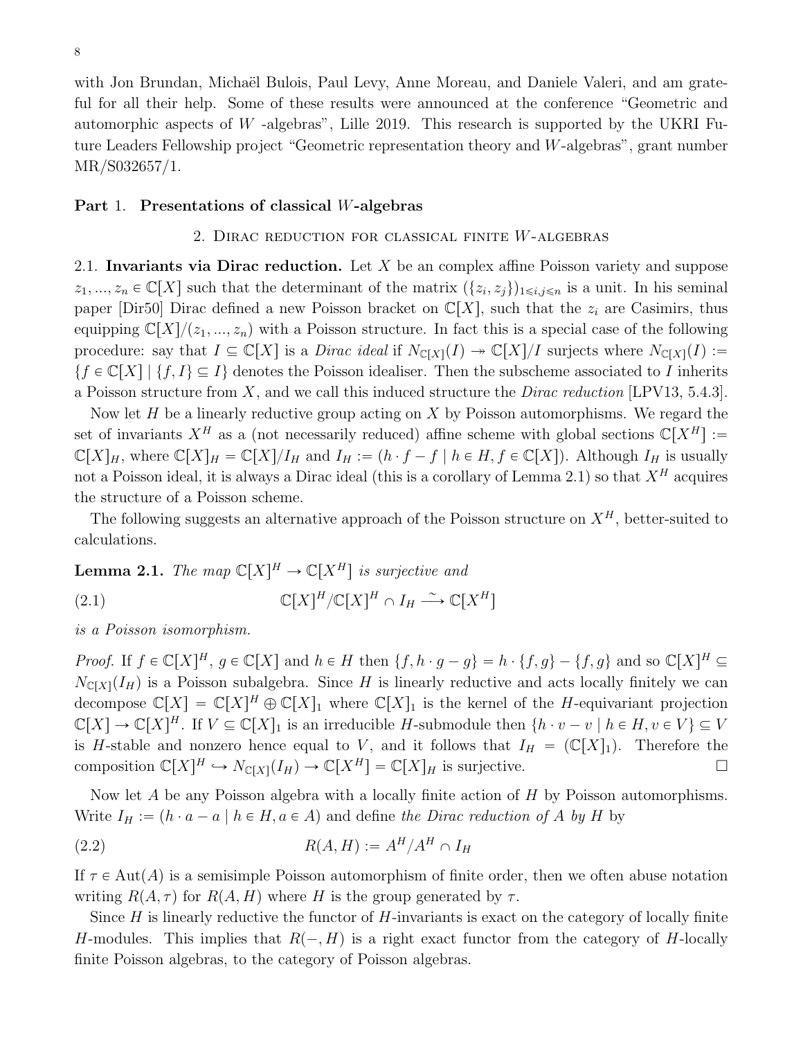with Jon Brundan, Michaël Bulois, Paul Levy, Anne Moreau, and Daniele Valeri, and am grateful for all their help. Some of these results were announced at the conference "Geometric and automorphic aspects of $W$ -algebras", Lille 2019. This research is supported by the UKRI Future Leaders Fellowship project "Geometric representation theory and $W$-algebras", grant number MR/S032657/1.

# Part 1. Presentations of classical $W$-algebras

## 2. Dirac reduction for classical finite $W$-algebras

**2.1. Invariants via Dirac reduction.** Let $X$ be an complex affine Poisson variety and suppose $z_1, ..., z_n \in \mathbb{C}[X]$ such that the determinant of the matrix $(\{z_i, z_j\})_{1\leqslant i,j\leqslant n}$ is a unit. In his seminal paper [Dir50] Dirac defined a new Poisson bracket on $\mathbb{C}[X]$, such that the $z_i$ are Casimirs, thus equipping $\mathbb{C}[X]/(z_1, ..., z_n)$ with a Poisson structure. In fact this is a special case of the following procedure: say that $I \subseteq \mathbb{C}[X]$ is a *Dirac ideal* if $N_{\mathbb{C}[X]}(I) \twoheadrightarrow \mathbb{C}[X]/I$ surjects where $N_{\mathbb{C}[X]}(I) := \{f \in \mathbb{C}[X] \mid \{f, I\} \subseteq I\}$ denotes the Poisson idealiser. Then the subscheme associated to $I$ inherits a Poisson structure from $X$, and we call this induced structure the *Dirac reduction* [LPV13, 5.4.3].

Now let $H$ be a linearly reductive group acting on $X$ by Poisson automorphisms. We regard the set of invariants $X^H$ as a (not necessarily reduced) affine scheme with global sections $\mathbb{C}[X^H] := \mathbb{C}[X]_H$, where $\mathbb{C}[X]_H = \mathbb{C}[X]/I_H$ and $I_H := (h \cdot f - f \mid h \in H, f \in \mathbb{C}[X])$. Although $I_H$ is usually not a Poisson ideal, it is always a Dirac ideal (this is a corollary of Lemma 2.1) so that $X^H$ acquires the structure of a Poisson scheme.

The following suggests an alternative approach of the Poisson structure on $X^H$, better-suited to calculations.

**Lemma 2.1.** *The map $\mathbb{C}[X]^H \to \mathbb{C}[X^H]$ is surjective and*

$$\mathbb{C}[X]^H/\mathbb{C}[X]^H \cap I_H \xrightarrow{\sim} \mathbb{C}[X^H] \tag{2.1}$$

*is a Poisson isomorphism.*

*Proof.* If $f \in \mathbb{C}[X]^H$, $g \in \mathbb{C}[X]$ and $h \in H$ then $\{f, h \cdot g - g\} = h \cdot \{f, g\} - \{f, g\}$ and so $\mathbb{C}[X]^H \subseteq N_{\mathbb{C}[X]}(I_H)$ is a Poisson subalgebra. Since $H$ is linearly reductive and acts locally finitely we can decompose $\mathbb{C}[X] = \mathbb{C}[X]^H \oplus \mathbb{C}[X]_1$ where $\mathbb{C}[X]_1$ is the kernel of the $H$-equivariant projection $\mathbb{C}[X] \to \mathbb{C}[X]^H$. If $V \subseteq \mathbb{C}[X]_1$ is an irreducible $H$-submodule then $\{h \cdot v - v \mid h \in H, v \in V\} \subseteq V$ is $H$-stable and nonzero hence equal to $V$, and it follows that $I_H = (\mathbb{C}[X]_1)$. Therefore the composition $\mathbb{C}[X]^H \hookrightarrow N_{\mathbb{C}[X]}(I_H) \to \mathbb{C}[X^H] = \mathbb{C}[X]_H$ is surjective. $\square$

Now let $A$ be any Poisson algebra with a locally finite action of $H$ by Poisson automorphisms. Write $I_H := (h \cdot a - a \mid h \in H, a \in A)$ and define *the Dirac reduction of $A$ by $H$* by

$$R(A, H) := A^H/A^H \cap I_H \tag{2.2}$$

If $\tau \in \mathrm{Aut}(A)$ is a semisimple Poisson automorphism of finite order, then we often abuse notation writing $R(A, \tau)$ for $R(A, H)$ where $H$ is the group generated by $\tau$.

Since $H$ is linearly reductive the functor of $H$-invariants is exact on the category of locally finite $H$-modules. This implies that $R(-, H)$ is a right exact functor from the category of $H$-locally finite Poisson algebras, to the category of Poisson algebras.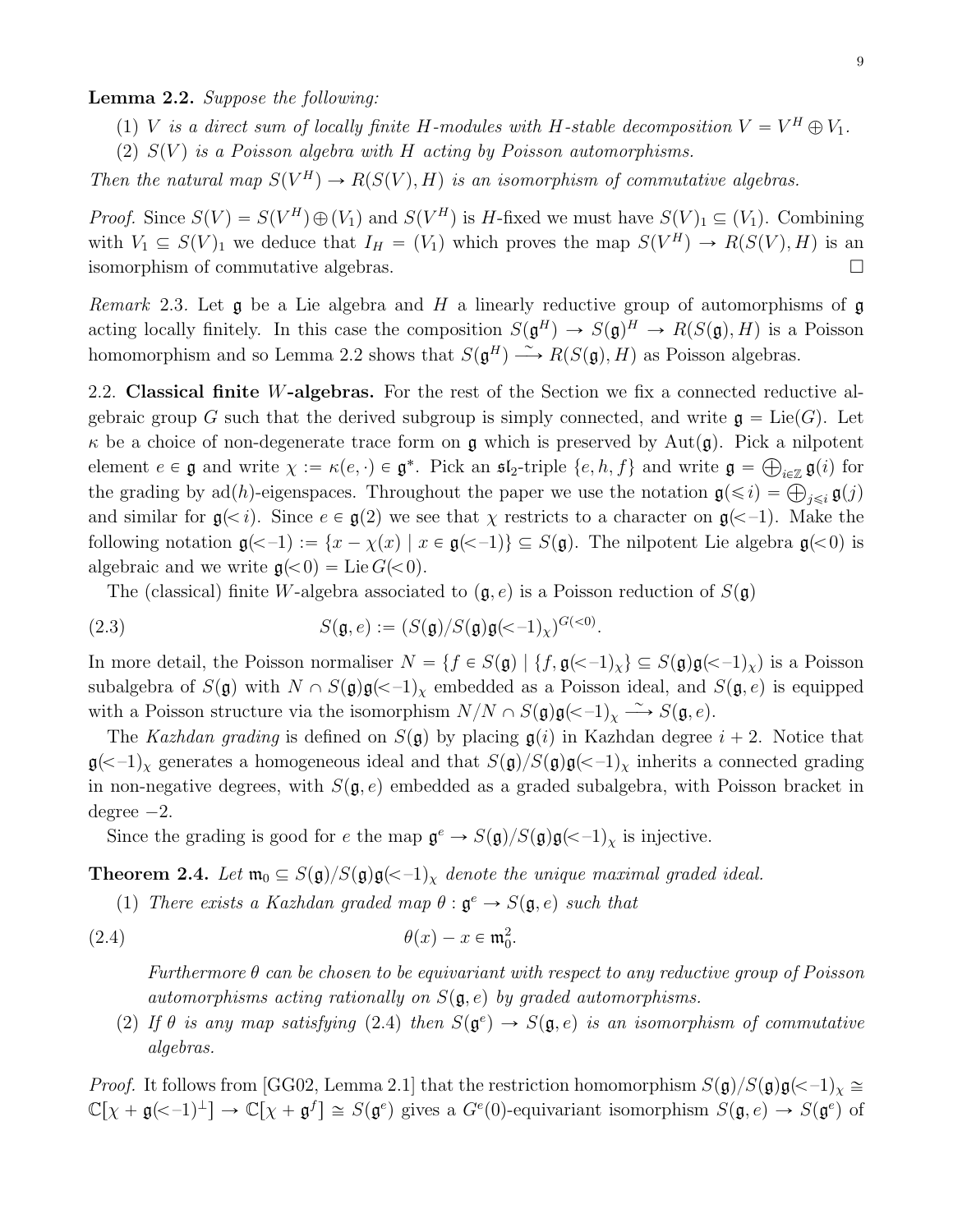**Lemma 2.2.** *Suppose the following:*

1. *$V$ is a direct sum of locally finite $H$-modules with $H$-stable decomposition $V = V^H \oplus V_1$.*
2. *$S(V)$ is a Poisson algebra with $H$ acting by Poisson automorphisms.*

*Then the natural map $S(V^H) \to R(S(V), H)$ is an isomorphism of commutative algebras.*

*Proof.* Since $S(V) = S(V^H) \oplus (V_1)$ and $S(V^H)$ is $H$-fixed we must have $S(V)_1 \subseteq (V_1)$. Combining with $V_1 \subseteq S(V)_1$ we deduce that $I_H = (V_1)$ which proves the map $S(V^H) \to R(S(V), H)$ is an isomorphism of commutative algebras. $\square$

*Remark* 2.3. Let $\mathfrak{g}$ be a Lie algebra and $H$ a linearly reductive group of automorphisms of $\mathfrak{g}$ acting locally finitely. In this case the composition $S(\mathfrak{g}^H) \to S(\mathfrak{g})^H \to R(S(\mathfrak{g}), H)$ is a Poisson homomorphism and so Lemma 2.2 shows that $S(\mathfrak{g}^H) \xrightarrow{\sim} R(S(\mathfrak{g}), H)$ as Poisson algebras.

## 2.2. Classical finite $W$-algebras.

For the rest of the Section we fix a connected reductive algebraic group $G$ such that the derived subgroup is simply connected, and write $\mathfrak{g} = \mathrm{Lie}(G)$. Let $\kappa$ be a choice of non-degenerate trace form on $\mathfrak{g}$ which is preserved by $\mathrm{Aut}(\mathfrak{g})$. Pick a nilpotent element $e \in \mathfrak{g}$ and write $\chi := \kappa(e, \cdot) \in \mathfrak{g}^*$. Pick an $\mathfrak{sl}_2$-triple $\{e, h, f\}$ and write $\mathfrak{g} = \bigoplus_{i \in \mathbb{Z}} \mathfrak{g}(i)$ for the grading by $\mathrm{ad}(h)$-eigenspaces. Throughout the paper we use the notation $\mathfrak{g}(\leqslant i) = \bigoplus_{j \leqslant i} \mathfrak{g}(j)$ and similar for $\mathfrak{g}(< i)$. Since $e \in \mathfrak{g}(2)$ we see that $\chi$ restricts to a character on $\mathfrak{g}(<-1)$. Make the following notation $\mathfrak{g}(<-1)_\chi := \{x - \chi(x) \mid x \in \mathfrak{g}(<-1)\} \subseteq S(\mathfrak{g})$. The nilpotent Lie algebra $\mathfrak{g}(<0)$ is algebraic and we write $\mathfrak{g}(<0) = \mathrm{Lie}\, G(<0)$.

The (classical) finite $W$-algebra associated to $(\mathfrak{g}, e)$ is a Poisson reduction of $S(\mathfrak{g})$

$$S(\mathfrak{g}, e) := (S(\mathfrak{g})/S(\mathfrak{g})\mathfrak{g}(<-1)_\chi)^{G(<0)}. \tag{2.3}$$

In more detail, the Poisson normaliser $N = \{f \in S(\mathfrak{g}) \mid \{f, \mathfrak{g}(<-1)_\chi\} \subseteq S(\mathfrak{g})\mathfrak{g}(<-1)_\chi\}$ is a Poisson subalgebra of $S(\mathfrak{g})$ with $N \cap S(\mathfrak{g})\mathfrak{g}(<-1)_\chi$ embedded as a Poisson ideal, and $S(\mathfrak{g}, e)$ is equipped with a Poisson structure via the isomorphism $N/N \cap S(\mathfrak{g})\mathfrak{g}(<-1)_\chi \xrightarrow{\sim} S(\mathfrak{g}, e)$.

The *Kazhdan grading* is defined on $S(\mathfrak{g})$ by placing $\mathfrak{g}(i)$ in Kazhdan degree $i + 2$. Notice that $\mathfrak{g}(<-1)_\chi$ generates a homogeneous ideal and that $S(\mathfrak{g})/S(\mathfrak{g})\mathfrak{g}(<-1)_\chi$ inherits a connected grading in non-negative degrees, with $S(\mathfrak{g}, e)$ embedded as a graded subalgebra, with Poisson bracket in degree $-2$.

Since the grading is good for $e$ the map $\mathfrak{g}^e \to S(\mathfrak{g})/S(\mathfrak{g})\mathfrak{g}(<-1)_\chi$ is injective.

**Theorem 2.4.** *Let $\mathfrak{m}_0 \subseteq S(\mathfrak{g})/S(\mathfrak{g})\mathfrak{g}(<-1)_\chi$ denote the unique maximal graded ideal.*

1. *There exists a Kazhdan graded map $\theta : \mathfrak{g}^e \to S(\mathfrak{g}, e)$ such that*

$$\theta(x) - x \in \mathfrak{m}_0^2. \tag{2.4}$$

   *Furthermore $\theta$ can be chosen to be equivariant with respect to any reductive group of Poisson automorphisms acting rationally on $S(\mathfrak{g}, e)$ by graded automorphisms.*

2. *If $\theta$ is any map satisfying (2.4) then $S(\mathfrak{g}^e) \to S(\mathfrak{g}, e)$ is an isomorphism of commutative algebras.*

*Proof.* It follows from [GG02, Lemma 2.1] that the restriction homomorphism $S(\mathfrak{g})/S(\mathfrak{g})\mathfrak{g}(<-1)_\chi \cong \mathbb{C}[\chi + \mathfrak{g}(<-1)^\perp] \to \mathbb{C}[\chi + \mathfrak{g}^f] \cong S(\mathfrak{g}^e)$ gives a $G^e(0)$-equivariant isomorphism $S(\mathfrak{g}, e) \to S(\mathfrak{g}^e)$ of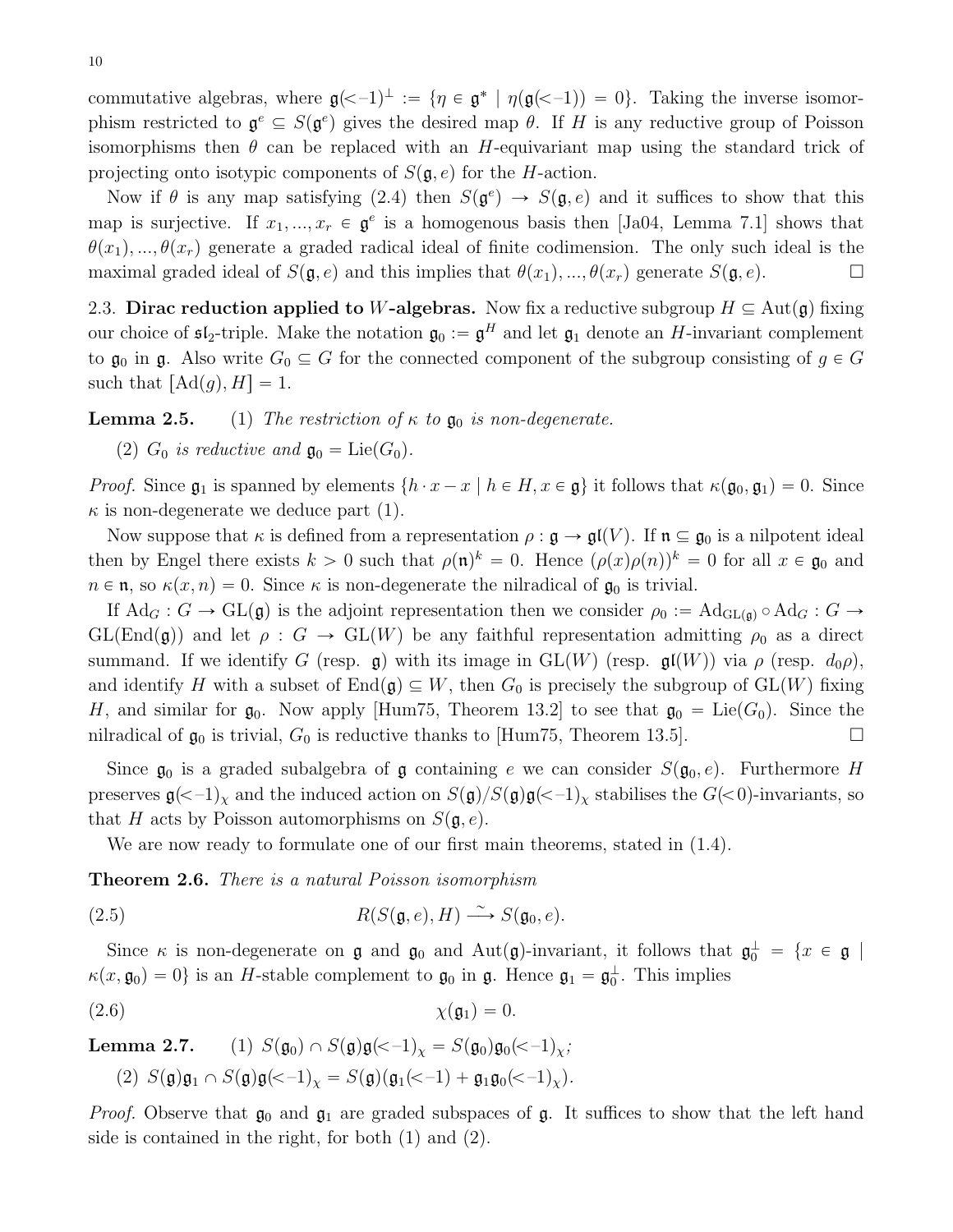commutative algebras, where $\mathfrak{g}(<-1)^\perp := \{\eta \in \mathfrak{g}^* \mid \eta(\mathfrak{g}(<-1)) = 0\}$. Taking the inverse isomorphism restricted to $\mathfrak{g}^e \subseteq S(\mathfrak{g}^e)$ gives the desired map $\theta$. If $H$ is any reductive group of Poisson isomorphisms then $\theta$ can be replaced with an $H$-equivariant map using the standard trick of projecting onto isotypic components of $S(\mathfrak{g}, e)$ for the $H$-action.

Now if $\theta$ is any map satisfying (2.4) then $S(\mathfrak{g}^e) \to S(\mathfrak{g}, e)$ and it suffices to show that this map is surjective. If $x_1, ..., x_r \in \mathfrak{g}^e$ is a homogenous basis then [Ja04, Lemma 7.1] shows that $\theta(x_1), ..., \theta(x_r)$ generate a graded radical ideal of finite codimension. The only such ideal is the maximal graded ideal of $S(\mathfrak{g}, e)$ and this implies that $\theta(x_1), ..., \theta(x_r)$ generate $S(\mathfrak{g}, e)$. ☐

2.3. **Dirac reduction applied to $W$-algebras.** Now fix a reductive subgroup $H \subseteq \mathrm{Aut}(\mathfrak{g})$ fixing our choice of $\mathfrak{sl}_2$-triple. Make the notation $\mathfrak{g}_0 := \mathfrak{g}^H$ and let $\mathfrak{g}_1$ denote an $H$-invariant complement to $\mathfrak{g}_0$ in $\mathfrak{g}$. Also write $G_0 \subseteq G$ for the connected component of the subgroup consisting of $g \in G$ such that $[\mathrm{Ad}(g), H] = 1$.

**Lemma 2.5.** (1) *The restriction of $\kappa$ to $\mathfrak{g}_0$ is non-degenerate.*

(2) *$G_0$ is reductive and $\mathfrak{g}_0 = \mathrm{Lie}(G_0)$.*

*Proof.* Since $\mathfrak{g}_1$ is spanned by elements $\{h \cdot x - x \mid h \in H, x \in \mathfrak{g}\}$ it follows that $\kappa(\mathfrak{g}_0, \mathfrak{g}_1) = 0$. Since $\kappa$ is non-degenerate we deduce part (1).

Now suppose that $\kappa$ is defined from a representation $\rho : \mathfrak{g} \to \mathfrak{gl}(V)$. If $\mathfrak{n} \subseteq \mathfrak{g}_0$ is a nilpotent ideal then by Engel there exists $k > 0$ such that $\rho(\mathfrak{n})^k = 0$. Hence $(\rho(x)\rho(n))^k = 0$ for all $x \in \mathfrak{g}_0$ and $n \in \mathfrak{n}$, so $\kappa(x, n) = 0$. Since $\kappa$ is non-degenerate the nilradical of $\mathfrak{g}_0$ is trivial.

If $\mathrm{Ad}_G : G \to \mathrm{GL}(\mathfrak{g})$ is the adjoint representation then we consider $\rho_0 := \mathrm{Ad}_{\mathrm{GL}(\mathfrak{g})} \circ \mathrm{Ad}_G : G \to \mathrm{GL}(\mathrm{End}(\mathfrak{g}))$ and let $\rho : G \to \mathrm{GL}(W)$ be any faithful representation admitting $\rho_0$ as a direct summand. If we identify $G$ (resp. $\mathfrak{g}$) with its image in $\mathrm{GL}(W)$ (resp. $\mathfrak{gl}(W)$) via $\rho$ (resp. $d_0\rho$), and identify $H$ with a subset of $\mathrm{End}(\mathfrak{g}) \subseteq W$, then $G_0$ is precisely the subgroup of $\mathrm{GL}(W)$ fixing $H$, and similar for $\mathfrak{g}_0$. Now apply [Hum75, Theorem 13.2] to see that $\mathfrak{g}_0 = \mathrm{Lie}(G_0)$. Since the nilradical of $\mathfrak{g}_0$ is trivial, $G_0$ is reductive thanks to [Hum75, Theorem 13.5]. ☐

Since $\mathfrak{g}_0$ is a graded subalgebra of $\mathfrak{g}$ containing $e$ we can consider $S(\mathfrak{g}_0, e)$. Furthermore $H$ preserves $\mathfrak{g}(<-1)_\chi$ and the induced action on $S(\mathfrak{g})/S(\mathfrak{g})\mathfrak{g}(<-1)_\chi$ stabilises the $G(<0)$-invariants, so that $H$ acts by Poisson automorphisms on $S(\mathfrak{g}, e)$.

We are now ready to formulate one of our first main theorems, stated in (1.4).

**Theorem 2.6.** *There is a natural Poisson isomorphism*

$$R(S(\mathfrak{g}, e), H) \xrightarrow{\sim} S(\mathfrak{g}_0, e). \tag{2.5}$$

Since $\kappa$ is non-degenerate on $\mathfrak{g}$ and $\mathfrak{g}_0$ and $\mathrm{Aut}(\mathfrak{g})$-invariant, it follows that $\mathfrak{g}_0^\perp = \{x \in \mathfrak{g} \mid \kappa(x, \mathfrak{g}_0) = 0\}$ is an $H$-stable complement to $\mathfrak{g}_0$ in $\mathfrak{g}$. Hence $\mathfrak{g}_1 = \mathfrak{g}_0^\perp$. This implies

$$\chi(\mathfrak{g}_1) = 0. \tag{2.6}$$

**Lemma 2.7.** (1) $S(\mathfrak{g}_0) \cap S(\mathfrak{g})\mathfrak{g}(<-1)_\chi = S(\mathfrak{g}_0)\mathfrak{g}_0(<-1)_\chi$;

(2) $S(\mathfrak{g})\mathfrak{g}_1 \cap S(\mathfrak{g})\mathfrak{g}(<-1)_\chi = S(\mathfrak{g})(\mathfrak{g}_1(<-1) + \mathfrak{g}_1\mathfrak{g}_0(<-1)_\chi)$.

*Proof.* Observe that $\mathfrak{g}_0$ and $\mathfrak{g}_1$ are graded subspaces of $\mathfrak{g}$. It suffices to show that the left hand side is contained in the right, for both (1) and (2).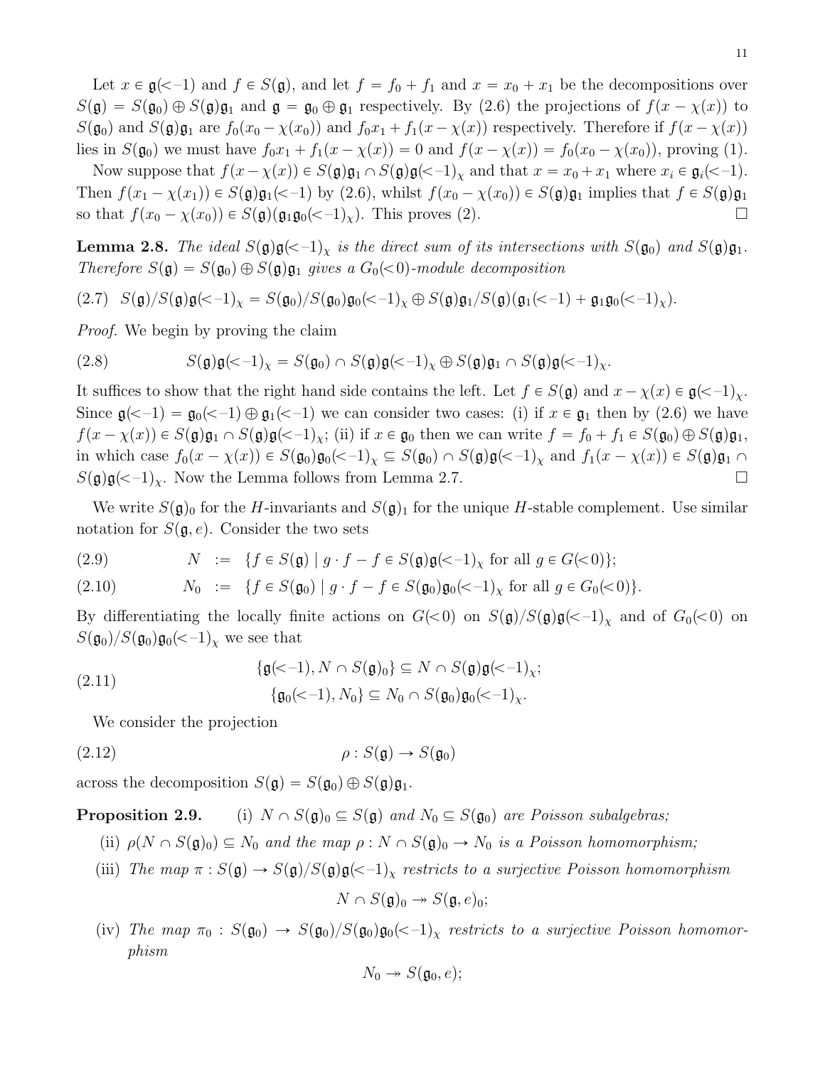Let $x \in \mathfrak{g}(<-1)$ and $f \in S(\mathfrak{g})$, and let $f = f_0 + f_1$ and $x = x_0 + x_1$ be the decompositions over $S(\mathfrak{g}) = S(\mathfrak{g}_0) \oplus S(\mathfrak{g})\mathfrak{g}_1$ and $\mathfrak{g} = \mathfrak{g}_0 \oplus \mathfrak{g}_1$ respectively. By (2.6) the projections of $f(x - \chi(x))$ to $S(\mathfrak{g}_0)$ and $S(\mathfrak{g})\mathfrak{g}_1$ are $f_0(x_0 - \chi(x_0))$ and $f_0 x_1 + f_1(x - \chi(x))$ respectively. Therefore if $f(x-\chi(x))$ lies in $S(\mathfrak{g}_0)$ we must have $f_0 x_1 + f_1(x - \chi(x)) = 0$ and $f(x - \chi(x)) = f_0(x_0 - \chi(x_0))$, proving (1).

Now suppose that $f(x - \chi(x)) \in S(\mathfrak{g})\mathfrak{g}_1 \cap S(\mathfrak{g})\mathfrak{g}(<-1)_\chi$ and that $x = x_0 + x_1$ where $x_i \in \mathfrak{g}_i(<-1)$. Then $f(x_1 - \chi(x_1)) \in S(\mathfrak{g})\mathfrak{g}_1(<-1)$ by (2.6), whilst $f(x_0 - \chi(x_0)) \in S(\mathfrak{g})\mathfrak{g}_1$ implies that $f \in S(\mathfrak{g})\mathfrak{g}_1$ so that $f(x_0 - \chi(x_0)) \in S(\mathfrak{g})(\mathfrak{g}_1\mathfrak{g}_0(<-1)_\chi)$. This proves (2). □

**Lemma 2.8.** *The ideal $S(\mathfrak{g})\mathfrak{g}(<-1)_\chi$ is the direct sum of its intersections with $S(\mathfrak{g}_0)$ and $S(\mathfrak{g})\mathfrak{g}_1$. Therefore $S(\mathfrak{g}) = S(\mathfrak{g}_0) \oplus S(\mathfrak{g})\mathfrak{g}_1$ gives a $G_0(<0)$-module decomposition*

$$S(\mathfrak{g})/S(\mathfrak{g})\mathfrak{g}(<-1)_\chi = S(\mathfrak{g}_0)/S(\mathfrak{g}_0)\mathfrak{g}_0(<-1)_\chi \oplus S(\mathfrak{g})\mathfrak{g}_1/S(\mathfrak{g})(\mathfrak{g}_1(<-1) + \mathfrak{g}_1\mathfrak{g}_0(<-1)_\chi). \tag{2.7}$$

*Proof.* We begin by proving the claim

$$S(\mathfrak{g})\mathfrak{g}(<-1)_\chi = S(\mathfrak{g}_0) \cap S(\mathfrak{g})\mathfrak{g}(<-1)_\chi \oplus S(\mathfrak{g})\mathfrak{g}_1 \cap S(\mathfrak{g})\mathfrak{g}(<-1)_\chi. \tag{2.8}$$

It suffices to show that the right hand side contains the left. Let $f \in S(\mathfrak{g})$ and $x - \chi(x) \in \mathfrak{g}(<-1)_\chi$. Since $\mathfrak{g}(<-1) = \mathfrak{g}_0(<-1) \oplus \mathfrak{g}_1(<-1)$ we can consider two cases: (i) if $x \in \mathfrak{g}_1$ then by (2.6) we have $f(x - \chi(x)) \in S(\mathfrak{g})\mathfrak{g}_1 \cap S(\mathfrak{g})\mathfrak{g}(<-1)_\chi$; (ii) if $x \in \mathfrak{g}_0$ then we can write $f = f_0 + f_1 \in S(\mathfrak{g}_0) \oplus S(\mathfrak{g})\mathfrak{g}_1$, in which case $f_0(x - \chi(x)) \in S(\mathfrak{g}_0)\mathfrak{g}_0(<-1)_\chi \subseteq S(\mathfrak{g}_0) \cap S(\mathfrak{g})\mathfrak{g}(<-1)_\chi$ and $f_1(x - \chi(x)) \in S(\mathfrak{g})\mathfrak{g}_1 \cap S(\mathfrak{g})\mathfrak{g}(<-1)_\chi$. Now the Lemma follows from Lemma 2.7. □

We write $S(\mathfrak{g})_0$ for the $H$-invariants and $S(\mathfrak{g})_1$ for the unique $H$-stable complement. Use similar notation for $S(\mathfrak{g}, e)$. Consider the two sets

$$N := \{f \in S(\mathfrak{g}) \mid g \cdot f - f \in S(\mathfrak{g})\mathfrak{g}(<-1)_\chi \text{ for all } g \in G(<0)\}; \tag{2.9}$$

$$N_0 := \{f \in S(\mathfrak{g}_0) \mid g \cdot f - f \in S(\mathfrak{g}_0)\mathfrak{g}_0(<-1)_\chi \text{ for all } g \in G_0(<0)\}. \tag{2.10}$$

By differentiating the locally finite actions on $G(<0)$ on $S(\mathfrak{g})/S(\mathfrak{g})\mathfrak{g}(<-1)_\chi$ and of $G_0(<0)$ on $S(\mathfrak{g}_0)/S(\mathfrak{g}_0)\mathfrak{g}_0(<-1)_\chi$ we see that

$$\begin{aligned} \{\mathfrak{g}(<-1), N \cap S(\mathfrak{g})_0\} &\subseteq N \cap S(\mathfrak{g})\mathfrak{g}(<-1)_\chi; \\ \{\mathfrak{g}_0(<-1), N_0\} &\subseteq N_0 \cap S(\mathfrak{g}_0)\mathfrak{g}_0(<-1)_\chi. \end{aligned} \tag{2.11}$$

We consider the projection

$$\rho : S(\mathfrak{g}) \to S(\mathfrak{g}_0) \tag{2.12}$$

across the decomposition $S(\mathfrak{g}) = S(\mathfrak{g}_0) \oplus S(\mathfrak{g})\mathfrak{g}_1$.

**Proposition 2.9.** (i) *$N \cap S(\mathfrak{g})_0 \subseteq S(\mathfrak{g})$ and $N_0 \subseteq S(\mathfrak{g}_0)$ are Poisson subalgebras;*

(ii) *$\rho(N \cap S(\mathfrak{g})_0) \subseteq N_0$ and the map $\rho : N \cap S(\mathfrak{g})_0 \to N_0$ is a Poisson homomorphism;*

(iii) *The map $\pi : S(\mathfrak{g}) \to S(\mathfrak{g})/S(\mathfrak{g})\mathfrak{g}(<-1)_\chi$ restricts to a surjective Poisson homomorphism*

$$N \cap S(\mathfrak{g})_0 \twoheadrightarrow S(\mathfrak{g}, e)_0;$$

(iv) *The map $\pi_0 : S(\mathfrak{g}_0) \to S(\mathfrak{g}_0)/S(\mathfrak{g}_0)\mathfrak{g}_0(<-1)_\chi$ restricts to a surjective Poisson homomorphism*

$$N_0 \twoheadrightarrow S(\mathfrak{g}_0, e);$$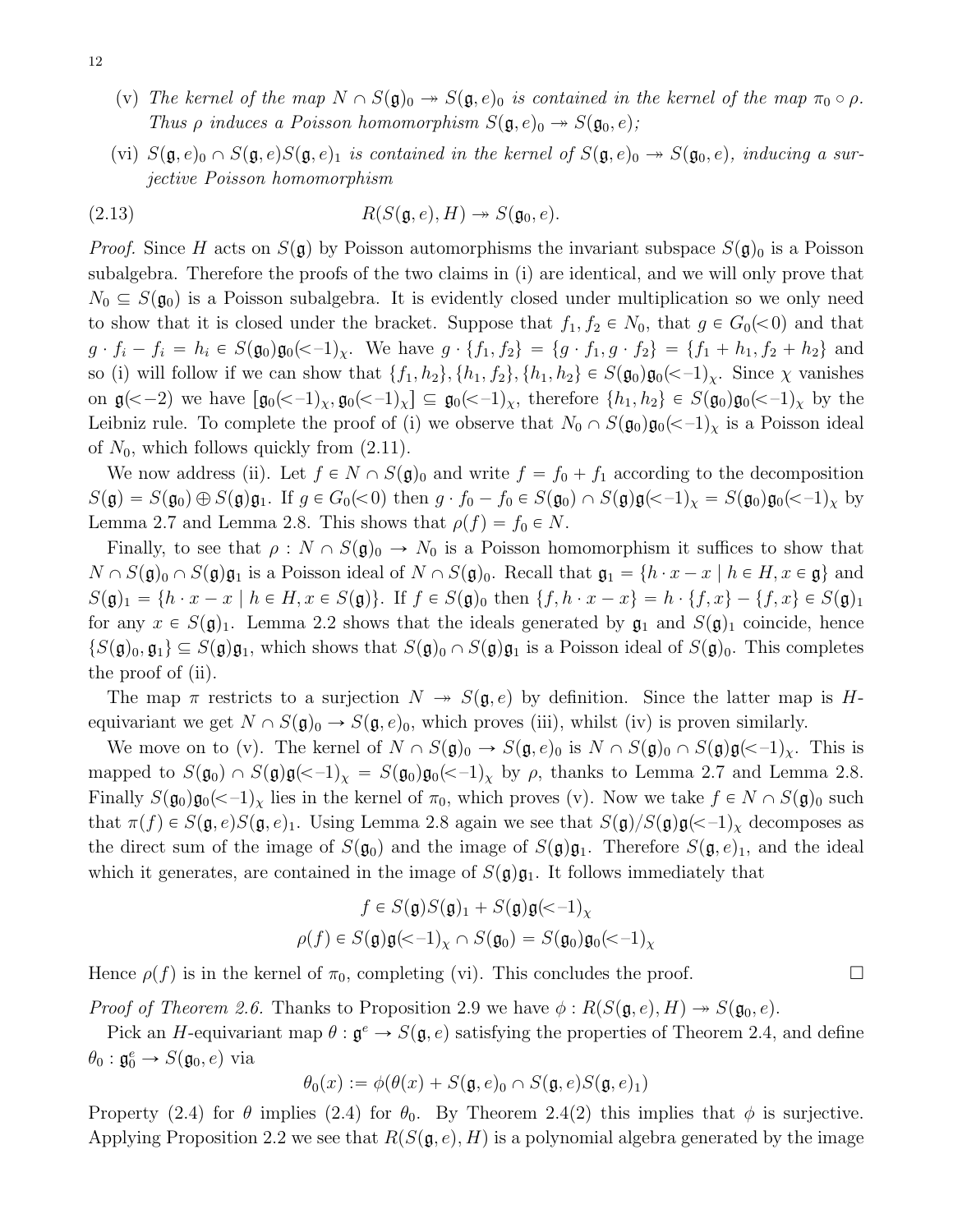(v) *The kernel of the map $N \cap S(\mathfrak{g})_0 \twoheadrightarrow S(\mathfrak{g}, e)_0$ is contained in the kernel of the map $\pi_0 \circ \rho$. Thus $\rho$ induces a Poisson homomorphism $S(\mathfrak{g}, e)_0 \twoheadrightarrow S(\mathfrak{g}_0, e)$;*

(vi) *$S(\mathfrak{g}, e)_0 \cap S(\mathfrak{g}, e)S(\mathfrak{g}, e)_1$ is contained in the kernel of $S(\mathfrak{g}, e)_0 \twoheadrightarrow S(\mathfrak{g}_0, e)$, inducing a surjective Poisson homomorphism*

$$R(S(\mathfrak{g}, e), H) \twoheadrightarrow S(\mathfrak{g}_0, e). \tag{2.13}$$

*Proof.* Since $H$ acts on $S(\mathfrak{g})$ by Poisson automorphisms the invariant subspace $S(\mathfrak{g})_0$ is a Poisson subalgebra. Therefore the proofs of the two claims in (i) are identical, and we will only prove that $N_0 \subseteq S(\mathfrak{g}_0)$ is a Poisson subalgebra. It is evidently closed under multiplication so we only need to show that it is closed under the bracket. Suppose that $f_1, f_2 \in N_0$, that $g \in G_0(<0)$ and that $g \cdot f_i - f_i = h_i \in S(\mathfrak{g}_0)\mathfrak{g}_0(<-1)_\chi$. We have $g \cdot \{f_1, f_2\} = \{g \cdot f_1, g \cdot f_2\} = \{f_1 + h_1, f_2 + h_2\}$ and so (i) will follow if we can show that $\{f_1, h_2\}, \{h_1, f_2\}, \{h_1, h_2\} \in S(\mathfrak{g}_0)\mathfrak{g}_0(<-1)_\chi$. Since $\chi$ vanishes on $\mathfrak{g}(<-2)$ we have $[\mathfrak{g}_0(<-1)_\chi, \mathfrak{g}_0(<-1)_\chi] \subseteq \mathfrak{g}_0(<-1)_\chi$, therefore $\{h_1, h_2\} \in S(\mathfrak{g}_0)\mathfrak{g}_0(<-1)_\chi$ by the Leibniz rule. To complete the proof of (i) we observe that $N_0 \cap S(\mathfrak{g}_0)\mathfrak{g}_0(<-1)_\chi$ is a Poisson ideal of $N_0$, which follows quickly from (2.11).

We now address (ii). Let $f \in N \cap S(\mathfrak{g})_0$ and write $f = f_0 + f_1$ according to the decomposition $S(\mathfrak{g}) = S(\mathfrak{g}_0) \oplus S(\mathfrak{g})\mathfrak{g}_1$. If $g \in G_0(<0)$ then $g \cdot f_0 - f_0 \in S(\mathfrak{g}_0) \cap S(\mathfrak{g})\mathfrak{g}(<-1)_\chi = S(\mathfrak{g}_0)\mathfrak{g}_0(<-1)_\chi$ by Lemma 2.7 and Lemma 2.8. This shows that $\rho(f) = f_0 \in N$.

Finally, to see that $\rho : N \cap S(\mathfrak{g})_0 \to N_0$ is a Poisson homomorphism it suffices to show that $N \cap S(\mathfrak{g})_0 \cap S(\mathfrak{g})\mathfrak{g}_1$ is a Poisson ideal of $N \cap S(\mathfrak{g})_0$. Recall that $\mathfrak{g}_1 = \{h \cdot x - x \mid h \in H, x \in \mathfrak{g}\}$ and $S(\mathfrak{g})_1 = \{h \cdot x - x \mid h \in H, x \in S(\mathfrak{g})\}$. If $f \in S(\mathfrak{g})_0$ then $\{f, h \cdot x - x\} = h \cdot \{f, x\} - \{f, x\} \in S(\mathfrak{g})_1$ for any $x \in S(\mathfrak{g})_1$. Lemma 2.2 shows that the ideals generated by $\mathfrak{g}_1$ and $S(\mathfrak{g})_1$ coincide, hence $\{S(\mathfrak{g})_0, \mathfrak{g}_1\} \subseteq S(\mathfrak{g})\mathfrak{g}_1$, which shows that $S(\mathfrak{g})_0 \cap S(\mathfrak{g})\mathfrak{g}_1$ is a Poisson ideal of $S(\mathfrak{g})_0$. This completes the proof of (ii).

The map $\pi$ restricts to a surjection $N \twoheadrightarrow S(\mathfrak{g}, e)$ by definition. Since the latter map is $H$-equivariant we get $N \cap S(\mathfrak{g})_0 \to S(\mathfrak{g}, e)_0$, which proves (iii), whilst (iv) is proven similarly.

We move on to (v). The kernel of $N \cap S(\mathfrak{g})_0 \to S(\mathfrak{g}, e)_0$ is $N \cap S(\mathfrak{g})_0 \cap S(\mathfrak{g})\mathfrak{g}(<-1)_\chi$. This is mapped to $S(\mathfrak{g}_0) \cap S(\mathfrak{g})\mathfrak{g}(<-1)_\chi = S(\mathfrak{g}_0)\mathfrak{g}_0(<-1)_\chi$ by $\rho$, thanks to Lemma 2.7 and Lemma 2.8. Finally $S(\mathfrak{g}_0)\mathfrak{g}_0(<-1)_\chi$ lies in the kernel of $\pi_0$, which proves (v). Now we take $f \in N \cap S(\mathfrak{g})_0$ such that $\pi(f) \in S(\mathfrak{g}, e)S(\mathfrak{g}, e)_1$. Using Lemma 2.8 again we see that $S(\mathfrak{g})/S(\mathfrak{g})\mathfrak{g}(<-1)_\chi$ decomposes as the direct sum of the image of $S(\mathfrak{g}_0)$ and the image of $S(\mathfrak{g})\mathfrak{g}_1$. Therefore $S(\mathfrak{g}, e)_1$, and the ideal which it generates, are contained in the image of $S(\mathfrak{g})\mathfrak{g}_1$. It follows immediately that

$$f \in S(\mathfrak{g})S(\mathfrak{g})_1 + S(\mathfrak{g})\mathfrak{g}(<-1)_\chi$$
$$\rho(f) \in S(\mathfrak{g})\mathfrak{g}(<-1)_\chi \cap S(\mathfrak{g}_0) = S(\mathfrak{g}_0)\mathfrak{g}_0(<-1)_\chi$$

Hence $\rho(f)$ is in the kernel of $\pi_0$, completing (vi). This concludes the proof. $\square$

*Proof of Theorem 2.6.* Thanks to Proposition 2.9 we have $\phi : R(S(\mathfrak{g}, e), H) \twoheadrightarrow S(\mathfrak{g}_0, e)$.

Pick an $H$-equivariant map $\theta : \mathfrak{g}^e \to S(\mathfrak{g}, e)$ satisfying the properties of Theorem 2.4, and define $\theta_0 : \mathfrak{g}_0^e \to S(\mathfrak{g}_0, e)$ via

$$\theta_0(x) := \phi(\theta(x) + S(\mathfrak{g}, e)_0 \cap S(\mathfrak{g}, e)S(\mathfrak{g}, e)_1)$$

Property (2.4) for $\theta$ implies (2.4) for $\theta_0$. By Theorem 2.4(2) this implies that $\phi$ is surjective. Applying Proposition 2.2 we see that $R(S(\mathfrak{g}, e), H)$ is a polynomial algebra generated by the image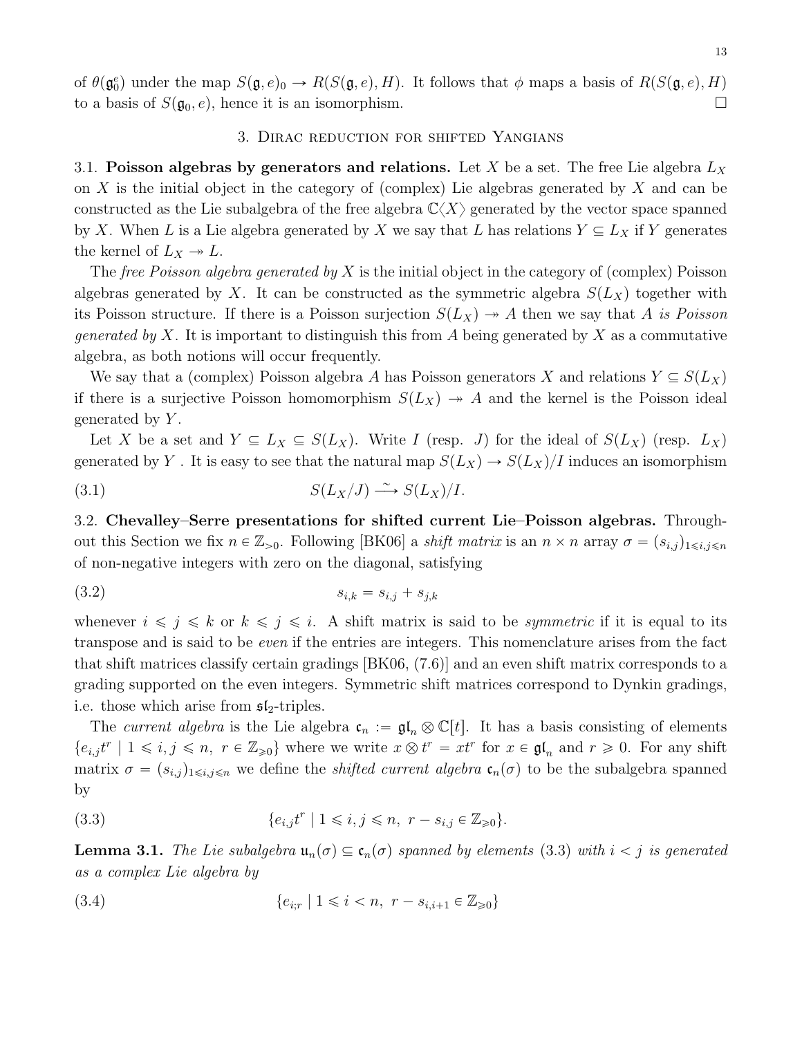of $\theta(\mathfrak{g}_0^e)$ under the map $S(\mathfrak{g}, e)_0 \to R(S(\mathfrak{g}, e), H)$. It follows that $\phi$ maps a basis of $R(S(\mathfrak{g}, e), H)$ to a basis of $S(\mathfrak{g}_0, e)$, hence it is an isomorphism. $\square$

## 3. Dirac reduction for shifted Yangians

3.1. **Poisson algebras by generators and relations.** Let $X$ be a set. The free Lie algebra $L_X$ on $X$ is the initial object in the category of (complex) Lie algebras generated by $X$ and can be constructed as the Lie subalgebra of the free algebra $\mathbb{C}\langle X\rangle$ generated by the vector space spanned by $X$. When $L$ is a Lie algebra generated by $X$ we say that $L$ has relations $Y \subseteq L_X$ if $Y$ generates the kernel of $L_X \twoheadrightarrow L$.

The *free Poisson algebra generated by* $X$ is the initial object in the category of (complex) Poisson algebras generated by $X$. It can be constructed as the symmetric algebra $S(L_X)$ together with its Poisson structure. If there is a Poisson surjection $S(L_X) \twoheadrightarrow A$ then we say that $A$ *is Poisson generated by* $X$. It is important to distinguish this from $A$ being generated by $X$ as a commutative algebra, as both notions will occur frequently.

We say that a (complex) Poisson algebra $A$ has Poisson generators $X$ and relations $Y \subseteq S(L_X)$ if there is a surjective Poisson homomorphism $S(L_X) \twoheadrightarrow A$ and the kernel is the Poisson ideal generated by $Y$.

Let $X$ be a set and $Y \subseteq L_X \subseteq S(L_X)$. Write $I$ (resp. $J$) for the ideal of $S(L_X)$ (resp. $L_X$) generated by $Y$ . It is easy to see that the natural map $S(L_X) \to S(L_X)/I$ induces an isomorphism

$$S(L_X/J) \xrightarrow{\sim} S(L_X)/I. \tag{3.1}$$

3.2. **Chevalley–Serre presentations for shifted current Lie–Poisson algebras.** Throughout this Section we fix $n \in \mathbb{Z}_{>0}$. Following [BK06] a *shift matrix* is an $n \times n$ array $\sigma = (s_{i,j})_{1\leqslant i,j\leqslant n}$ of non-negative integers with zero on the diagonal, satisfying

$$s_{i,k} = s_{i,j} + s_{j,k} \tag{3.2}$$

whenever $i \leqslant j \leqslant k$ or $k \leqslant j \leqslant i$. A shift matrix is said to be *symmetric* if it is equal to its transpose and is said to be *even* if the entries are integers. This nomenclature arises from the fact that shift matrices classify certain gradings [BK06, (7.6)] and an even shift matrix corresponds to a grading supported on the even integers. Symmetric shift matrices correspond to Dynkin gradings, i.e. those which arise from $\mathfrak{sl}_2$-triples.

The *current algebra* is the Lie algebra $\mathfrak{c}_n := \mathfrak{gl}_n \otimes \mathbb{C}[t]$. It has a basis consisting of elements $\{e_{i,j}t^r \mid 1 \leqslant i, j \leqslant n,\ r \in \mathbb{Z}_{\geqslant 0}\}$ where we write $x \otimes t^r = xt^r$ for $x \in \mathfrak{gl}_n$ and $r \geqslant 0$. For any shift matrix $\sigma = (s_{i,j})_{1\leqslant i,j\leqslant n}$ we define the *shifted current algebra* $\mathfrak{c}_n(\sigma)$ to be the subalgebra spanned by

$$\{e_{i,j}t^r \mid 1 \leqslant i, j \leqslant n,\ r - s_{i,j} \in \mathbb{Z}_{\geqslant 0}\}. \tag{3.3}$$

**Lemma 3.1.** *The Lie subalgebra $\mathfrak{u}_n(\sigma) \subseteq \mathfrak{c}_n(\sigma)$ spanned by elements (3.3) with $i < j$ is generated as a complex Lie algebra by*

$$\{e_{i;r} \mid 1 \leqslant i < n,\ r - s_{i,i+1} \in \mathbb{Z}_{\geqslant 0}\} \tag{3.4}$$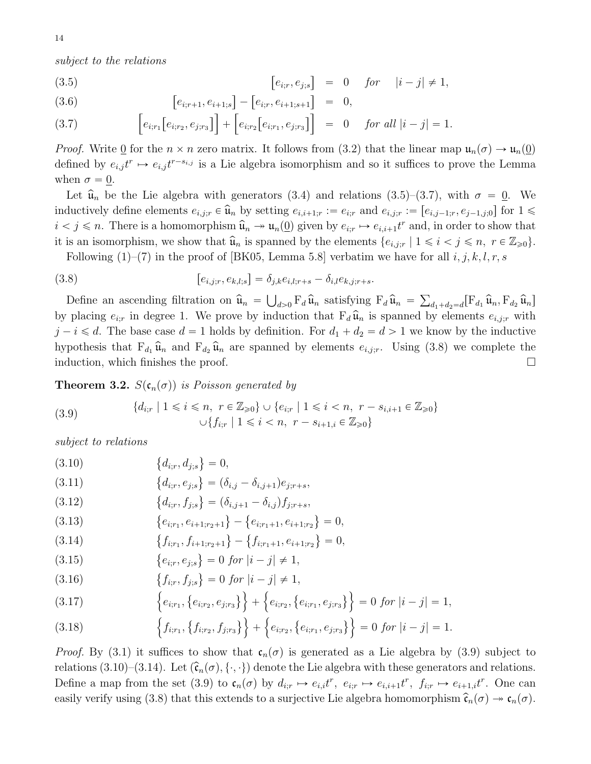*subject to the relations*

$$[e_{i;r}, e_{j;s}] = 0 \quad \text{for} \quad |i-j| \neq 1, \tag{3.5}$$

$$[e_{i;r+1}, e_{i+1;s}] - [e_{i;r}, e_{i+1;s+1}] = 0, \tag{3.6}$$

$$\Big[e_{i;r_1}[e_{i;r_2}, e_{j;r_3}]\Big] + \Big[e_{i;r_2}[e_{i;r_1}, e_{j;r_3}]\Big] = 0 \quad \text{for all } |i-j| = 1. \tag{3.7}$$

*Proof.* Write $\underline{0}$ for the $n \times n$ zero matrix. It follows from (3.2) that the linear map $\mathfrak{u}_n(\sigma) \to \mathfrak{u}_n(\underline{0})$ defined by $e_{i,j}t^r \mapsto e_{i,j}t^{r-s_{i,j}}$ is a Lie algebra isomorphism and so it suffices to prove the Lemma when $\sigma = \underline{0}$.

Let $\widehat{\mathfrak{u}}_n$ be the Lie algebra with generators (3.4) and relations (3.5)–(3.7), with $\sigma = \underline{0}$. We inductively define elements $e_{i,j;r} \in \widehat{\mathfrak{u}}_n$ by setting $e_{i,i+1;r} := e_{i;r}$ and $e_{i,j;r} := [e_{i,j-1;r}, e_{j-1,j;0}]$ for $1 \leqslant i < j \leqslant n$. There is a homomorphism $\widehat{\mathfrak{u}}_n \twoheadrightarrow \mathfrak{u}_n(\underline{0})$ given by $e_{i;r} \mapsto e_{i,i+1}t^r$ and, in order to show that it is an isomorphism, we show that $\widehat{\mathfrak{u}}_n$ is spanned by the elements $\{e_{i,j;r} \mid 1 \leqslant i < j \leqslant n, \ r \in \mathbb{Z}_{\geqslant 0}\}$.

Following (1)–(7) in the proof of [BK05, Lemma 5.8] verbatim we have for all $i, j, k, l, r, s$

$$[e_{i,j;r}, e_{k,l;s}] = \delta_{j,k} e_{i,l;r+s} - \delta_{i,l} e_{k,j;r+s}. \tag{3.8}$$

Define an ascending filtration on $\widehat{\mathfrak{u}}_n = \bigcup_{d>0} \mathrm{F}_d \widehat{\mathfrak{u}}_n$ satisfying $\mathrm{F}_d \widehat{\mathfrak{u}}_n = \sum_{d_1+d_2=d} [\mathrm{F}_{d_1} \widehat{\mathfrak{u}}_n, \mathrm{F}_{d_2} \widehat{\mathfrak{u}}_n]$ by placing $e_{i;r}$ in degree 1. We prove by induction that $\mathrm{F}_d \widehat{\mathfrak{u}}_n$ is spanned by elements $e_{i,j;r}$ with $j - i \leqslant d$. The base case $d = 1$ holds by definition. For $d_1 + d_2 = d > 1$ we know by the inductive hypothesis that $\mathrm{F}_{d_1} \widehat{\mathfrak{u}}_n$ and $\mathrm{F}_{d_2} \widehat{\mathfrak{u}}_n$ are spanned by elements $e_{i,j;r}$. Using (3.8) we complete the induction, which finishes the proof. $\square$

**Theorem 3.2.** *$S(\mathfrak{c}_n(\sigma))$ is Poisson generated by*

$$\begin{gathered}\{d_{i;r} \mid 1 \leqslant i \leqslant n, \ r \in \mathbb{Z}_{\geqslant 0}\} \cup \{e_{i;r} \mid 1 \leqslant i < n, \ r - s_{i,i+1} \in \mathbb{Z}_{\geqslant 0}\} \\ \cup \{f_{i;r} \mid 1 \leqslant i < n, \ r - s_{i+1,i} \in \mathbb{Z}_{\geqslant 0}\}\end{gathered} \tag{3.9}$$

*subject to relations*

$$\{d_{i;r}, d_{j;s}\} = 0, \tag{3.10}$$

$$\{d_{i;r}, e_{j;s}\} = (\delta_{i,j} - \delta_{i,j+1}) e_{j;r+s}, \tag{3.11}$$

$$\{d_{i;r}, f_{j;s}\} = (\delta_{i,j+1} - \delta_{i,j}) f_{j;r+s}, \tag{3.12}$$

$$\{e_{i;r_1}, e_{i+1;r_2+1}\} - \{e_{i;r_1+1}, e_{i+1;r_2}\} = 0, \tag{3.13}$$

$$\{f_{i;r_1}, f_{i+1;r_2+1}\} - \{f_{i;r_1+1}, e_{i+1;r_2}\} = 0, \tag{3.14}$$

$$\{e_{i;r}, e_{j;s}\} = 0 \text{ for } |i-j| \neq 1, \tag{3.15}$$

$$\{f_{i;r}, f_{j;s}\} = 0 \text{ for } |i-j| \neq 1, \tag{3.16}$$

$$\Big\{e_{i;r_1}, \{e_{i;r_2}, e_{j;r_3}\}\Big\} + \Big\{e_{i;r_2}, \{e_{i;r_1}, e_{j;r_3}\}\Big\} = 0 \text{ for } |i-j| = 1, \tag{3.17}$$

$$\Big\{f_{i;r_1}, \{f_{i;r_2}, f_{j;r_3}\}\Big\} + \Big\{e_{i;r_2}, \{e_{i;r_1}, e_{j;r_3}\}\Big\} = 0 \text{ for } |i-j| = 1. \tag{3.18}$$

*Proof.* By (3.1) it suffices to show that $\mathfrak{c}_n(\sigma)$ is generated as a Lie algebra by (3.9) subject to relations (3.10)–(3.14). Let $(\widehat{\mathfrak{c}}_n(\sigma), \{\cdot,\cdot\})$ denote the Lie algebra with these generators and relations. Define a map from the set (3.9) to $\mathfrak{c}_n(\sigma)$ by $d_{i;r} \mapsto e_{i,i}t^r$, $e_{i;r} \mapsto e_{i,i+1}t^r$, $f_{i;r} \mapsto e_{i+1,i}t^r$. One can easily verify using (3.8) that this extends to a surjective Lie algebra homomorphism $\widehat{\mathfrak{c}}_n(\sigma) \twoheadrightarrow \mathfrak{c}_n(\sigma)$.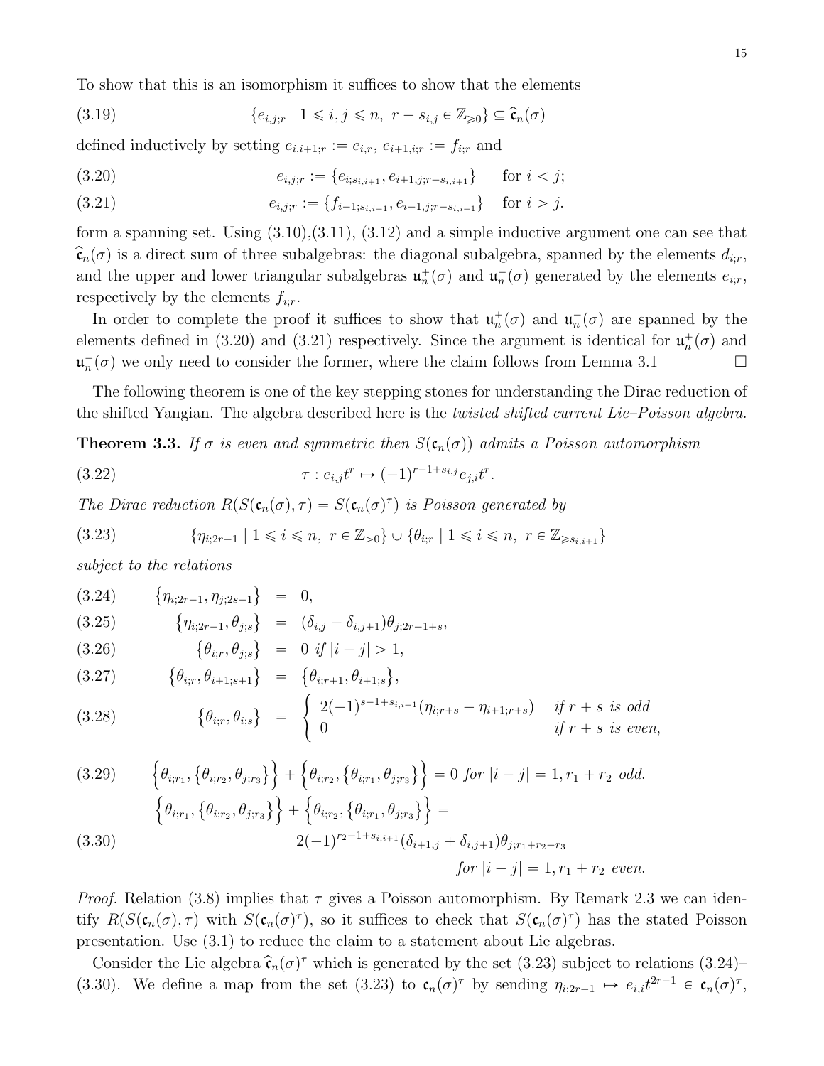To show that this is an isomorphism it suffices to show that the elements

$$\{e_{i,j;r} \mid 1 \leqslant i, j \leqslant n,\ r - s_{i,j} \in \mathbb{Z}_{\geqslant 0}\} \subseteq \widehat{\mathfrak{c}}_n(\sigma) \tag{3.19}$$

defined inductively by setting $e_{i,i+1;r} := e_{i,r}$, $e_{i+1,i;r} := f_{i;r}$ and

$$e_{i,j;r} := \{e_{i;s_{i,i+1}}, e_{i+1,j;r-s_{i,i+1}}\} \quad \text{for } i < j; \tag{3.20}$$

$$e_{i,j;r} := \{f_{i-1;s_{i,i-1}}, e_{i-1,j;r-s_{i,i-1}}\} \quad \text{for } i > j. \tag{3.21}$$

form a spanning set. Using (3.10),(3.11), (3.12) and a simple inductive argument one can see that $\widehat{\mathfrak{c}}_n(\sigma)$ is a direct sum of three subalgebras: the diagonal subalgebra, spanned by the elements $d_{i;r}$, and the upper and lower triangular subalgebras $\mathfrak{u}_n^+(\sigma)$ and $\mathfrak{u}_n^-(\sigma)$ generated by the elements $e_{i;r}$, respectively by the elements $f_{i;r}$.

In order to complete the proof it suffices to show that $\mathfrak{u}_n^+(\sigma)$ and $\mathfrak{u}_n^-(\sigma)$ are spanned by the elements defined in (3.20) and (3.21) respectively. Since the argument is identical for $\mathfrak{u}_n^+(\sigma)$ and $\mathfrak{u}_n^-(\sigma)$ we only need to consider the former, where the claim follows from Lemma 3.1 $\square$

The following theorem is one of the key stepping stones for understanding the Dirac reduction of the shifted Yangian. The algebra described here is the *twisted shifted current Lie–Poisson algebra.*

**Theorem 3.3.** *If $\sigma$ is even and symmetric then $S(\mathfrak{c}_n(\sigma))$ admits a Poisson automorphism*

$$\tau : e_{i,j}t^r \mapsto (-1)^{r-1+s_{i,j}} e_{j,i}t^r. \tag{3.22}$$

*The Dirac reduction $R(S(\mathfrak{c}_n(\sigma), \tau) = S(\mathfrak{c}_n(\sigma)^\tau)$ is Poisson generated by*

$$\{\eta_{i;2r-1} \mid 1 \leqslant i \leqslant n,\ r \in \mathbb{Z}_{>0}\} \cup \{\theta_{i;r} \mid 1 \leqslant i \leqslant n,\ r \in \mathbb{Z}_{\geqslant s_{i,i+1}}\} \tag{3.23}$$

*subject to the relations*

$$\{\eta_{i;2r-1}, \eta_{j;2s-1}\} = 0, \tag{3.24}$$

$$\{\eta_{i;2r-1}, \theta_{j;s}\} = (\delta_{i,j} - \delta_{i,j+1})\theta_{j;2r-1+s}, \tag{3.25}$$

$$\{\theta_{i;r}, \theta_{j;s}\} = 0 \text{ if } |i-j| > 1, \tag{3.26}$$

$$\{\theta_{i;r}, \theta_{i+1;s+1}\} = \{\theta_{i;r+1}, \theta_{i+1;s}\}, \tag{3.27}$$

$$\{\theta_{i;r}, \theta_{i;s}\} = \begin{cases} 2(-1)^{s-1+s_{i,i+1}}(\eta_{i;r+s} - \eta_{i+1;r+s}) & \text{if } r+s \text{ is odd} \\ 0 & \text{if } r+s \text{ is even,} \end{cases} \tag{3.28}$$

$$\Big\{\theta_{i;r_1}, \{\theta_{i;r_2}, \theta_{j;r_3}\}\Big\} + \Big\{\theta_{i;r_2}, \{\theta_{i;r_1}, \theta_{j;r_3}\}\Big\} = 0 \text{ for } |i-j| = 1, r_1 + r_2 \text{ odd.} \tag{3.29}$$

$$\Big\{\theta_{i;r_1}, \{\theta_{i;r_2}, \theta_{j;r_3}\}\Big\} + \Big\{\theta_{i;r_2}, \{\theta_{i;r_1}, \theta_{j;r_3}\}\Big\} = 2(-1)^{r_2-1+s_{i,i+1}}(\delta_{i+1,j} + \delta_{i,j+1})\theta_{j;r_1+r_2+r_3} \quad \text{for } |i-j| = 1, r_1 + r_2 \text{ even.} \tag{3.30}$$

*Proof.* Relation (3.8) implies that $\tau$ gives a Poisson automorphism. By Remark 2.3 we can identify $R(S(\mathfrak{c}_n(\sigma), \tau)$ with $S(\mathfrak{c}_n(\sigma)^\tau)$, so it suffices to check that $S(\mathfrak{c}_n(\sigma)^\tau)$ has the stated Poisson presentation. Use (3.1) to reduce the claim to a statement about Lie algebras.

Consider the Lie algebra $\widehat{\mathfrak{c}}_n(\sigma)^\tau$ which is generated by the set (3.23) subject to relations (3.24)–(3.30). We define a map from the set (3.23) to $\mathfrak{c}_n(\sigma)^\tau$ by sending $\eta_{i;2r-1} \mapsto e_{i,i}t^{2r-1} \in \mathfrak{c}_n(\sigma)^\tau$,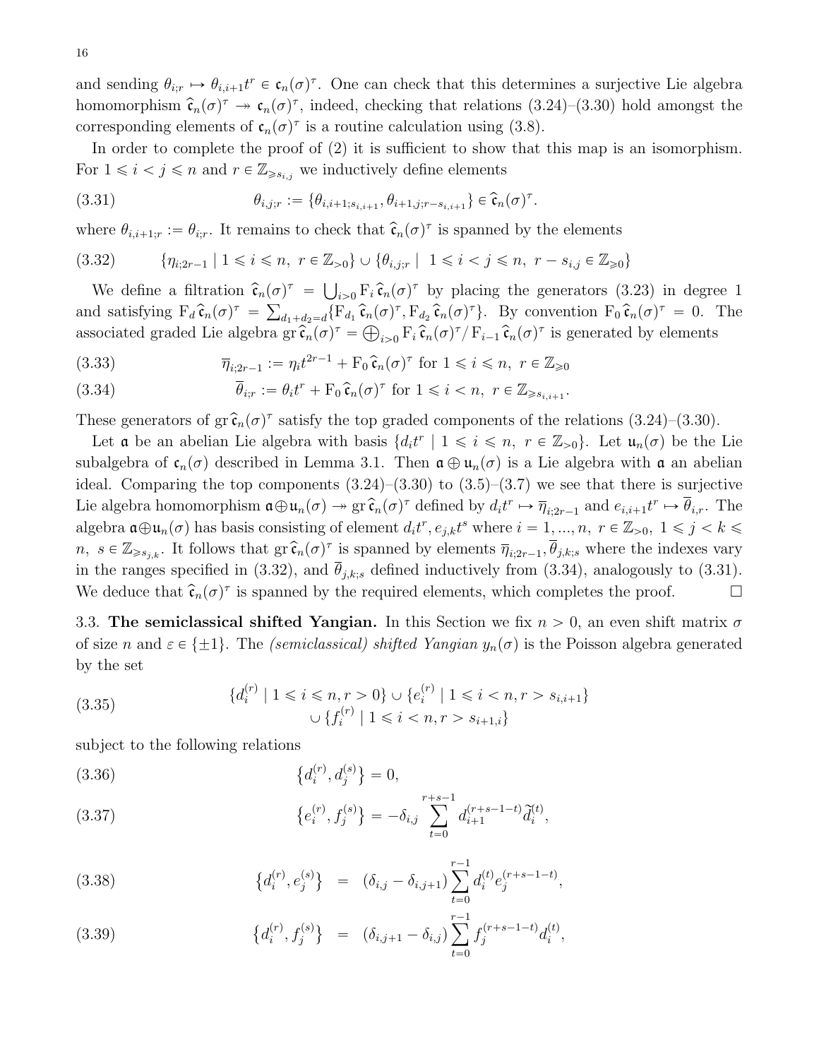and sending $\theta_{i;r} \mapsto \theta_{i,i+1}t^r \in \mathfrak{c}_n(\sigma)^\tau$. One can check that this determines a surjective Lie algebra homomorphism $\widehat{\mathfrak{c}}_n(\sigma)^\tau \twoheadrightarrow \mathfrak{c}_n(\sigma)^\tau$, indeed, checking that relations (3.24)–(3.30) hold amongst the corresponding elements of $\mathfrak{c}_n(\sigma)^\tau$ is a routine calculation using (3.8).

In order to complete the proof of (2) it is sufficient to show that this map is an isomorphism. For $1 \leqslant i < j \leqslant n$ and $r \in \mathbb{Z}_{\geqslant s_{i,j}}$ we inductively define elements

$$\theta_{i,j;r} := \{\theta_{i,i+1;s_{i,i+1}}, \theta_{i+1,j;r-s_{i,i+1}}\} \in \widehat{\mathfrak{c}}_n(\sigma)^\tau. \tag{3.31}$$

where $\theta_{i,i+1;r} := \theta_{i;r}$. It remains to check that $\widehat{\mathfrak{c}}_n(\sigma)^\tau$ is spanned by the elements

$$\{\eta_{i;2r-1} \mid 1 \leqslant i \leqslant n,\ r \in \mathbb{Z}_{>0}\} \cup \{\theta_{i,j;r} \mid\ 1 \leqslant i < j \leqslant n,\ r - s_{i,j} \in \mathbb{Z}_{\geqslant 0}\} \tag{3.32}$$

We define a filtration $\widehat{\mathfrak{c}}_n(\sigma)^\tau = \bigcup_{i>0} \mathrm{F}_i\, \widehat{\mathfrak{c}}_n(\sigma)^\tau$ by placing the generators (3.23) in degree 1 and satisfying $\mathrm{F}_d\, \widehat{\mathfrak{c}}_n(\sigma)^\tau = \sum_{d_1+d_2=d} \{\mathrm{F}_{d_1}\, \widehat{\mathfrak{c}}_n(\sigma)^\tau, \mathrm{F}_{d_2}\, \widehat{\mathfrak{c}}_n(\sigma)^\tau\}$. By convention $\mathrm{F}_0\, \widehat{\mathfrak{c}}_n(\sigma)^\tau = 0$. The associated graded Lie algebra $\operatorname{gr} \widehat{\mathfrak{c}}_n(\sigma)^\tau = \bigoplus_{i>0} \mathrm{F}_i\, \widehat{\mathfrak{c}}_n(\sigma)^\tau / \mathrm{F}_{i-1}\, \widehat{\mathfrak{c}}_n(\sigma)^\tau$ is generated by elements

$$\overline{\eta}_{i;2r-1} := \eta_i t^{2r-1} + \mathrm{F}_0\, \widehat{\mathfrak{c}}_n(\sigma)^\tau \text{ for } 1 \leqslant i \leqslant n,\ r \in \mathbb{Z}_{\geqslant 0} \tag{3.33}$$

$$\overline{\theta}_{i;r} := \theta_i t^r + \mathrm{F}_0\, \widehat{\mathfrak{c}}_n(\sigma)^\tau \text{ for } 1 \leqslant i < n,\ r \in \mathbb{Z}_{\geqslant s_{i,i+1}}. \tag{3.34}$$

These generators of $\operatorname{gr} \widehat{\mathfrak{c}}_n(\sigma)^\tau$ satisfy the top graded components of the relations (3.24)–(3.30).

Let $\mathfrak{a}$ be an abelian Lie algebra with basis $\{d_i t^r \mid 1 \leqslant i \leqslant n,\ r \in \mathbb{Z}_{>0}\}$. Let $\mathfrak{u}_n(\sigma)$ be the Lie subalgebra of $\mathfrak{c}_n(\sigma)$ described in Lemma 3.1. Then $\mathfrak{a} \oplus \mathfrak{u}_n(\sigma)$ is a Lie algebra with $\mathfrak{a}$ an abelian ideal. Comparing the top components (3.24)–(3.30) to (3.5)–(3.7) we see that there is surjective Lie algebra homomorphism $\mathfrak{a} \oplus \mathfrak{u}_n(\sigma) \twoheadrightarrow \operatorname{gr} \widehat{\mathfrak{c}}_n(\sigma)^\tau$ defined by $d_i t^r \mapsto \overline{\eta}_{i;2r-1}$ and $e_{i,i+1}t^r \mapsto \overline{\theta}_{i,r}$. The algebra $\mathfrak{a} \oplus \mathfrak{u}_n(\sigma)$ has basis consisting of element $d_i t^r, e_{j,k} t^s$ where $i = 1, ..., n,\ r \in \mathbb{Z}_{>0},\ 1 \leqslant j < k \leqslant n,\ s \in \mathbb{Z}_{\geqslant s_{j,k}}$. It follows that $\operatorname{gr} \widehat{\mathfrak{c}}_n(\sigma)^\tau$ is spanned by elements $\overline{\eta}_{i;2r-1}, \overline{\theta}_{j,k;s}$ where the indexes vary in the ranges specified in (3.32), and $\overline{\theta}_{j,k;s}$ defined inductively from (3.34), analogously to (3.31). We deduce that $\widehat{\mathfrak{c}}_n(\sigma)^\tau$ is spanned by the required elements, which completes the proof. □

### 3.3. The semiclassical shifted Yangian.

In this Section we fix $n > 0$, an even shift matrix $\sigma$ of size $n$ and $\varepsilon \in \{\pm 1\}$. The *(semiclassical) shifted Yangian* $y_n(\sigma)$ is the Poisson algebra generated by the set

$$\{d_i^{(r)} \mid 1 \leqslant i \leqslant n, r > 0\} \cup \{e_i^{(r)} \mid 1 \leqslant i < n, r > s_{i,i+1}\} \cup \{f_i^{(r)} \mid 1 \leqslant i < n, r > s_{i+1,i}\} \tag{3.35}$$

subject to the following relations

$$\{d_i^{(r)}, d_j^{(s)}\} = 0, \tag{3.36}$$

$$\{e_i^{(r)}, f_j^{(s)}\} = -\delta_{i,j} \sum_{t=0}^{r+s-1} d_{i+1}^{(r+s-1-t)} \widetilde{d}_i^{(t)}, \tag{3.37}$$

$$\{d_i^{(r)}, e_j^{(s)}\} = (\delta_{i,j} - \delta_{i,j+1}) \sum_{t=0}^{r-1} d_i^{(t)} e_j^{(r+s-1-t)}, \tag{3.38}$$

$$\{d_i^{(r)}, f_j^{(s)}\} = (\delta_{i,j+1} - \delta_{i,j}) \sum_{t=0}^{r-1} f_j^{(r+s-1-t)} d_i^{(t)}, \tag{3.39}$$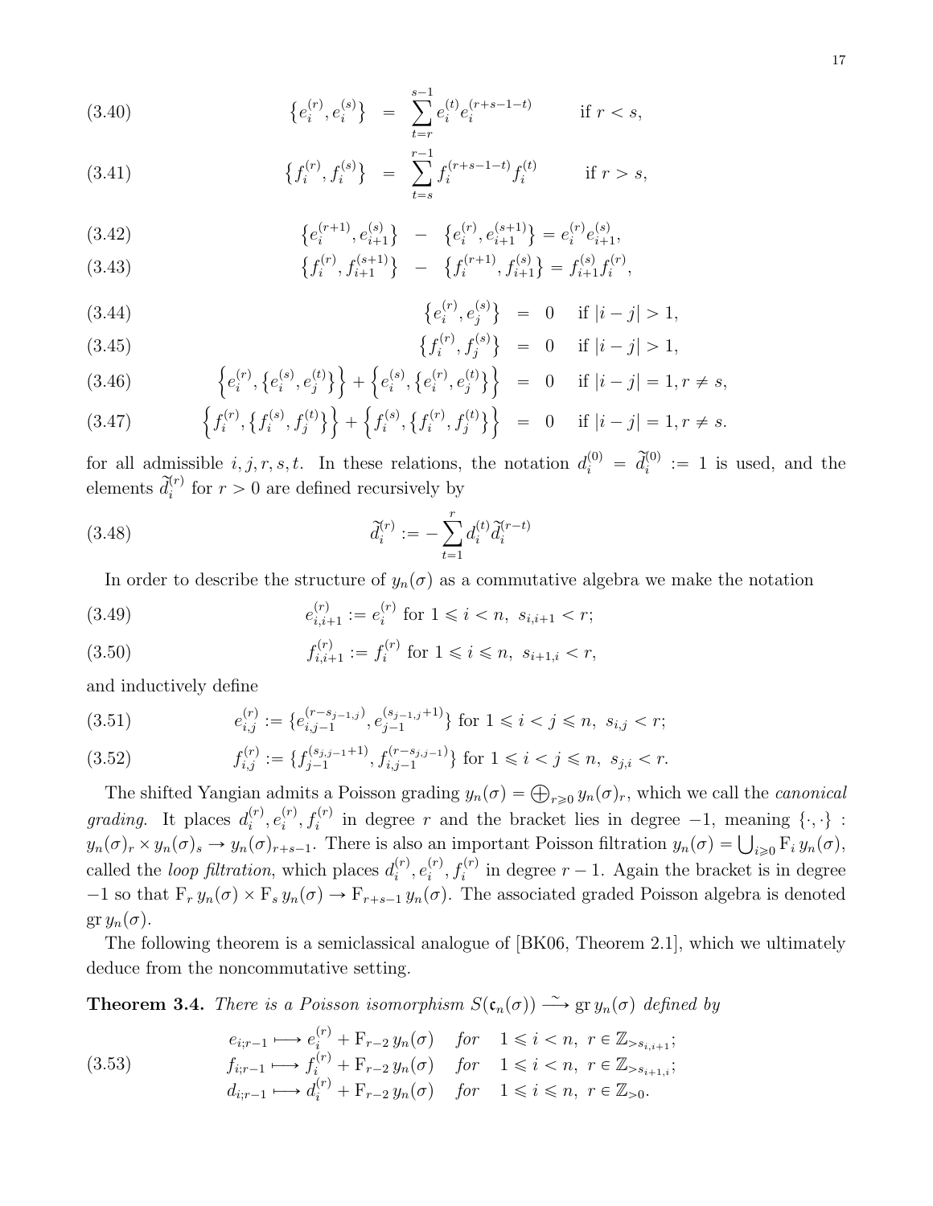$$\{e_i^{(r)}, e_i^{(s)}\} = \sum_{t=r}^{s-1} e_i^{(t)} e_i^{(r+s-1-t)} \quad \text{if } r < s, \tag{3.40}$$

$$\{f_i^{(r)}, f_i^{(s)}\} = \sum_{t=s}^{r-1} f_i^{(r+s-1-t)} f_i^{(t)} \quad \text{if } r > s, \tag{3.41}$$

$$\{e_i^{(r+1)}, e_{i+1}^{(s)}\} - \{e_i^{(r)}, e_{i+1}^{(s+1)}\} = e_i^{(r)} e_{i+1}^{(s)}, \tag{3.42}$$

$$\{f_i^{(r)}, f_{i+1}^{(s+1)}\} - \{f_i^{(r+1)}, f_{i+1}^{(s)}\} = f_{i+1}^{(s)} f_i^{(r)}, \tag{3.43}$$

$$\{e_i^{(r)}, e_j^{(s)}\} = 0 \quad \text{if } |i-j| > 1, \tag{3.44}$$

$$\{f_i^{(r)}, f_j^{(s)}\} = 0 \quad \text{if } |i-j| > 1, \tag{3.45}$$

$$\left\{e_i^{(r)}, \{e_i^{(s)}, e_j^{(t)}\}\right\} + \left\{e_i^{(s)}, \{e_i^{(r)}, e_j^{(t)}\}\right\} = 0 \quad \text{if } |i-j| = 1, r \neq s, \tag{3.46}$$

$$\left\{f_i^{(r)}, \{f_i^{(s)}, f_j^{(t)}\}\right\} + \left\{f_i^{(s)}, \{f_i^{(r)}, f_j^{(t)}\}\right\} = 0 \quad \text{if } |i-j| = 1, r \neq s. \tag{3.47}$$

for all admissible $i, j, r, s, t$. In these relations, the notation $d_i^{(0)} = \widetilde{d}_i^{(0)} := 1$ is used, and the elements $\widetilde{d}_i^{(r)}$ for $r > 0$ are defined recursively by

$$\widetilde{d}_i^{(r)} := -\sum_{t=1}^{r} d_i^{(t)} \widetilde{d}_i^{(r-t)} \tag{3.48}$$

In order to describe the structure of $y_n(\sigma)$ as a commutative algebra we make the notation

$$e_{i,i+1}^{(r)} := e_i^{(r)} \text{ for } 1 \leqslant i < n,\ s_{i,i+1} < r; \tag{3.49}$$

$$f_{i,i+1}^{(r)} := f_i^{(r)} \text{ for } 1 \leqslant i \leqslant n,\ s_{i+1,i} < r, \tag{3.50}$$

and inductively define

$$e_{i,j}^{(r)} := \{e_{i,j-1}^{(r-s_{j-1,j})}, e_{j-1}^{(s_{j-1,j}+1)}\} \text{ for } 1 \leqslant i < j \leqslant n,\ s_{i,j} < r; \tag{3.51}$$

$$f_{i,j}^{(r)} := \{f_{j-1}^{(s_{j,j-1}+1)}, f_{i,j-1}^{(r-s_{j,j-1})}\} \text{ for } 1 \leqslant i < j \leqslant n,\ s_{j,i} < r. \tag{3.52}$$

The shifted Yangian admits a Poisson grading $y_n(\sigma) = \bigoplus_{r \geqslant 0} y_n(\sigma)_r$, which we call the *canonical grading*. It places $d_i^{(r)}, e_i^{(r)}, f_i^{(r)}$ in degree $r$ and the bracket lies in degree $-1$, meaning $\{\cdot,\cdot\} : y_n(\sigma)_r \times y_n(\sigma)_s \to y_n(\sigma)_{r+s-1}$. There is also an important Poisson filtration $y_n(\sigma) = \bigcup_{i \geqslant 0} \mathrm{F}_i\, y_n(\sigma)$, called the *loop filtration*, which places $d_i^{(r)}, e_i^{(r)}, f_i^{(r)}$ in degree $r-1$. Again the bracket is in degree $-1$ so that $\mathrm{F}_r\, y_n(\sigma) \times \mathrm{F}_s\, y_n(\sigma) \to \mathrm{F}_{r+s-1}\, y_n(\sigma)$. The associated graded Poisson algebra is denoted $\mathrm{gr}\, y_n(\sigma)$.

The following theorem is a semiclassical analogue of [BK06, Theorem 2.1], which we ultimately deduce from the noncommutative setting.

**Theorem 3.4.** *There is a Poisson isomorphism $S(\mathfrak{c}_n(\sigma)) \xrightarrow{\sim} \mathrm{gr}\, y_n(\sigma)$ defined by*

$$\begin{aligned} e_{i;r-1} &\longmapsto e_i^{(r)} + \mathrm{F}_{r-2}\, y_n(\sigma) \quad \textit{for} \quad 1 \leqslant i < n,\ r \in \mathbb{Z}_{>s_{i,i+1}}; \\ f_{i;r-1} &\longmapsto f_i^{(r)} + \mathrm{F}_{r-2}\, y_n(\sigma) \quad \textit{for} \quad 1 \leqslant i < n,\ r \in \mathbb{Z}_{>s_{i+1,i}}; \\ d_{i;r-1} &\longmapsto d_i^{(r)} + \mathrm{F}_{r-2}\, y_n(\sigma) \quad \textit{for} \quad 1 \leqslant i \leqslant n,\ r \in \mathbb{Z}_{>0}. \end{aligned} \tag{3.53}$$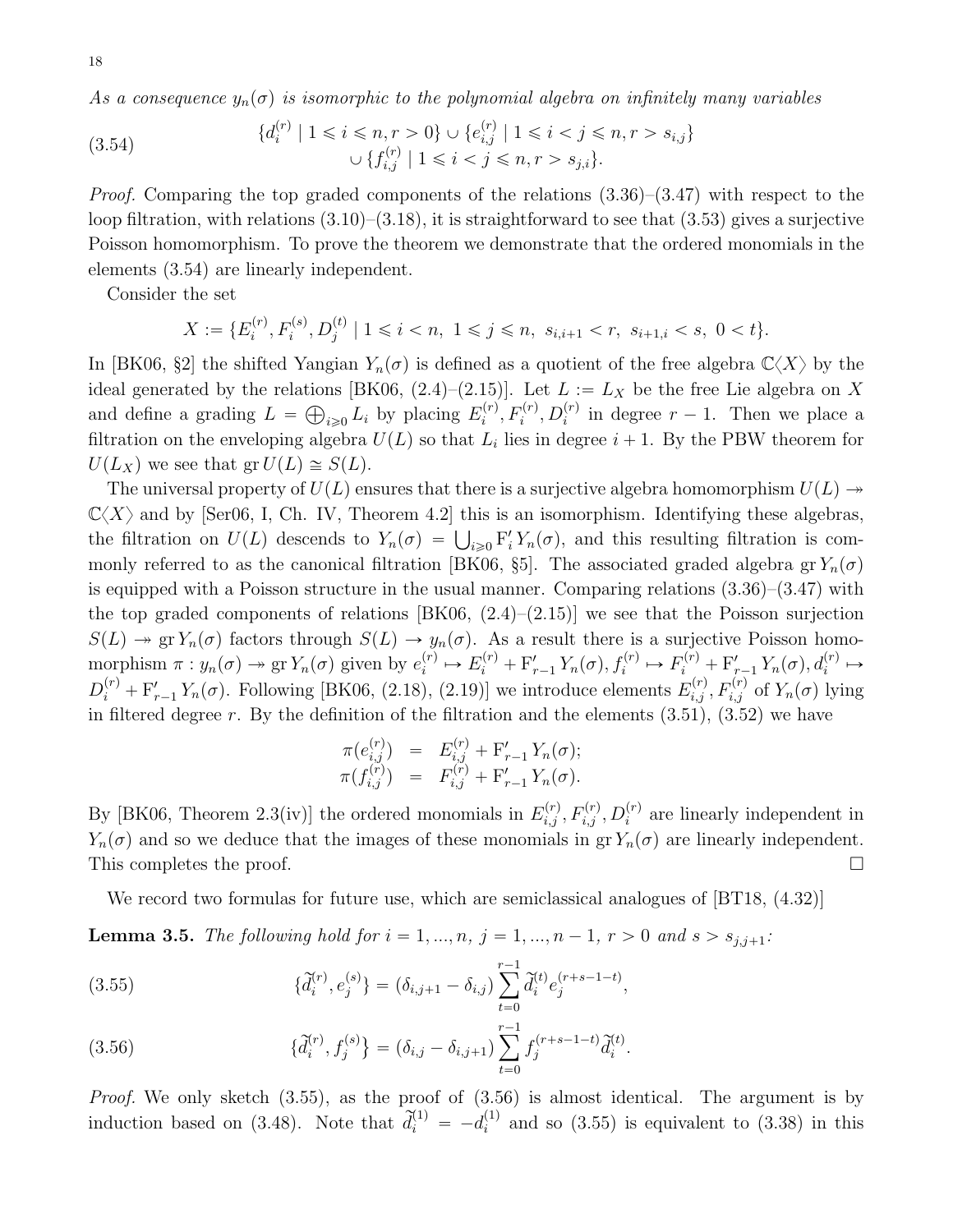*As a consequence $y_n(\sigma)$ is isomorphic to the polynomial algebra on infinitely many variables*

$$
\begin{aligned}
(3.54) \qquad & \{d_i^{(r)} \mid 1 \leqslant i \leqslant n, r > 0\} \cup \{e_{i,j}^{(r)} \mid 1 \leqslant i < j \leqslant n, r > s_{i,j}\} \\
& \cup \{f_{i,j}^{(r)} \mid 1 \leqslant i < j \leqslant n, r > s_{j,i}\}.
\end{aligned}
$$

*Proof.* Comparing the top graded components of the relations (3.36)–(3.47) with respect to the loop filtration, with relations (3.10)–(3.18), it is straightforward to see that (3.53) gives a surjective Poisson homomorphism. To prove the theorem we demonstrate that the ordered monomials in the elements (3.54) are linearly independent.

Consider the set

$$X := \{E_i^{(r)}, F_i^{(s)}, D_j^{(t)} \mid 1 \leqslant i < n,\ 1 \leqslant j \leqslant n,\ s_{i,i+1} < r,\ s_{i+1,i} < s,\ 0 < t\}.$$

In [BK06, §2] the shifted Yangian $Y_n(\sigma)$ is defined as a quotient of the free algebra $\mathbb{C}\langle X\rangle$ by the ideal generated by the relations [BK06, (2.4)–(2.15)]. Let $L := L_X$ be the free Lie algebra on $X$ and define a grading $L = \bigoplus_{i\geqslant 0} L_i$ by placing $E_i^{(r)}, F_i^{(r)}, D_i^{(r)}$ in degree $r-1$. Then we place a filtration on the enveloping algebra $U(L)$ so that $L_i$ lies in degree $i+1$. By the PBW theorem for $U(L_X)$ we see that $\operatorname{gr} U(L) \cong S(L)$.

The universal property of $U(L)$ ensures that there is a surjective algebra homomorphism $U(L) \twoheadrightarrow \mathbb{C}\langle X\rangle$ and by [Ser06, I, Ch. IV, Theorem 4.2] this is an isomorphism. Identifying these algebras, the filtration on $U(L)$ descends to $Y_n(\sigma) = \bigcup_{i\geqslant 0} \mathrm{F}'_i Y_n(\sigma)$, and this resulting filtration is commonly referred to as the canonical filtration [BK06, §5]. The associated graded algebra $\operatorname{gr} Y_n(\sigma)$ is equipped with a Poisson structure in the usual manner. Comparing relations (3.36)–(3.47) with the top graded components of relations [BK06, (2.4)–(2.15)] we see that the Poisson surjection $S(L) \twoheadrightarrow \operatorname{gr} Y_n(\sigma)$ factors through $S(L) \to y_n(\sigma)$. As a result there is a surjective Poisson homomorphism $\pi : y_n(\sigma) \twoheadrightarrow \operatorname{gr} Y_n(\sigma)$ given by $e_i^{(r)} \mapsto E_i^{(r)} + \mathrm{F}'_{r-1} Y_n(\sigma)$, $f_i^{(r)} \mapsto F_i^{(r)} + \mathrm{F}'_{r-1} Y_n(\sigma)$, $d_i^{(r)} \mapsto D_i^{(r)} + \mathrm{F}'_{r-1} Y_n(\sigma)$. Following [BK06, (2.18), (2.19)] we introduce elements $E_{i,j}^{(r)}, F_{i,j}^{(r)}$ of $Y_n(\sigma)$ lying in filtered degree $r$. By the definition of the filtration and the elements (3.51), (3.52) we have

$$
\begin{aligned}
\pi(e_{i,j}^{(r)}) &= E_{i,j}^{(r)} + \mathrm{F}'_{r-1} Y_n(\sigma);\\
\pi(f_{i,j}^{(r)}) &= F_{i,j}^{(r)} + \mathrm{F}'_{r-1} Y_n(\sigma).
\end{aligned}
$$

By [BK06, Theorem 2.3(iv)] the ordered monomials in $E_{i,j}^{(r)}, F_{i,j}^{(r)}, D_i^{(r)}$ are linearly independent in $Y_n(\sigma)$ and so we deduce that the images of these monomials in $\operatorname{gr} Y_n(\sigma)$ are linearly independent. This completes the proof. $\square$

We record two formulas for future use, which are semiclassical analogues of [BT18, (4.32)]

**Lemma 3.5.** *The following hold for $i = 1, ..., n$, $j = 1, ..., n-1$, $r > 0$ and $s > s_{j,j+1}$:*

$$(3.55) \qquad \{\widetilde{d}_i^{(r)}, e_j^{(s)}\} = (\delta_{i,j+1} - \delta_{i,j}) \sum_{t=0}^{r-1} \widetilde{d}_i^{(t)} e_j^{(r+s-1-t)},$$

$$(3.56) \qquad \{\widetilde{d}_i^{(r)}, f_j^{(s)}\} = (\delta_{i,j} - \delta_{i,j+1}) \sum_{t=0}^{r-1} f_j^{(r+s-1-t)} \widetilde{d}_i^{(t)}.$$

*Proof.* We only sketch (3.55), as the proof of (3.56) is almost identical. The argument is by induction based on (3.48). Note that $\widetilde{d}_i^{(1)} = -d_i^{(1)}$ and so (3.55) is equivalent to (3.38) in this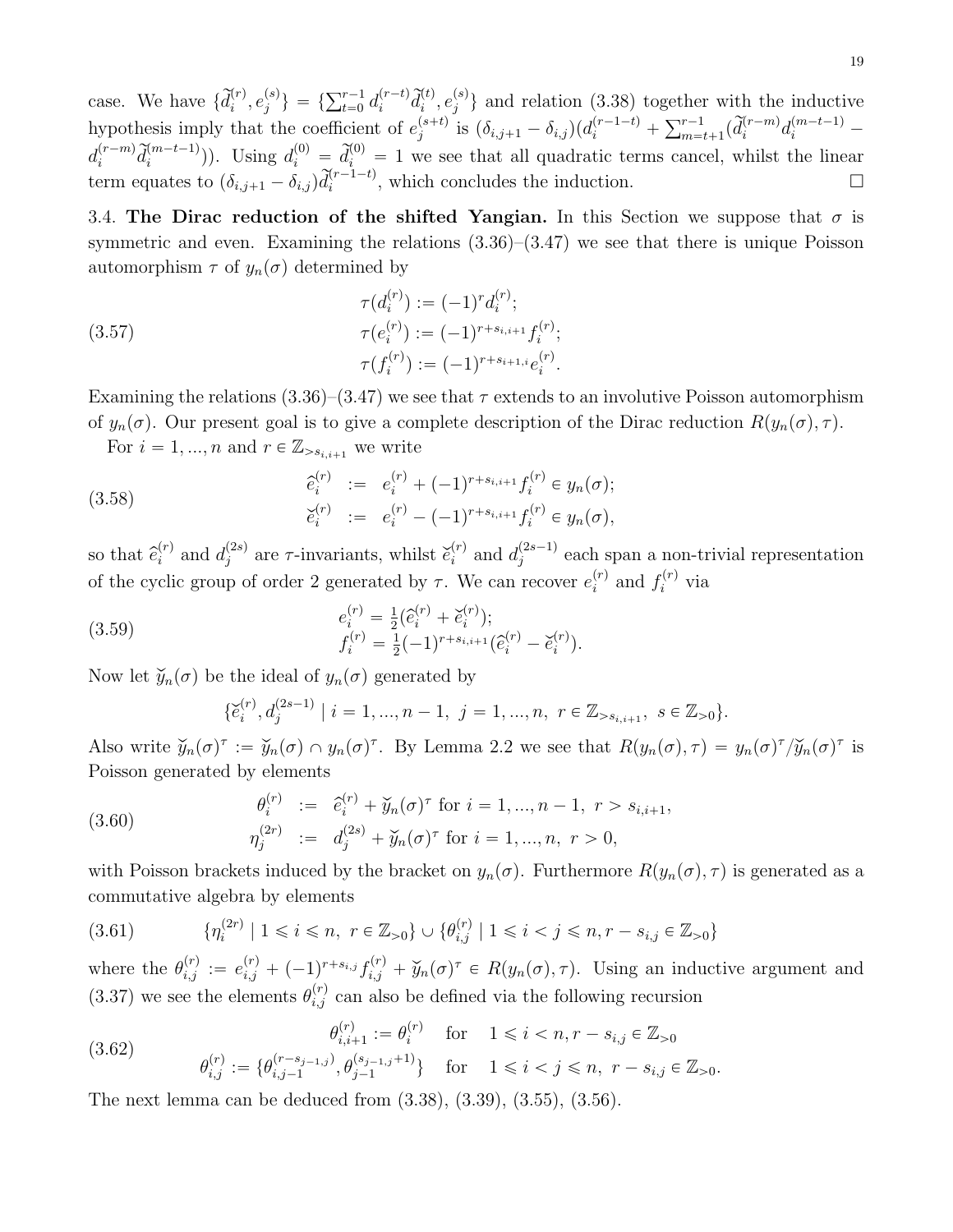case. We have $\{\widetilde{d}_i^{(r)}, e_j^{(s)}\} = \{\sum_{t=0}^{r-1} d_i^{(r-t)}\widetilde{d}_i^{(t)}, e_j^{(s)}\}$ and relation (3.38) together with the inductive hypothesis imply that the coefficient of $e_j^{(s+t)}$ is $(\delta_{i,j+1} - \delta_{i,j})(d_i^{(r-1-t)} + \sum_{m=t+1}^{r-1}(\widetilde{d}_i^{(r-m)} d_i^{(m-t-1)} - d_i^{(r-m)}\widetilde{d}_i^{(m-t-1)}))$. Using $d_i^{(0)} = \widetilde{d}_i^{(0)} = 1$ we see that all quadratic terms cancel, whilst the linear term equates to $(\delta_{i,j+1} - \delta_{i,j})\widetilde{d}_i^{(r-1-t)}$, which concludes the induction. $\square$

3.4. **The Dirac reduction of the shifted Yangian.** In this Section we suppose that $\sigma$ is symmetric and even. Examining the relations (3.36)–(3.47) we see that there is unique Poisson automorphism $\tau$ of $y_n(\sigma)$ determined by

$$
\begin{aligned}
\tau(d_i^{(r)}) &:= (-1)^r d_i^{(r)};\\
\tau(e_i^{(r)}) &:= (-1)^{r+s_{i,i+1}} f_i^{(r)};\\
\tau(f_i^{(r)}) &:= (-1)^{r+s_{i+1,i}} e_i^{(r)}.
\end{aligned}
\tag{3.57}
$$

Examining the relations (3.36)–(3.47) we see that $\tau$ extends to an involutive Poisson automorphism of $y_n(\sigma)$. Our present goal is to give a complete description of the Dirac reduction $R(y_n(\sigma), \tau)$.

For $i = 1, ..., n$ and $r \in \mathbb{Z}_{>s_{i,i+1}}$ we write

$$
\begin{aligned}
\widehat{e}_i^{(r)} &:= e_i^{(r)} + (-1)^{r+s_{i,i+1}} f_i^{(r)} \in y_n(\sigma);\\
\breve{e}_i^{(r)} &:= e_i^{(r)} - (-1)^{r+s_{i,i+1}} f_i^{(r)} \in y_n(\sigma),
\end{aligned}
\tag{3.58}
$$

so that $\widehat{e}_i^{(r)}$ and $d_j^{(2s)}$ are $\tau$-invariants, whilst $\breve{e}_i^{(r)}$ and $d_j^{(2s-1)}$ each span a non-trivial representation of the cyclic group of order 2 generated by $\tau$. We can recover $e_i^{(r)}$ and $f_i^{(r)}$ via

$$
\begin{aligned}
e_i^{(r)} &= \tfrac{1}{2}(\widehat{e}_i^{(r)} + \breve{e}_i^{(r)});\\
f_i^{(r)} &= \tfrac{1}{2}(-1)^{r+s_{i,i+1}}(\widehat{e}_i^{(r)} - \breve{e}_i^{(r)}).
\end{aligned}
\tag{3.59}
$$

Now let $\breve{y}_n(\sigma)$ be the ideal of $y_n(\sigma)$ generated by

$$
\{\breve{e}_i^{(r)}, d_j^{(2s-1)} \mid i = 1, ..., n-1,\ j = 1, ..., n,\ r \in \mathbb{Z}_{>s_{i,i+1}},\ s \in \mathbb{Z}_{>0}\}.
$$

Also write $\breve{y}_n(\sigma)^\tau := \breve{y}_n(\sigma) \cap y_n(\sigma)^\tau$. By Lemma 2.2 we see that $R(y_n(\sigma), \tau) = y_n(\sigma)^\tau / \breve{y}_n(\sigma)^\tau$ is Poisson generated by elements

$$
\begin{aligned}
\theta_i^{(r)} &:= \widehat{e}_i^{(r)} + \breve{y}_n(\sigma)^\tau \text{ for } i = 1, ..., n-1,\ r > s_{i,i+1},\\
\eta_j^{(2r)} &:= d_j^{(2s)} + \breve{y}_n(\sigma)^\tau \text{ for } i = 1, ..., n,\ r > 0,
\end{aligned}
\tag{3.60}
$$

with Poisson brackets induced by the bracket on $y_n(\sigma)$. Furthermore $R(y_n(\sigma), \tau)$ is generated as a commutative algebra by elements

$$
\{\eta_i^{(2r)} \mid 1 \leqslant i \leqslant n,\ r \in \mathbb{Z}_{>0}\} \cup \{\theta_{i,j}^{(r)} \mid 1 \leqslant i < j \leqslant n, r - s_{i,j} \in \mathbb{Z}_{>0}\}
\tag{3.61}
$$

where the $\theta_{i,j}^{(r)} := e_{i,j}^{(r)} + (-1)^{r+s_{i,j}} f_{i,j}^{(r)} + \breve{y}_n(\sigma)^\tau \in R(y_n(\sigma), \tau)$. Using an inductive argument and (3.37) we see the elements $\theta_{i,j}^{(r)}$ can also be defined via the following recursion

$$
\begin{aligned}
\theta_{i,i+1}^{(r)} &:= \theta_i^{(r)} \quad \text{for} \quad 1 \leqslant i < n, r - s_{i,j} \in \mathbb{Z}_{>0}\\
\theta_{i,j}^{(r)} &:= \{\theta_{i,j-1}^{(r-s_{j-1,j})}, \theta_{j-1}^{(s_{j-1,j}+1)}\} \quad \text{for} \quad 1 \leqslant i < j \leqslant n,\ r - s_{i,j} \in \mathbb{Z}_{>0}.
\end{aligned}
\tag{3.62}
$$

The next lemma can be deduced from (3.38), (3.39), (3.55), (3.56).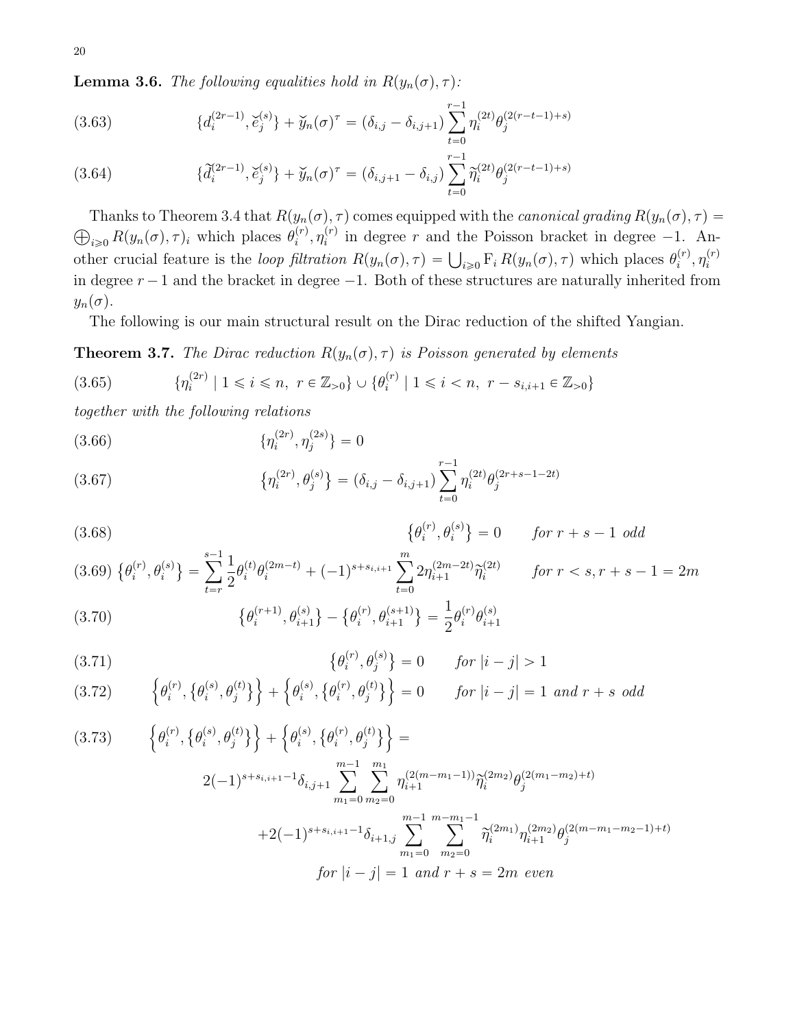**Lemma 3.6.** *The following equalities hold in $R(y_n(\sigma), \tau)$:*

$$\{d_i^{(2r-1)}, \breve{e}_j^{(s)}\} + \breve{y}_n(\sigma)^\tau = (\delta_{i,j} - \delta_{i,j+1}) \sum_{t=0}^{r-1} \eta_i^{(2t)} \theta_j^{(2(r-t-1)+s)} \tag{3.63}$$

$$\{\widetilde{d}_i^{(2r-1)}, \breve{e}_j^{(s)}\} + \breve{y}_n(\sigma)^\tau = (\delta_{i,j+1} - \delta_{i,j}) \sum_{t=0}^{r-1} \widetilde{\eta}_i^{(2t)} \theta_j^{(2(r-t-1)+s)} \tag{3.64}$$

Thanks to Theorem 3.4 that $R(y_n(\sigma), \tau)$ comes equipped with the *canonical grading* $R(y_n(\sigma), \tau) = \bigoplus_{i \geqslant 0} R(y_n(\sigma), \tau)_i$ which places $\theta_i^{(r)}, \eta_i^{(r)}$ in degree $r$ and the Poisson bracket in degree $-1$. Another crucial feature is the *loop filtration* $R(y_n(\sigma), \tau) = \bigcup_{i \geqslant 0} \mathrm{F}_i\, R(y_n(\sigma), \tau)$ which places $\theta_i^{(r)}, \eta_i^{(r)}$ in degree $r-1$ and the bracket in degree $-1$. Both of these structures are naturally inherited from $y_n(\sigma)$.

The following is our main structural result on the Dirac reduction of the shifted Yangian.

**Theorem 3.7.** *The Dirac reduction $R(y_n(\sigma), \tau)$ is Poisson generated by elements*

$$\{\eta_i^{(2r)} \mid 1 \leqslant i \leqslant n,\ r \in \mathbb{Z}_{>0}\} \cup \{\theta_i^{(r)} \mid 1 \leqslant i < n,\ r - s_{i,i+1} \in \mathbb{Z}_{>0}\} \tag{3.65}$$

*together with the following relations*

$$\{\eta_i^{(2r)}, \eta_j^{(2s)}\} = 0 \tag{3.66}$$

$$\left\{\eta_i^{(2r)}, \theta_j^{(s)}\right\} = (\delta_{i,j} - \delta_{i,j+1}) \sum_{t=0}^{r-1} \eta_i^{(2t)} \theta_j^{(2r+s-1-2t)} \tag{3.67}$$

$$\left\{\theta_i^{(r)}, \theta_i^{(s)}\right\} = 0 \qquad \text{for } r+s-1 \text{ odd} \tag{3.68}$$

$$\left\{\theta_i^{(r)}, \theta_i^{(s)}\right\} = \sum_{t=r}^{s-1} \frac{1}{2} \theta_i^{(t)} \theta_i^{(2m-t)} + (-1)^{s+s_{i,i+1}} \sum_{t=0}^{m} 2\eta_{i+1}^{(2m-2t)} \widetilde{\eta}_i^{(2t)} \qquad \text{for } r < s, r+s-1 = 2m \tag{3.69}$$

$$\left\{\theta_i^{(r+1)}, \theta_{i+1}^{(s)}\right\} - \left\{\theta_i^{(r)}, \theta_{i+1}^{(s+1)}\right\} = \frac{1}{2} \theta_i^{(r)} \theta_{i+1}^{(s)} \tag{3.70}$$

$$\left\{\theta_i^{(r)}, \theta_j^{(s)}\right\} = 0 \qquad \text{for } |i-j| > 1 \tag{3.71}$$

$$\left\{\theta_i^{(r)}, \left\{\theta_i^{(s)}, \theta_j^{(t)}\right\}\right\} + \left\{\theta_i^{(s)}, \left\{\theta_i^{(r)}, \theta_j^{(t)}\right\}\right\} = 0 \qquad \text{for } |i-j| = 1 \text{ and } r+s \text{ odd} \tag{3.72}$$

$$\begin{aligned}
\left\{\theta_i^{(r)}, \left\{\theta_i^{(s)}, \theta_j^{(t)}\right\}\right\} + \left\{\theta_i^{(s)}, \left\{\theta_i^{(r)}, \theta_j^{(t)}\right\}\right\} = \\
2(-1)^{s+s_{i,i+1}-1} \delta_{i,j+1} \sum_{m_1=0}^{m-1} \sum_{m_2=0}^{m_1} \eta_{i+1}^{(2(m-m_1-1))} \widetilde{\eta}_i^{(2m_2)} \theta_j^{(2(m_1-m_2)+t)} \\
+2(-1)^{s+s_{i,i+1}-1} \delta_{i+1,j} \sum_{m_1=0}^{m-1} \sum_{m_2=0}^{m-m_1-1} \widetilde{\eta}_i^{(2m_1)} \eta_{i+1}^{(2m_2)} \theta_j^{(2(m-m_1-m_2-1)+t)} \\
\text{for } |i-j| = 1 \text{ and } r+s = 2m \text{ even}
\end{aligned} \tag{3.73}$$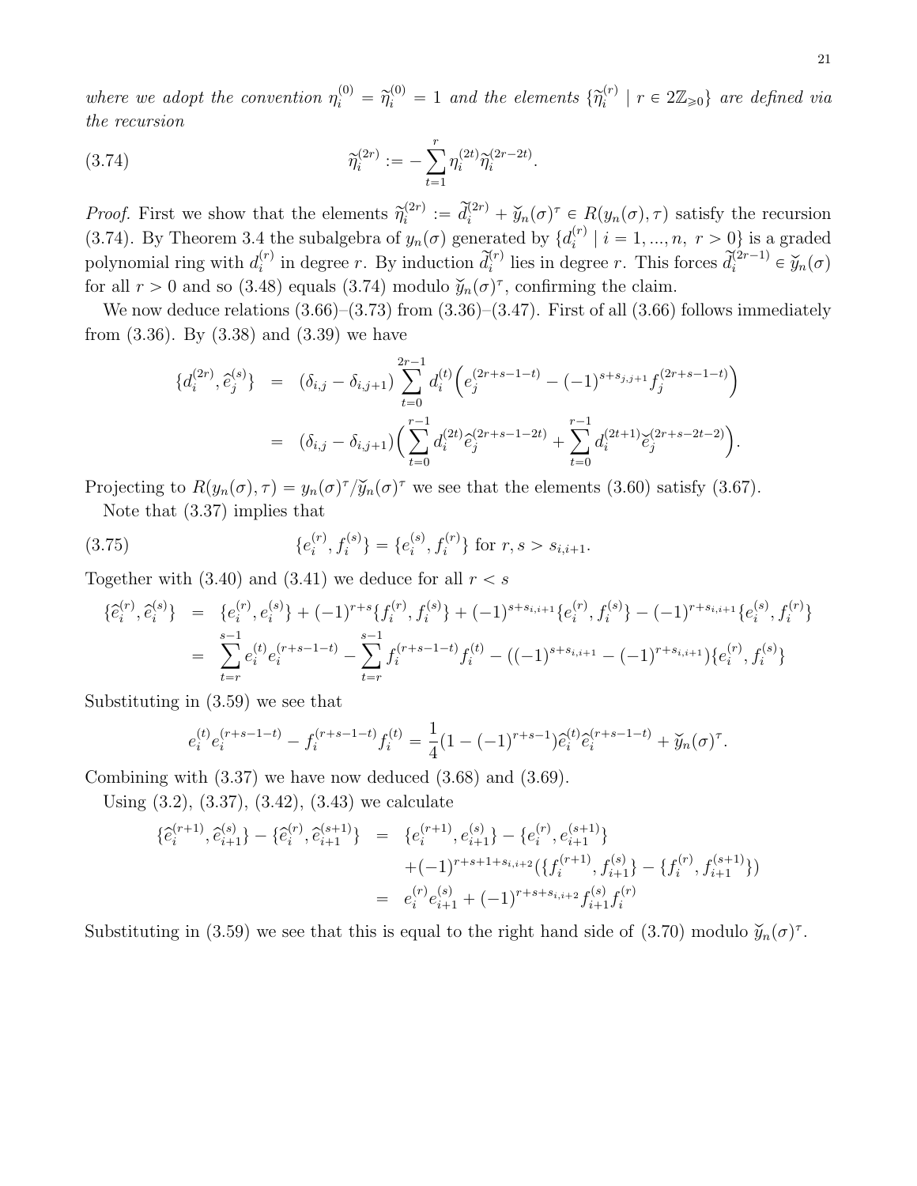*where we adopt the convention $\eta_i^{(0)} = \widetilde{\eta}_i^{(0)} = 1$ and the elements $\{\widetilde{\eta}_i^{(r)} \mid r \in 2\mathbb{Z}_{\geqslant 0}\}$ are defined via the recursion*

$$\widetilde{\eta}_i^{(2r)} := -\sum_{t=1}^{r} \eta_i^{(2t)} \widetilde{\eta}_i^{(2r-2t)}. \tag{3.74}$$

*Proof.* First we show that the elements $\widetilde{\eta}_i^{(2r)} := \widetilde{d}_i^{(2r)} + \breve{y}_n(\sigma)^\tau \in R(y_n(\sigma), \tau)$ satisfy the recursion (3.74). By Theorem 3.4 the subalgebra of $y_n(\sigma)$ generated by $\{d_i^{(r)} \mid i = 1, ..., n, \ r > 0\}$ is a graded polynomial ring with $d_i^{(r)}$ in degree $r$. By induction $\widetilde{d}_i^{(r)}$ lies in degree $r$. This forces $\widetilde{d}_i^{(2r-1)} \in \breve{y}_n(\sigma)$ for all $r > 0$ and so (3.48) equals (3.74) modulo $\breve{y}_n(\sigma)^\tau$, confirming the claim.

We now deduce relations (3.66)–(3.73) from (3.36)–(3.47). First of all (3.66) follows immediately from (3.36). By (3.38) and (3.39) we have

$$\begin{aligned}
\{d_i^{(2r)}, \widehat{e}_j^{(s)}\} &= (\delta_{i,j} - \delta_{i,j+1}) \sum_{t=0}^{2r-1} d_i^{(t)} \Big( e_j^{(2r+s-1-t)} - (-1)^{s+s_{j,j+1}} f_j^{(2r+s-1-t)} \Big) \\
&= (\delta_{i,j} - \delta_{i,j+1}) \Big( \sum_{t=0}^{r-1} d_i^{(2t)} \widehat{e}_j^{(2r+s-1-2t)} + \sum_{t=0}^{r-1} d_i^{(2t+1)} \breve{e}_j^{(2r+s-2t-2)} \Big).
\end{aligned}$$

Projecting to $R(y_n(\sigma), \tau) = y_n(\sigma)^\tau / \breve{y}_n(\sigma)^\tau$ we see that the elements (3.60) satisfy (3.67).

Note that (3.37) implies that

$$\{e_i^{(r)}, f_i^{(s)}\} = \{e_i^{(s)}, f_i^{(r)}\} \text{ for } r, s > s_{i,i+1}. \tag{3.75}$$

Together with (3.40) and (3.41) we deduce for all $r < s$

$$\begin{aligned}
\{\widehat{e}_i^{(r)}, \widehat{e}_i^{(s)}\} &= \{e_i^{(r)}, e_i^{(s)}\} + (-1)^{r+s} \{f_i^{(r)}, f_i^{(s)}\} + (-1)^{s+s_{i,i+1}} \{e_i^{(r)}, f_i^{(s)}\} - (-1)^{r+s_{i,i+1}} \{e_i^{(s)}, f_i^{(r)}\} \\
&= \sum_{t=r}^{s-1} e_i^{(t)} e_i^{(r+s-1-t)} - \sum_{t=r}^{s-1} f_i^{(r+s-1-t)} f_i^{(t)} - ((-1)^{s+s_{i,i+1}} - (-1)^{r+s_{i,i+1}}) \{e_i^{(r)}, f_i^{(s)}\}
\end{aligned}$$

Substituting in (3.59) we see that

$$e_i^{(t)} e_i^{(r+s-1-t)} - f_i^{(r+s-1-t)} f_i^{(t)} = \frac{1}{4}(1 - (-1)^{r+s-1}) \widehat{e}_i^{(t)} \widehat{e}_i^{(r+s-1-t)} + \breve{y}_n(\sigma)^\tau.$$

Combining with (3.37) we have now deduced (3.68) and (3.69).

Using (3.2), (3.37), (3.42), (3.43) we calculate

$$\begin{aligned}
\{\widehat{e}_i^{(r+1)}, \widehat{e}_{i+1}^{(s)}\} - \{\widehat{e}_i^{(r)}, \widehat{e}_{i+1}^{(s+1)}\} &= \{e_i^{(r+1)}, e_{i+1}^{(s)}\} - \{e_i^{(r)}, e_{i+1}^{(s+1)}\} \\
&\quad + (-1)^{r+s+1+s_{i,i+2}} (\{f_i^{(r+1)}, f_{i+1}^{(s)}\} - \{f_i^{(r)}, f_{i+1}^{(s+1)}\}) \\
&= e_i^{(r)} e_{i+1}^{(s)} + (-1)^{r+s+s_{i,i+2}} f_{i+1}^{(s)} f_i^{(r)}
\end{aligned}$$

Substituting in (3.59) we see that this is equal to the right hand side of (3.70) modulo $\breve{y}_n(\sigma)^\tau$.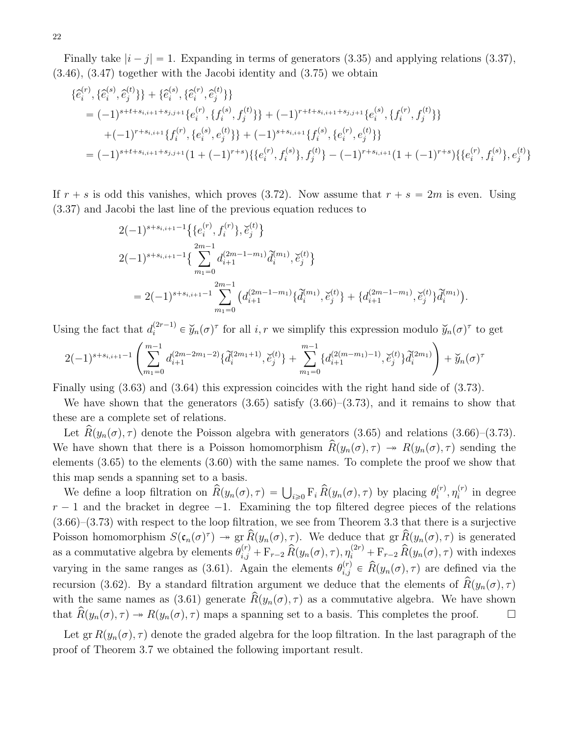Finally take $|i-j| = 1$. Expanding in terms of generators (3.35) and applying relations (3.37), (3.46), (3.47) together with the Jacobi identity and (3.75) we obtain

$$
\begin{aligned}
&\{\widehat{e}_i^{(r)}, \{\widehat{e}_i^{(s)}, \widehat{e}_j^{(t)}\}\} + \{\widehat{e}_i^{(s)}, \{\widehat{e}_i^{(r)}, \widehat{e}_j^{(t)}\}\} \\
&\quad = (-1)^{s+t+s_{i,i+1}+s_{j,j+1}}\{e_i^{(r)}, \{f_i^{(s)}, f_j^{(t)}\}\} + (-1)^{r+t+s_{i,i+1}+s_{j,j+1}}\{e_i^{(s)}, \{f_i^{(r)}, f_j^{(t)}\}\} \\
&\qquad + (-1)^{r+s_{i,i+1}}\{f_i^{(r)}, \{e_i^{(s)}, e_j^{(t)}\}\} + (-1)^{s+s_{i,i+1}}\{f_i^{(s)}, \{e_i^{(r)}, e_j^{(t)}\}\} \\
&\quad = (-1)^{s+t+s_{i,i+1}+s_{j,j+1}}(1+(-1)^{r+s})\{\{e_i^{(r)}, f_i^{(s)}\}, f_j^{(t)}\} - (-1)^{r+s_{i,i+1}}(1+(-1)^{r+s})\{\{e_i^{(r)}, f_i^{(s)}\}, e_j^{(t)}\}
\end{aligned}
$$

If $r+s$ is odd this vanishes, which proves (3.72). Now assume that $r+s = 2m$ is even. Using (3.37) and Jacobi the last line of the previous equation reduces to

$$
\begin{aligned}
&2(-1)^{s+s_{i,i+1}-1}\big\{\{e_i^{(r)}, f_i^{(r)}\}, \breve{e}_j^{(t)}\big\} \\
&2(-1)^{s+s_{i,i+1}-1}\big\{\sum_{m_1=0}^{2m-1} d_{i+1}^{(2m-1-m_1)}\widetilde{d}_i^{(m_1)}, \breve{e}_j^{(t)}\big\} \\
&\qquad = 2(-1)^{s+s_{i,i+1}-1}\sum_{m_1=0}^{2m-1}\big(d_{i+1}^{(2m-1-m_1)}\{\widetilde{d}_i^{(m_1)}, \breve{e}_j^{(t)}\} + \{d_{i+1}^{(2m-1-m_1)}, \breve{e}_j^{(t)}\}\widetilde{d}_i^{(m_1)}\big).
\end{aligned}
$$

Using the fact that $d_i^{(2r-1)} \in \breve{y}_n(\sigma)^\tau$ for all $i, r$ we simplify this expression modulo $\breve{y}_n(\sigma)^\tau$ to get

$$
2(-1)^{s+s_{i,i+1}-1}\left(\sum_{m_1=0}^{m-1} d_{i+1}^{(2m-2m_1-2)}\{\widetilde{d}_i^{(2m_1+1)}, \breve{e}_j^{(t)}\} + \sum_{m_1=0}^{m-1}\{d_{i+1}^{(2(m-m_1)-1)}, \breve{e}_j^{(t)}\}\widetilde{d}_i^{(2m_1)}\right) + \breve{y}_n(\sigma)^\tau
$$

Finally using (3.63) and (3.64) this expression coincides with the right hand side of (3.73).

We have shown that the generators (3.65) satisfy (3.66)–(3.73), and it remains to show that these are a complete set of relations.

Let $\widehat{R}(y_n(\sigma), \tau)$ denote the Poisson algebra with generators (3.65) and relations (3.66)–(3.73). We have shown that there is a Poisson homomorphism $\widehat{R}(y_n(\sigma), \tau) \twoheadrightarrow R(y_n(\sigma), \tau)$ sending the elements (3.65) to the elements (3.60) with the same names. To complete the proof we show that this map sends a spanning set to a basis.

We define a loop filtration on $\widehat{R}(y_n(\sigma), \tau) = \bigcup_{i \geqslant 0} \mathrm{F}_i\, \widehat{R}(y_n(\sigma), \tau)$ by placing $\theta_i^{(r)}, \eta_i^{(r)}$ in degree $r-1$ and the bracket in degree $-1$. Examining the top filtered degree pieces of the relations (3.66)–(3.73) with respect to the loop filtration, we see from Theorem 3.3 that there is a surjective Poisson homomorphism $S(\mathfrak{c}_n(\sigma)^\tau) \twoheadrightarrow \mathrm{gr}\, \widehat{R}(y_n(\sigma), \tau)$. We deduce that $\mathrm{gr}\, \widehat{R}(y_n(\sigma), \tau)$ is generated as a commutative algebra by elements $\theta_{i,j}^{(r)} + \mathrm{F}_{r-2}\, \widehat{R}(y_n(\sigma), \tau), \eta_i^{(2r)} + \mathrm{F}_{r-2}\, \widehat{R}(y_n(\sigma), \tau)$ with indexes varying in the same ranges as (3.61). Again the elements $\theta_{i,j}^{(r)} \in \widehat{R}(y_n(\sigma), \tau)$ are defined via the recursion (3.62). By a standard filtration argument we deduce that the elements of $\widehat{R}(y_n(\sigma), \tau)$ with the same names as (3.61) generate $\widehat{R}(y_n(\sigma), \tau)$ as a commutative algebra. We have shown that $\widehat{R}(y_n(\sigma), \tau) \twoheadrightarrow R(y_n(\sigma), \tau)$ maps a spanning set to a basis. This completes the proof. $\square$

Let $\mathrm{gr}\, R(y_n(\sigma), \tau)$ denote the graded algebra for the loop filtration. In the last paragraph of the proof of Theorem 3.7 we obtained the following important result.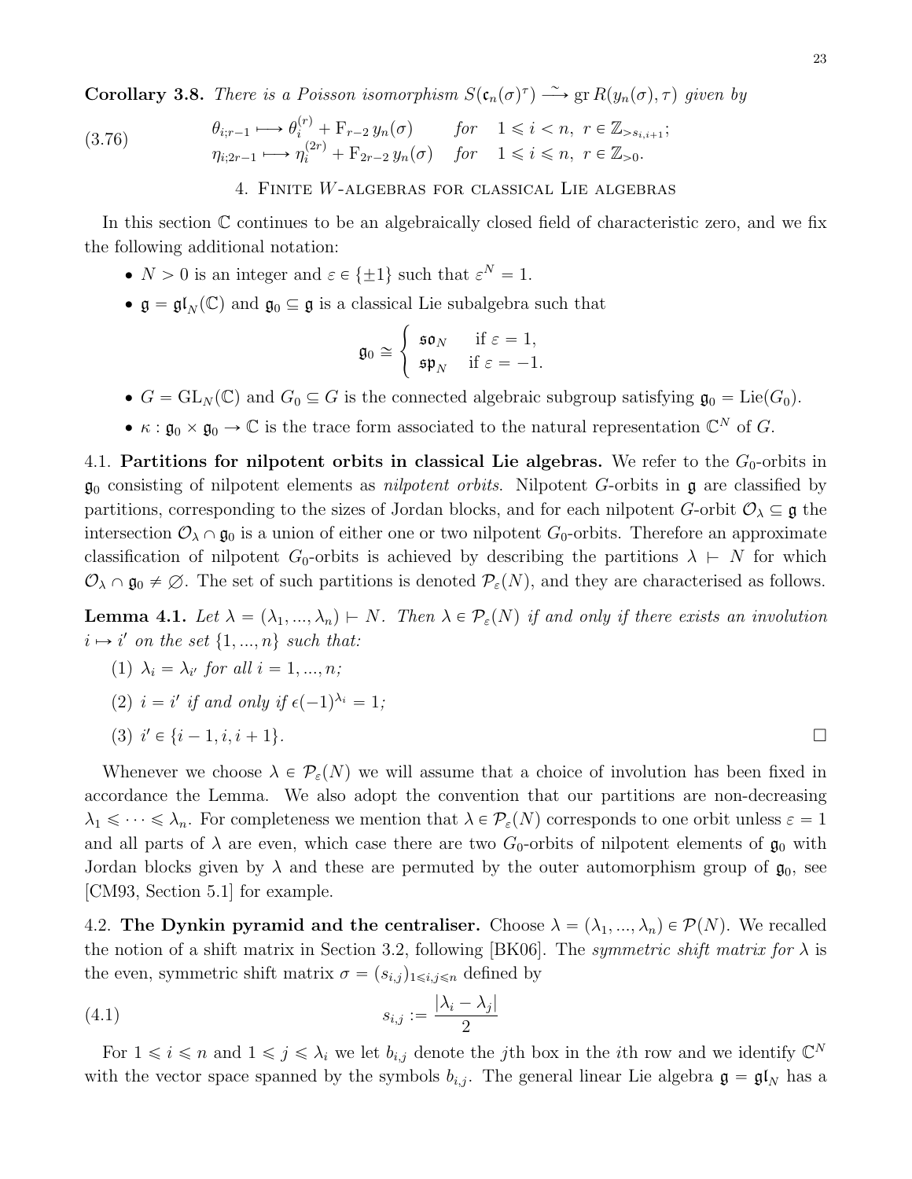**Corollary 3.8.** *There is a Poisson isomorphism $S(\mathfrak{c}_n(\sigma)^\tau) \xrightarrow{\sim} \operatorname{gr} R(y_n(\sigma), \tau)$ given by*

$$
\begin{aligned}
\theta_{i;r-1} &\longmapsto \theta_i^{(r)} + \mathrm{F}_{r-2}\, y_n(\sigma) \qquad \text{for} \quad 1 \leqslant i < n,\ r \in \mathbb{Z}_{>s_{i,i+1}};\\
\eta_{i;2r-1} &\longmapsto \eta_i^{(2r)} + \mathrm{F}_{2r-2}\, y_n(\sigma) \quad \text{for} \quad 1 \leqslant i \leqslant n,\ r \in \mathbb{Z}_{>0}.
\end{aligned}
\tag{3.76}
$$

## 4. Finite $W$-algebras for classical Lie algebras

In this section $\mathbb{C}$ continues to be an algebraically closed field of characteristic zero, and we fix the following additional notation:

- $N > 0$ is an integer and $\varepsilon \in \{\pm 1\}$ such that $\varepsilon^N = 1$.
- $\mathfrak{g} = \mathfrak{gl}_N(\mathbb{C})$ and $\mathfrak{g}_0 \subseteq \mathfrak{g}$ is a classical Lie subalgebra such that

$$
\mathfrak{g}_0 \cong \begin{cases} \mathfrak{so}_N & \text{if } \varepsilon = 1, \\ \mathfrak{sp}_N & \text{if } \varepsilon = -1. \end{cases}
$$

- $G = \mathrm{GL}_N(\mathbb{C})$ and $G_0 \subseteq G$ is the connected algebraic subgroup satisfying $\mathfrak{g}_0 = \mathrm{Lie}(G_0)$.
- $\kappa : \mathfrak{g}_0 \times \mathfrak{g}_0 \to \mathbb{C}$ is the trace form associated to the natural representation $\mathbb{C}^N$ of $G$.

4.1. **Partitions for nilpotent orbits in classical Lie algebras.** We refer to the $G_0$-orbits in $\mathfrak{g}_0$ consisting of nilpotent elements as *nilpotent orbits*. Nilpotent $G$-orbits in $\mathfrak{g}$ are classified by partitions, corresponding to the sizes of Jordan blocks, and for each nilpotent $G$-orbit $\mathcal{O}_\lambda \subseteq \mathfrak{g}$ the intersection $\mathcal{O}_\lambda \cap \mathfrak{g}_0$ is a union of either one or two nilpotent $G_0$-orbits. Therefore an approximate classification of nilpotent $G_0$-orbits is achieved by describing the partitions $\lambda \vdash N$ for which $\mathcal{O}_\lambda \cap \mathfrak{g}_0 \neq \varnothing$. The set of such partitions is denoted $\mathcal{P}_\varepsilon(N)$, and they are characterised as follows.

**Lemma 4.1.** *Let $\lambda = (\lambda_1, ..., \lambda_n) \vdash N$. Then $\lambda \in \mathcal{P}_\varepsilon(N)$ if and only if there exists an involution $i \mapsto i'$ on the set $\{1, ..., n\}$ such that:*

1. *$\lambda_i = \lambda_{i'}$ for all $i = 1, ..., n$;*
2. *$i = i'$ if and only if $\epsilon(-1)^{\lambda_i} = 1$;*
3. *$i' \in \{i-1, i, i+1\}$.* □

Whenever we choose $\lambda \in \mathcal{P}_\varepsilon(N)$ we will assume that a choice of involution has been fixed in accordance the Lemma. We also adopt the convention that our partitions are non-decreasing $\lambda_1 \leqslant \cdots \leqslant \lambda_n$. For completeness we mention that $\lambda \in \mathcal{P}_\varepsilon(N)$ corresponds to one orbit unless $\varepsilon = 1$ and all parts of $\lambda$ are even, which case there are two $G_0$-orbits of nilpotent elements of $\mathfrak{g}_0$ with Jordan blocks given by $\lambda$ and these are permuted by the outer automorphism group of $\mathfrak{g}_0$, see [CM93, Section 5.1] for example.

4.2. **The Dynkin pyramid and the centraliser.** Choose $\lambda = (\lambda_1, ..., \lambda_n) \in \mathcal{P}(N)$. We recalled the notion of a shift matrix in Section 3.2, following [BK06]. The *symmetric shift matrix for* $\lambda$ is the even, symmetric shift matrix $\sigma = (s_{i,j})_{1 \leqslant i,j \leqslant n}$ defined by

$$
s_{i,j} := \frac{|\lambda_i - \lambda_j|}{2}
\tag{4.1}
$$

For $1 \leqslant i \leqslant n$ and $1 \leqslant j \leqslant \lambda_i$ we let $b_{i,j}$ denote the $j$th box in the $i$th row and we identify $\mathbb{C}^N$ with the vector space spanned by the symbols $b_{i,j}$. The general linear Lie algebra $\mathfrak{g} = \mathfrak{gl}_N$ has a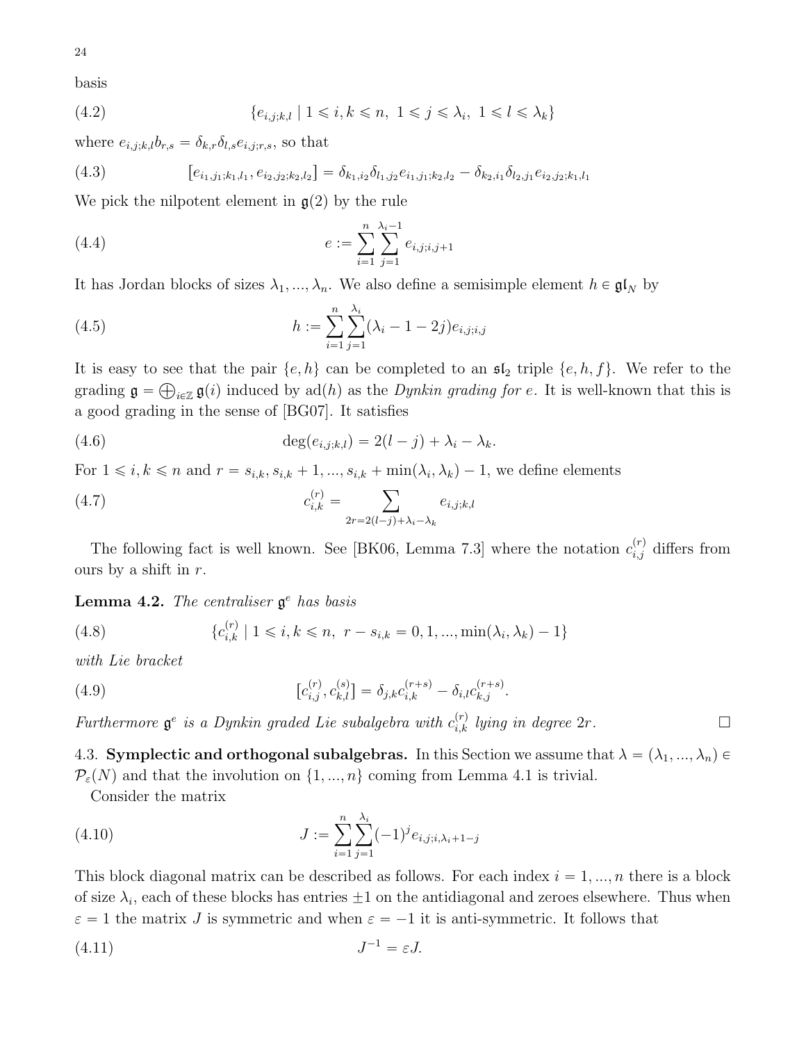basis

$$\{e_{i,j;k,l} \mid 1 \leqslant i,k \leqslant n,\ 1 \leqslant j \leqslant \lambda_i,\ 1 \leqslant l \leqslant \lambda_k\} \tag{4.2}$$

where $e_{i,j;k,l}b_{r,s} = \delta_{k,r}\delta_{l,s}e_{i,j;r,s}$, so that

$$[e_{i_1,j_1;k_1,l_1}, e_{i_2,j_2;k_2,l_2}] = \delta_{k_1,i_2}\delta_{l_1,j_2}e_{i_1,j_1;k_2,l_2} - \delta_{k_2,i_1}\delta_{l_2,j_1}e_{i_2,j_2;k_1,l_1} \tag{4.3}$$

We pick the nilpotent element in $\mathfrak{g}(2)$ by the rule

$$e := \sum_{i=1}^{n}\sum_{j=1}^{\lambda_i-1} e_{i,j;i,j+1} \tag{4.4}$$

It has Jordan blocks of sizes $\lambda_1, ..., \lambda_n$. We also define a semisimple element $h \in \mathfrak{gl}_N$ by

$$h := \sum_{i=1}^{n}\sum_{j=1}^{\lambda_i}(\lambda_i - 1 - 2j)e_{i,j;i,j} \tag{4.5}$$

It is easy to see that the pair $\{e,h\}$ can be completed to an $\mathfrak{sl}_2$ triple $\{e,h,f\}$. We refer to the grading $\mathfrak{g} = \bigoplus_{i\in\mathbb{Z}}\mathfrak{g}(i)$ induced by $\mathrm{ad}(h)$ as the *Dynkin grading for* $e$. It is well-known that this is a good grading in the sense of [BG07]. It satisfies

$$\deg(e_{i,j;k,l}) = 2(l-j) + \lambda_i - \lambda_k. \tag{4.6}$$

For $1 \leqslant i,k \leqslant n$ and $r = s_{i,k}, s_{i,k}+1, ..., s_{i,k} + \min(\lambda_i,\lambda_k) - 1$, we define elements

$$c_{i,k}^{(r)} = \sum_{2r = 2(l-j)+\lambda_i-\lambda_k} e_{i,j;k,l} \tag{4.7}$$

The following fact is well known. See [BK06, Lemma 7.3] where the notation $c_{i,j}^{(r)}$ differs from ours by a shift in $r$.

**Lemma 4.2.** *The centraliser $\mathfrak{g}^e$ has basis*

$$\{c_{i,k}^{(r)} \mid 1 \leqslant i,k \leqslant n,\ r - s_{i,k} = 0,1,...,\min(\lambda_i,\lambda_k)-1\} \tag{4.8}$$

*with Lie bracket*

$$[c_{i,j}^{(r)}, c_{k,l}^{(s)}] = \delta_{j,k}c_{i,k}^{(r+s)} - \delta_{i,l}c_{k,j}^{(r+s)}. \tag{4.9}$$

*Furthermore $\mathfrak{g}^e$ is a Dynkin graded Lie subalgebra with $c_{i,k}^{(r)}$ lying in degree $2r$.* □

4.3. **Symplectic and orthogonal subalgebras.** In this Section we assume that $\lambda = (\lambda_1, ..., \lambda_n) \in \mathcal{P}_\varepsilon(N)$ and that the involution on $\{1, ..., n\}$ coming from Lemma 4.1 is trivial.

Consider the matrix

$$J := \sum_{i=1}^{n}\sum_{j=1}^{\lambda_i}(-1)^j e_{i,j;i,\lambda_i+1-j} \tag{4.10}$$

This block diagonal matrix can be described as follows. For each index $i = 1, ..., n$ there is a block of size $\lambda_i$, each of these blocks has entries $\pm1$ on the antidiagonal and zeroes elsewhere. Thus when $\varepsilon = 1$ the matrix $J$ is symmetric and when $\varepsilon = -1$ it is anti-symmetric. It follows that

$$J^{-1} = \varepsilon J. \tag{4.11}$$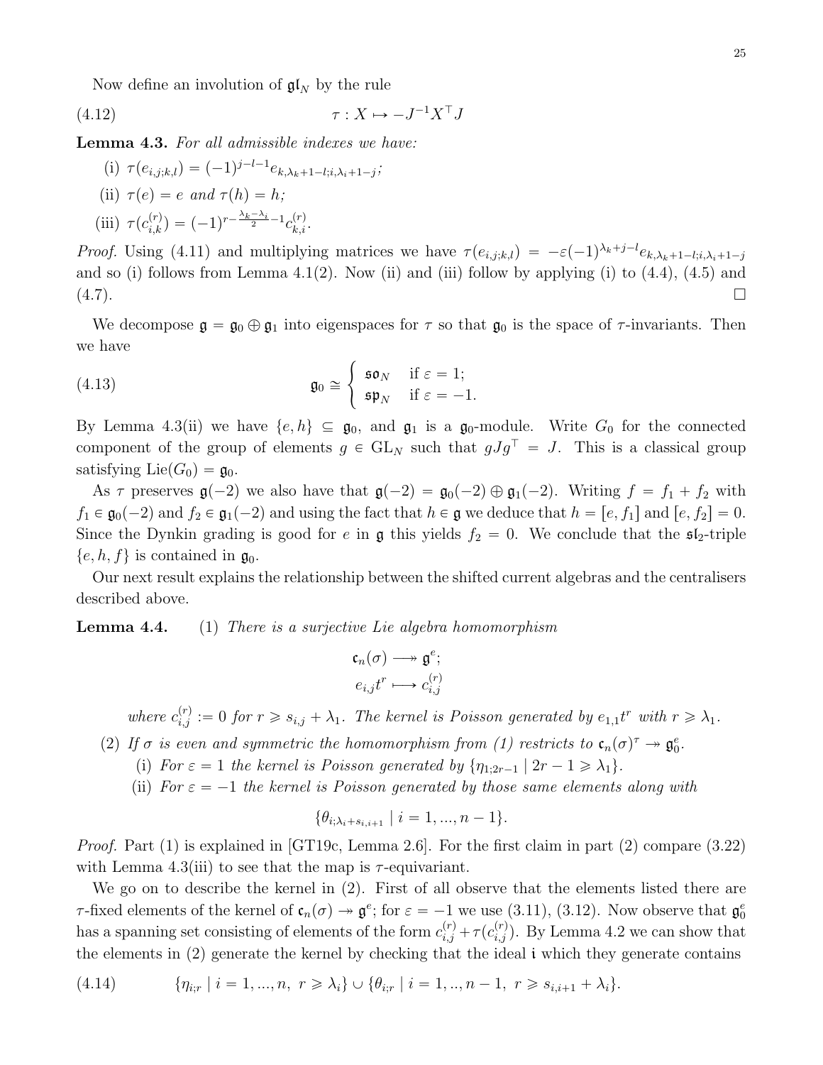Now define an involution of $\mathfrak{gl}_N$ by the rule

$$\tau : X \mapsto -J^{-1}X^\top J \tag{4.12}$$

**Lemma 4.3.** *For all admissible indexes we have:*

(i) $\tau(e_{i,j;k,l}) = (-1)^{j-l-1} e_{k,\lambda_k+1-l;i,\lambda_i+1-j}$;

(ii) $\tau(e) = e$ *and* $\tau(h) = h$;

(iii) $\tau(c_{i,k}^{(r)}) = (-1)^{r-\frac{\lambda_k-\lambda_i}{2}-1} c_{k,i}^{(r)}$.

*Proof.* Using (4.11) and multiplying matrices we have $\tau(e_{i,j;k,l}) = -\varepsilon(-1)^{\lambda_k+j-l} e_{k,\lambda_k+1-l;i,\lambda_i+1-j}$ and so (i) follows from Lemma 4.1(2). Now (ii) and (iii) follow by applying (i) to (4.4), (4.5) and (4.7). $\square$

We decompose $\mathfrak{g} = \mathfrak{g}_0 \oplus \mathfrak{g}_1$ into eigenspaces for $\tau$ so that $\mathfrak{g}_0$ is the space of $\tau$-invariants. Then we have

$$\mathfrak{g}_0 \cong \begin{cases} \mathfrak{so}_N & \text{if } \varepsilon = 1; \\ \mathfrak{sp}_N & \text{if } \varepsilon = -1. \end{cases} \tag{4.13}$$

By Lemma 4.3(ii) we have $\{e, h\} \subseteq \mathfrak{g}_0$, and $\mathfrak{g}_1$ is a $\mathfrak{g}_0$-module. Write $G_0$ for the connected component of the group of elements $g \in \mathrm{GL}_N$ such that $gJg^\top = J$. This is a classical group satisfying $\mathrm{Lie}(G_0) = \mathfrak{g}_0$.

As $\tau$ preserves $\mathfrak{g}(-2)$ we also have that $\mathfrak{g}(-2) = \mathfrak{g}_0(-2) \oplus \mathfrak{g}_1(-2)$. Writing $f = f_1 + f_2$ with $f_1 \in \mathfrak{g}_0(-2)$ and $f_2 \in \mathfrak{g}_1(-2)$ and using the fact that $h \in \mathfrak{g}$ we deduce that $h = [e, f_1]$ and $[e, f_2] = 0$. Since the Dynkin grading is good for $e$ in $\mathfrak{g}$ this yields $f_2 = 0$. We conclude that the $\mathfrak{sl}_2$-triple $\{e, h, f\}$ is contained in $\mathfrak{g}_0$.

Our next result explains the relationship between the shifted current algebras and the centralisers described above.

**Lemma 4.4.** (1) *There is a surjective Lie algebra homomorphism*

$$\mathfrak{c}_n(\sigma) \twoheadrightarrow \mathfrak{g}^e;$$
$$e_{i,j}t^r \longmapsto c_{i,j}^{(r)}$$

*where* $c_{i,j}^{(r)} := 0$ *for* $r \geqslant s_{i,j} + \lambda_1$. *The kernel is Poisson generated by* $e_{1,1}t^r$ *with* $r \geqslant \lambda_1$.

(2) *If* $\sigma$ *is even and symmetric the homomorphism from (1) restricts to* $\mathfrak{c}_n(\sigma)^\tau \twoheadrightarrow \mathfrak{g}_0^e$.

(i) *For* $\varepsilon = 1$ *the kernel is Poisson generated by* $\{\eta_{1;2r-1} \mid 2r-1 \geqslant \lambda_1\}$.

(ii) *For* $\varepsilon = -1$ *the kernel is Poisson generated by those same elements along with*

$$\{\theta_{i;\lambda_i+s_{i,i+1}} \mid i = 1, ..., n-1\}.$$

*Proof.* Part (1) is explained in [GT19c, Lemma 2.6]. For the first claim in part (2) compare (3.22) with Lemma 4.3(iii) to see that the map is $\tau$-equivariant.

We go on to describe the kernel in (2). First of all observe that the elements listed there are $\tau$-fixed elements of the kernel of $\mathfrak{c}_n(\sigma) \twoheadrightarrow \mathfrak{g}^e$; for $\varepsilon = -1$ we use (3.11), (3.12). Now observe that $\mathfrak{g}_0^e$ has a spanning set consisting of elements of the form $c_{i,j}^{(r)} + \tau(c_{i,j}^{(r)})$. By Lemma 4.2 we can show that the elements in (2) generate the kernel by checking that the ideal $\mathfrak{i}$ which they generate contains

$$\{\eta_{i;r} \mid i = 1, ..., n,\ r \geqslant \lambda_i\} \cup \{\theta_{i;r} \mid i = 1, .., n-1,\ r \geqslant s_{i,i+1} + \lambda_i\}. \tag{4.14}$$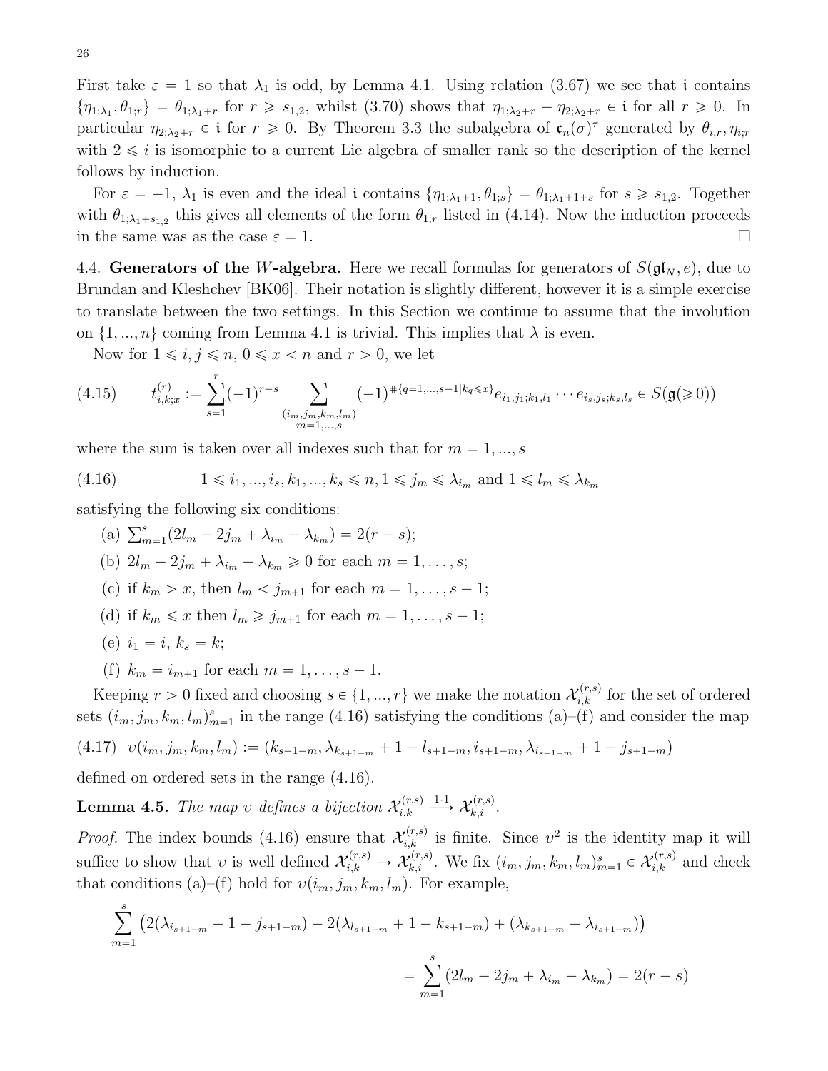First take $\varepsilon = 1$ so that $\lambda_1$ is odd, by Lemma 4.1. Using relation (3.67) we see that $\mathfrak{i}$ contains $\{\eta_{1;\lambda_1}, \theta_{1;r}\} = \theta_{1;\lambda_1+r}$ for $r \geqslant s_{1,2}$, whilst (3.70) shows that $\eta_{1;\lambda_2+r} - \eta_{2;\lambda_2+r} \in \mathfrak{i}$ for all $r \geqslant 0$. In particular $\eta_{2;\lambda_2+r} \in \mathfrak{i}$ for $r \geqslant 0$. By Theorem 3.3 the subalgebra of $\mathfrak{c}_n(\sigma)^\tau$ generated by $\theta_{i,r}, \eta_{i;r}$ with $2 \leqslant i$ is isomorphic to a current Lie algebra of smaller rank so the description of the kernel follows by induction.

For $\varepsilon = -1$, $\lambda_1$ is even and the ideal $\mathfrak{i}$ contains $\{\eta_{1;\lambda_1+1}, \theta_{1;s}\} = \theta_{1;\lambda_1+1+s}$ for $s \geqslant s_{1,2}$. Together with $\theta_{1;\lambda_1+s_{1,2}}$ this gives all elements of the form $\theta_{1;r}$ listed in (4.14). Now the induction proceeds in the same was as the case $\varepsilon = 1$. □

4.4. **Generators of the $W$-algebra.** Here we recall formulas for generators of $S(\mathfrak{gl}_N, e)$, due to Brundan and Kleshchev [BK06]. Their notation is slightly different, however it is a simple exercise to translate between the two settings. In this Section we continue to assume that the involution on $\{1, ..., n\}$ coming from Lemma 4.1 is trivial. This implies that $\lambda$ is even.

Now for $1 \leqslant i, j \leqslant n$, $0 \leqslant x < n$ and $r > 0$, we let

$$t_{i,k;x}^{(r)} := \sum_{s=1}^{r} (-1)^{r-s} \sum_{\substack{(i_m, j_m, k_m, l_m)\\ m=1,\dots,s}} (-1)^{\#\{q=1,\dots,s-1 \mid k_q \leqslant x\}} e_{i_1,j_1;k_1,l_1} \cdots e_{i_s,j_s;k_s,l_s} \in S(\mathfrak{g}(\geqslant 0)) \tag{4.15}$$

where the sum is taken over all indexes such that for $m = 1, ..., s$

$$1 \leqslant i_1, ..., i_s, k_1, ..., k_s \leqslant n, 1 \leqslant j_m \leqslant \lambda_{i_m} \text{ and } 1 \leqslant l_m \leqslant \lambda_{k_m} \tag{4.16}$$

satisfying the following six conditions:

(a) $\sum_{m=1}^{s}(2l_m - 2j_m + \lambda_{i_m} - \lambda_{k_m}) = 2(r - s)$;

(b) $2l_m - 2j_m + \lambda_{i_m} - \lambda_{k_m} \geqslant 0$ for each $m = 1, \dots, s$;

(c) if $k_m > x$, then $l_m < j_{m+1}$ for each $m = 1, \dots, s-1$;

(d) if $k_m \leqslant x$ then $l_m \geqslant j_{m+1}$ for each $m = 1, \dots, s-1$;

(e) $i_1 = i$, $k_s = k$;

(f) $k_m = i_{m+1}$ for each $m = 1, \dots, s-1$.

Keeping $r > 0$ fixed and choosing $s \in \{1, ..., r\}$ we make the notation $\mathcal{X}_{i,k}^{(r,s)}$ for the set of ordered sets $(i_m, j_m, k_m, l_m)_{m=1}^s$ in the range (4.16) satisfying the conditions (a)–(f) and consider the map

$$\upsilon(i_m, j_m, k_m, l_m) := (k_{s+1-m}, \lambda_{k_{s+1-m}} + 1 - l_{s+1-m}, i_{s+1-m}, \lambda_{i_{s+1-m}} + 1 - j_{s+1-m}) \tag{4.17}$$

defined on ordered sets in the range (4.16).

**Lemma 4.5.** *The map $\upsilon$ defines a bijection $\mathcal{X}_{i,k}^{(r,s)} \xrightarrow{\text{1-1}} \mathcal{X}_{k,i}^{(r,s)}$.*

*Proof.* The index bounds (4.16) ensure that $\mathcal{X}_{i,k}^{(r,s)}$ is finite. Since $\upsilon^2$ is the identity map it will suffice to show that $\upsilon$ is well defined $\mathcal{X}_{i,k}^{(r,s)} \to \mathcal{X}_{k,i}^{(r,s)}$. We fix $(i_m, j_m, k_m, l_m)_{m=1}^s \in \mathcal{X}_{i,k}^{(r,s)}$ and check that conditions (a)–(f) hold for $\upsilon(i_m, j_m, k_m, l_m)$. For example,

$$\sum_{m=1}^{s} \big(2(\lambda_{i_{s+1-m}} + 1 - j_{s+1-m}) - 2(\lambda_{l_{s+1-m}} + 1 - k_{s+1-m}) + (\lambda_{k_{s+1-m}} - \lambda_{i_{s+1-m}})\big)$$
$$= \sum_{m=1}^{s} (2l_m - 2j_m + \lambda_{i_m} - \lambda_{k_m}) = 2(r - s)$$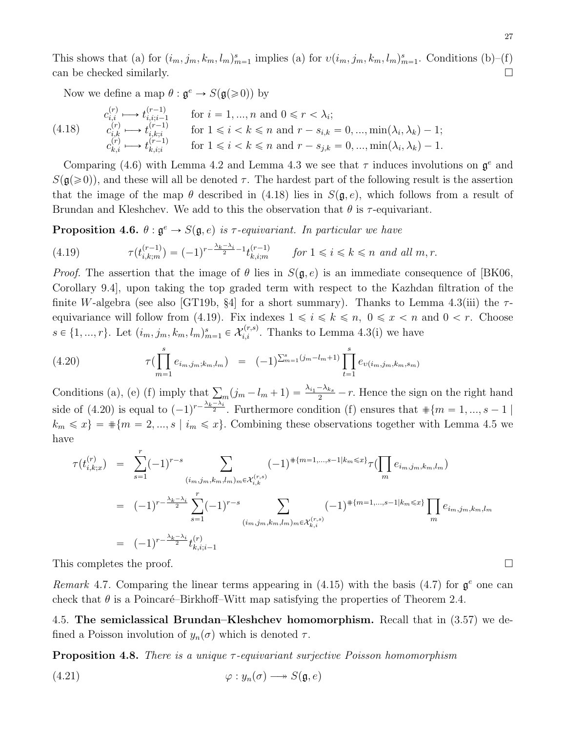This shows that (a) for $(i_m, j_m, k_m, l_m)_{m=1}^s$ implies (a) for $\upsilon(i_m, j_m, k_m, l_m)_{m=1}^s$. Conditions (b)–(f) can be checked similarly. $\square$

Now we define a map $\theta : \mathfrak{g}^e \to S(\mathfrak{g}(\geqslant 0))$ by

$$
\begin{array}{lll}
c_{i,i}^{(r)} \longmapsto t_{i,i;i-1}^{(r-1)} & \text{for } i = 1, ..., n \text{ and } 0 \leqslant r < \lambda_i; \\
c_{i,k}^{(r)} \longmapsto t_{i,k;i}^{(r-1)} & \text{for } 1 \leqslant i < k \leqslant n \text{ and } r - s_{i,k} = 0, ..., \min(\lambda_i, \lambda_k) - 1; \\
c_{k,i}^{(r)} \longmapsto t_{k,i;i}^{(r-1)} & \text{for } 1 \leqslant i < k \leqslant n \text{ and } r - s_{j,k} = 0, ..., \min(\lambda_i, \lambda_k) - 1.
\end{array}
\tag{4.18}
$$

Comparing (4.6) with Lemma 4.2 and Lemma 4.3 we see that $\tau$ induces involutions on $\mathfrak{g}^e$ and $S(\mathfrak{g}(\geqslant 0))$, and these will all be denoted $\tau$. The hardest part of the following result is the assertion that the image of the map $\theta$ described in (4.18) lies in $S(\mathfrak{g}, e)$, which follows from a result of Brundan and Kleshchev. We add to this the observation that $\theta$ is $\tau$-equivariant.

**Proposition 4.6.** *$\theta : \mathfrak{g}^e \to S(\mathfrak{g}, e)$ is $\tau$-equivariant. In particular we have*

$$
\tau(t_{i,k;m}^{(r-1)}) = (-1)^{r - \frac{\lambda_k - \lambda_i}{2} - 1} t_{k,i;m}^{(r-1)} \qquad \textit{for } 1 \leqslant i \leqslant k \leqslant n \textit{ and all } m, r. \tag{4.19}
$$

*Proof.* The assertion that the image of $\theta$ lies in $S(\mathfrak{g}, e)$ is an immediate consequence of [BK06, Corollary 9.4], upon taking the top graded term with respect to the Kazhdan filtration of the finite $W$-algebra (see also [GT19b, §4] for a short summary). Thanks to Lemma 4.3(iii) the $\tau$-equivariance will follow from (4.19). Fix indexes $1 \leqslant i \leqslant k \leqslant n$, $0 \leqslant x < n$ and $0 < r$. Choose $s \in \{1, ..., r\}$. Let $(i_m, j_m, k_m, l_m)_{m=1}^s \in \mathcal{X}_{i,i}^{(r,s)}$. Thanks to Lemma 4.3(i) we have

$$
\tau(\prod_{m=1}^{s} e_{i_m, j_m; k_m, l_m}) = (-1)^{\sum_{m=1}^{s} (j_m - l_m + 1)} \prod_{t=1}^{s} e_{\upsilon(i_m, j_m, k_m, s_m)} \tag{4.20}
$$

Conditions (a), (e) (f) imply that $\sum_m (j_m - l_m + 1) = \frac{\lambda_{i_1} - \lambda_{k_s}}{2} - r$. Hence the sign on the right hand side of (4.20) is equal to $(-1)^{r - \frac{\lambda_k - \lambda_i}{2}}$. Furthermore condition (f) ensures that $\#\{m = 1, ..., s-1 \mid k_m \leqslant x\} = \#\{m = 2, ..., s \mid i_m \leqslant x\}$. Combining these observations together with Lemma 4.5 we have

$$
\begin{aligned}
\tau(t_{i,k;x}^{(r)}) &= \sum_{s=1}^{r} (-1)^{r-s} \sum_{(i_m, j_m, k_m, l_m)_m \in \mathcal{X}_{i,k}^{(r,s)}} (-1)^{\#\{m=1,...,s-1 \mid k_m \leqslant x\}} \tau(\prod_m e_{i_m, j_m, k_m, l_m}) \\
&= (-1)^{r - \frac{\lambda_k - \lambda_i}{2}} \sum_{s=1}^{r} (-1)^{r-s} \sum_{(i_m, j_m, k_m, l_m)_m \in \mathcal{X}_{k,i}^{(r,s)}} (-1)^{\#\{m=1,...,s-1 \mid k_m \leqslant x\}} \prod_m e_{i_m, j_m, k_m, l_m} \\
&= (-1)^{r - \frac{\lambda_k - \lambda_i}{2}} t_{k,i;i-1}^{(r)}
\end{aligned}
$$

This completes the proof. $\square$

*Remark* 4.7. Comparing the linear terms appearing in (4.15) with the basis (4.7) for $\mathfrak{g}^e$ one can check that $\theta$ is a Poincaré–Birkhoff–Witt map satisfying the properties of Theorem 2.4.

4.5. **The semiclassical Brundan–Kleshchev homomorphism.** Recall that in (3.57) we defined a Poisson involution of $y_n(\sigma)$ which is denoted $\tau$.

**Proposition 4.8.** *There is a unique $\tau$-equivariant surjective Poisson homomorphism*

$$
\varphi : y_n(\sigma) \twoheadrightarrow S(\mathfrak{g}, e) \tag{4.21}
$$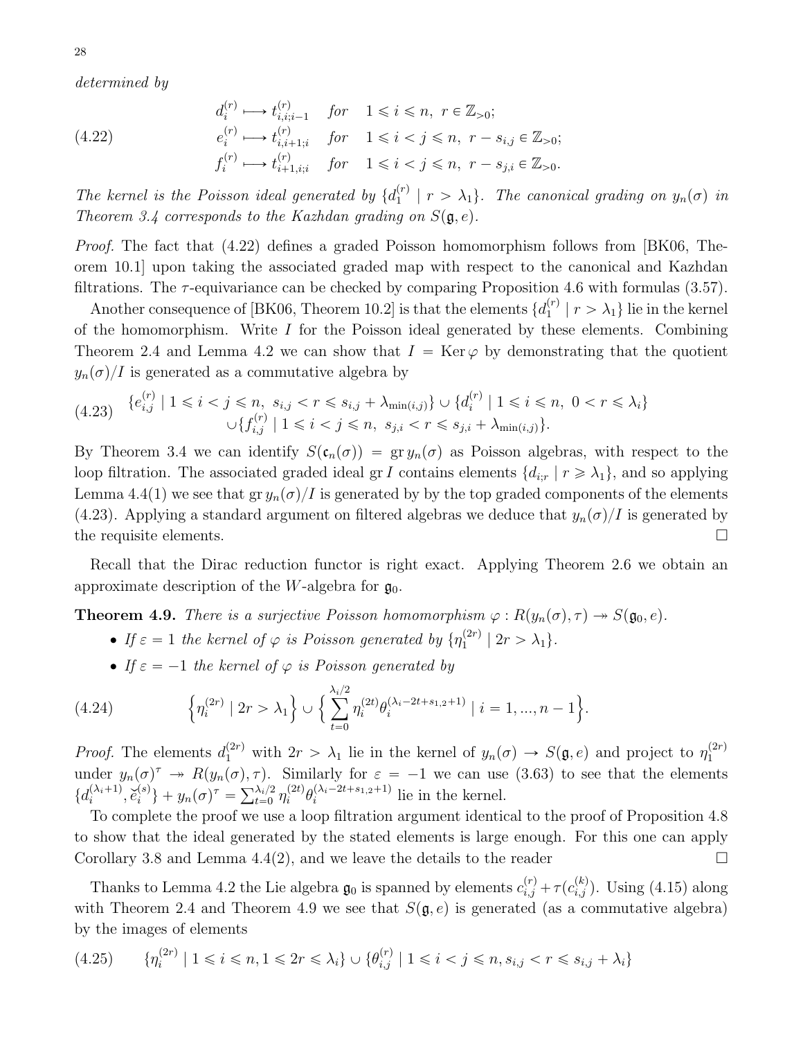*determined by*

$$
\begin{aligned}
&d_i^{(r)} \longmapsto t_{i,i;i-1}^{(r)} \quad \textit{for} \quad 1 \leqslant i \leqslant n,\ r \in \mathbb{Z}_{>0};\\
(4.22) \qquad &e_i^{(r)} \longmapsto t_{i,i+1;i}^{(r)} \quad \textit{for} \quad 1 \leqslant i < j \leqslant n,\ r - s_{i,j} \in \mathbb{Z}_{>0};\\
&f_i^{(r)} \longmapsto t_{i+1,i;i}^{(r)} \quad \textit{for} \quad 1 \leqslant i < j \leqslant n,\ r - s_{j,i} \in \mathbb{Z}_{>0}.
\end{aligned}
$$

*The kernel is the Poisson ideal generated by* $\{d_1^{(r)} \mid r > \lambda_1\}$. *The canonical grading on* $y_n(\sigma)$ *in Theorem 3.4 corresponds to the Kazhdan grading on* $S(\mathfrak{g}, e)$.

*Proof.* The fact that (4.22) defines a graded Poisson homomorphism follows from [BK06, Theorem 10.1] upon taking the associated graded map with respect to the canonical and Kazhdan filtrations. The $\tau$-equivariance can be checked by comparing Proposition 4.6 with formulas (3.57).

Another consequence of [BK06, Theorem 10.2] is that the elements $\{d_1^{(r)} \mid r > \lambda_1\}$ lie in the kernel of the homomorphism. Write $I$ for the Poisson ideal generated by these elements. Combining Theorem 2.4 and Lemma 4.2 we can show that $I = \operatorname{Ker}\varphi$ by demonstrating that the quotient $y_n(\sigma)/I$ is generated as a commutative algebra by

$$
(4.23) \quad \begin{aligned}
&\{e_{i,j}^{(r)} \mid 1 \leqslant i < j \leqslant n,\ s_{i,j} < r \leqslant s_{i,j} + \lambda_{\min(i,j)}\} \cup \{d_i^{(r)} \mid 1 \leqslant i \leqslant n,\ 0 < r \leqslant \lambda_i\}\\
&\qquad \cup \{f_{i,j}^{(r)} \mid 1 \leqslant i < j \leqslant n,\ s_{j,i} < r \leqslant s_{j,i} + \lambda_{\min(i,j)}\}.
\end{aligned}
$$

By Theorem 3.4 we can identify $S(\mathfrak{c}_n(\sigma)) = \operatorname{gr} y_n(\sigma)$ as Poisson algebras, with respect to the loop filtration. The associated graded ideal $\operatorname{gr} I$ contains elements $\{d_{i;r} \mid r \geqslant \lambda_1\}$, and so applying Lemma 4.4(1) we see that $\operatorname{gr} y_n(\sigma)/I$ is generated by by the top graded components of the elements (4.23). Applying a standard argument on filtered algebras we deduce that $y_n(\sigma)/I$ is generated by the requisite elements. $\square$

Recall that the Dirac reduction functor is right exact. Applying Theorem 2.6 we obtain an approximate description of the $W$-algebra for $\mathfrak{g}_0$.

**Theorem 4.9.** *There is a surjective Poisson homomorphism* $\varphi : R(y_n(\sigma), \tau) \twoheadrightarrow S(\mathfrak{g}_0, e)$.

- *If* $\varepsilon = 1$ *the kernel of* $\varphi$ *is Poisson generated by* $\{\eta_1^{(2r)} \mid 2r > \lambda_1\}$.
- *If* $\varepsilon = -1$ *the kernel of* $\varphi$ *is Poisson generated by*

$$
(4.24) \qquad \Big\{\eta_i^{(2r)} \mid 2r > \lambda_1\Big\} \cup \Big\{ \sum_{t=0}^{\lambda_i/2} \eta_i^{(2t)} \theta_i^{(\lambda_i - 2t + s_{1,2}+1)} \mid i = 1, ..., n-1\Big\}.
$$

*Proof.* The elements $d_1^{(2r)}$ with $2r > \lambda_1$ lie in the kernel of $y_n(\sigma) \to S(\mathfrak{g}, e)$ and project to $\eta_1^{(2r)}$ under $y_n(\sigma)^\tau \twoheadrightarrow R(y_n(\sigma), \tau)$. Similarly for $\varepsilon = -1$ we can use (3.63) to see that the elements $\{d_i^{(\lambda_i+1)}, \breve{e}_i^{(s)}\} + y_n(\sigma)^\tau = \sum_{t=0}^{\lambda_i/2} \eta_i^{(2t)} \theta_i^{(\lambda_i - 2t + s_{1,2}+1)}$ lie in the kernel.

To complete the proof we use a loop filtration argument identical to the proof of Proposition 4.8 to show that the ideal generated by the stated elements is large enough. For this one can apply Corollary 3.8 and Lemma 4.4(2), and we leave the details to the reader $\square$

Thanks to Lemma 4.2 the Lie algebra $\mathfrak{g}_0$ is spanned by elements $c_{i,j}^{(r)} + \tau(c_{i,j}^{(k)})$. Using (4.15) along with Theorem 2.4 and Theorem 4.9 we see that $S(\mathfrak{g}, e)$ is generated (as a commutative algebra) by the images of elements

$$
(4.25) \qquad \{\eta_i^{(2r)} \mid 1 \leqslant i \leqslant n, 1 \leqslant 2r \leqslant \lambda_i\} \cup \{\theta_{i,j}^{(r)} \mid 1 \leqslant i < j \leqslant n, s_{i,j} < r \leqslant s_{i,j} + \lambda_i\}
$$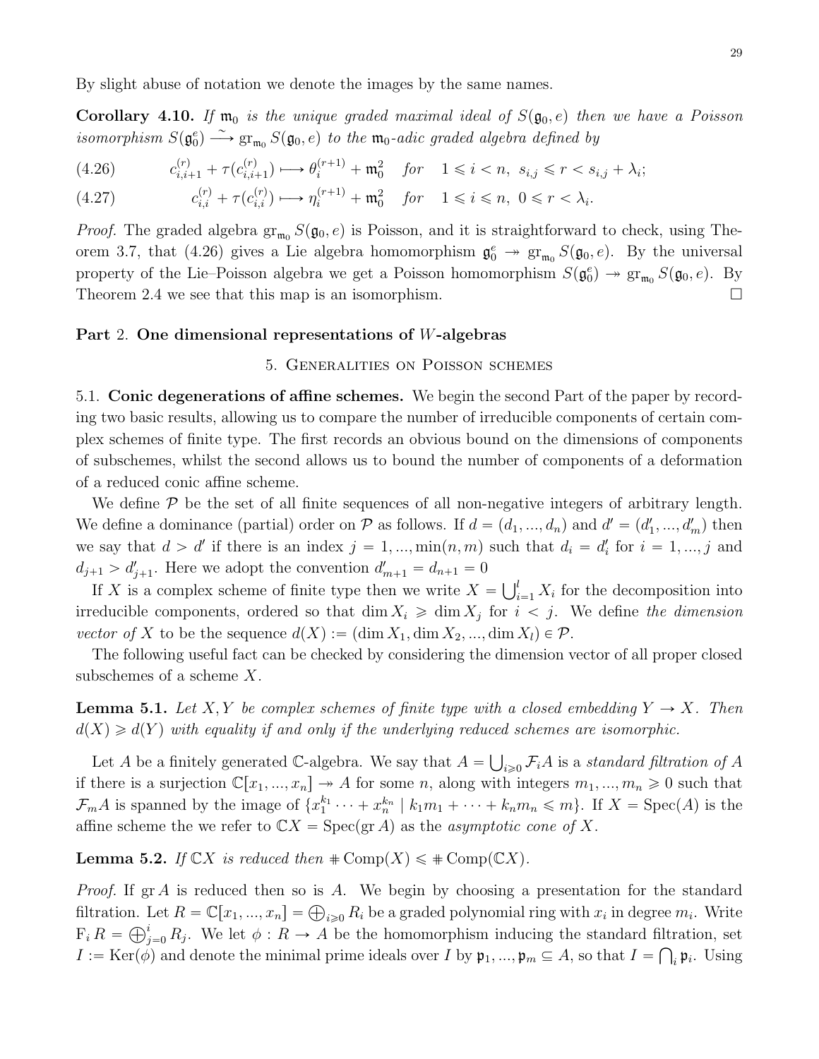By slight abuse of notation we denote the images by the same names.

**Corollary 4.10.** *If $\mathfrak{m}_0$ is the unique graded maximal ideal of $S(\mathfrak{g}_0, e)$ then we have a Poisson isomorphism $S(\mathfrak{g}_0^e) \xrightarrow{\sim} \mathrm{gr}_{\mathfrak{m}_0} S(\mathfrak{g}_0, e)$ to the $\mathfrak{m}_0$-adic graded algebra defined by*

$$c_{i,i+1}^{(r)} + \tau(c_{i,i+1}^{(r)}) \longmapsto \theta_i^{(r+1)} + \mathfrak{m}_0^2 \quad \textit{for} \quad 1 \leqslant i < n, \ s_{i,j} \leqslant r < s_{i,j} + \lambda_i; \tag{4.26}$$

$$c_{i,i}^{(r)} + \tau(c_{i,i}^{(r)}) \longmapsto \eta_i^{(r+1)} + \mathfrak{m}_0^2 \quad \textit{for} \quad 1 \leqslant i \leqslant n, \ 0 \leqslant r < \lambda_i. \tag{4.27}$$

*Proof.* The graded algebra $\mathrm{gr}_{\mathfrak{m}_0} S(\mathfrak{g}_0, e)$ is Poisson, and it is straightforward to check, using Theorem 3.7, that (4.26) gives a Lie algebra homomorphism $\mathfrak{g}_0^e \twoheadrightarrow \mathrm{gr}_{\mathfrak{m}_0} S(\mathfrak{g}_0, e)$. By the universal property of the Lie–Poisson algebra we get a Poisson homomorphism $S(\mathfrak{g}_0^e) \twoheadrightarrow \mathrm{gr}_{\mathfrak{m}_0} S(\mathfrak{g}_0, e)$. By Theorem 2.4 we see that this map is an isomorphism. $\square$

# Part 2. One dimensional representations of $W$-algebras

## 5. Generalities on Poisson schemes

5.1. **Conic degenerations of affine schemes.** We begin the second Part of the paper by recording two basic results, allowing us to compare the number of irreducible components of certain complex schemes of finite type. The first records an obvious bound on the dimensions of components of subschemes, whilst the second allows us to bound the number of components of a deformation of a reduced conic affine scheme.

We define $\mathcal{P}$ be the set of all finite sequences of all non-negative integers of arbitrary length. We define a dominance (partial) order on $\mathcal{P}$ as follows. If $d = (d_1, ..., d_n)$ and $d' = (d'_1, ..., d'_m)$ then we say that $d > d'$ if there is an index $j = 1, ..., \min(n, m)$ such that $d_i = d'_i$ for $i = 1, ..., j$ and $d_{j+1} > d'_{j+1}$. Here we adopt the convention $d'_{m+1} = d_{n+1} = 0$

If $X$ is a complex scheme of finite type then we write $X = \bigcup_{i=1}^l X_i$ for the decomposition into irreducible components, ordered so that $\dim X_i \geqslant \dim X_j$ for $i < j$. We define *the dimension vector of* $X$ to be the sequence $d(X) := (\dim X_1, \dim X_2, ..., \dim X_l) \in \mathcal{P}$.

The following useful fact can be checked by considering the dimension vector of all proper closed subschemes of a scheme $X$.

**Lemma 5.1.** *Let $X, Y$ be complex schemes of finite type with a closed embedding $Y \to X$. Then $d(X) \geqslant d(Y)$ with equality if and only if the underlying reduced schemes are isomorphic.*

Let $A$ be a finitely generated $\mathbb{C}$-algebra. We say that $A = \bigcup_{i \geqslant 0} \mathcal{F}_i A$ is a *standard filtration of* $A$ if there is a surjection $\mathbb{C}[x_1, ..., x_n] \twoheadrightarrow A$ for some $n$, along with integers $m_1, ..., m_n \geqslant 0$ such that $\mathcal{F}_m A$ is spanned by the image of $\{x_1^{k_1} \cdots + x_n^{k_n} \mid k_1 m_1 + \cdots + k_n m_n \leqslant m\}$. If $X = \mathrm{Spec}(A)$ is the affine scheme the we refer to $\mathbb{C}X = \mathrm{Spec}(\mathrm{gr}\, A)$ as the *asymptotic cone of* $X$.

**Lemma 5.2.** *If $\mathbb{C}X$ is reduced then $\# \mathrm{Comp}(X) \leqslant \# \mathrm{Comp}(\mathbb{C}X)$.*

*Proof.* If $\mathrm{gr}\, A$ is reduced then so is $A$. We begin by choosing a presentation for the standard filtration. Let $R = \mathbb{C}[x_1, ..., x_n] = \bigoplus_{i \geqslant 0} R_i$ be a graded polynomial ring with $x_i$ in degree $m_i$. Write $\mathrm{F}_i R = \bigoplus_{j=0}^i R_j$. We let $\phi : R \to A$ be the homomorphism inducing the standard filtration, set $I := \mathrm{Ker}(\phi)$ and denote the minimal prime ideals over $I$ by $\mathfrak{p}_1, ..., \mathfrak{p}_m \subseteq A$, so that $I = \bigcap_i \mathfrak{p}_i$. Using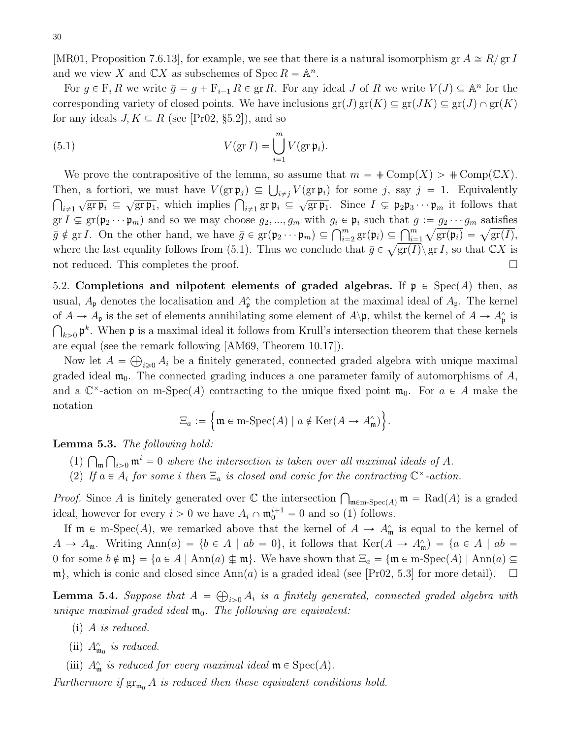[MR01, Proposition 7.6.13], for example, we see that there is a natural isomorphism $\operatorname{gr} A \cong R/\operatorname{gr} I$ and we view $X$ and $\mathbb{C}X$ as subschemes of $\operatorname{Spec} R = \mathbb{A}^n$.

For $g \in \mathrm{F}_i R$ we write $\bar{g} = g + \mathrm{F}_{i-1} R \in \operatorname{gr} R$. For any ideal $J$ of $R$ we write $V(J) \subseteq \mathbb{A}^n$ for the corresponding variety of closed points. We have inclusions $\operatorname{gr}(J)\operatorname{gr}(K) \subseteq \operatorname{gr}(JK) \subseteq \operatorname{gr}(J) \cap \operatorname{gr}(K)$ for any ideals $J, K \subseteq R$ (see [Pr02, §5.2]), and so

$$V(\operatorname{gr} I) = \bigcup_{i=1}^{m} V(\operatorname{gr} \mathfrak{p}_i). \tag{5.1}$$

We prove the contrapositive of the lemma, so assume that $m = \# \operatorname{Comp}(X) > \# \operatorname{Comp}(\mathbb{C}X)$. Then, a fortiori, we must have $V(\operatorname{gr} \mathfrak{p}_j) \subseteq \bigcup_{i \neq j} V(\operatorname{gr} \mathfrak{p}_i)$ for some $j$, say $j = 1$. Equivalently $\bigcap_{i \neq 1} \sqrt{\operatorname{gr} \mathfrak{p}_i} \subseteq \sqrt{\operatorname{gr} \mathfrak{p}_1}$, which implies $\bigcap_{i \neq 1} \operatorname{gr} \mathfrak{p}_i \subseteq \sqrt{\operatorname{gr} \mathfrak{p}_1}$. Since $I \subsetneq \mathfrak{p}_2 \mathfrak{p}_3 \cdots \mathfrak{p}_m$ it follows that $\operatorname{gr} I \subsetneq \operatorname{gr}(\mathfrak{p}_2 \cdots \mathfrak{p}_m)$ and so we may choose $g_2, ..., g_m$ with $g_i \in \mathfrak{p}_i$ such that $g := g_2 \cdots g_m$ satisfies $\bar{g} \notin \operatorname{gr} I$. On the other hand, we have $\bar{g} \in \operatorname{gr}(\mathfrak{p}_2 \cdots \mathfrak{p}_m) \subseteq \bigcap_{i=2}^m \operatorname{gr}(\mathfrak{p}_i) \subseteq \bigcap_{i=1}^m \sqrt{\operatorname{gr}(\mathfrak{p}_i)} = \sqrt{\operatorname{gr}(I)}$, where the last equality follows from (5.1). Thus we conclude that $\bar{g} \in \sqrt{\operatorname{gr}(I)} \backslash \operatorname{gr} I$, so that $\mathbb{C}X$ is not reduced. This completes the proof. $\square$

5.2. **Completions and nilpotent elements of graded algebras.** If $\mathfrak{p} \in \operatorname{Spec}(A)$ then, as usual, $A_\mathfrak{p}$ denotes the localisation and $A_\mathfrak{p}^\wedge$ the completion at the maximal ideal of $A_\mathfrak{p}$. The kernel of $A \to A_\mathfrak{p}$ is the set of elements annihilating some element of $A \backslash \mathfrak{p}$, whilst the kernel of $A \to A_\mathfrak{p}^\wedge$ is $\bigcap_{k>0} \mathfrak{p}^k$. When $\mathfrak{p}$ is a maximal ideal it follows from Krull's intersection theorem that these kernels are equal (see the remark following [AM69, Theorem 10.17]).

Now let $A = \bigoplus_{i \geqslant 0} A_i$ be a finitely generated, connected graded algebra with unique maximal graded ideal $\mathfrak{m}_0$. The connected grading induces a one parameter family of automorphisms of $A$, and a $\mathbb{C}^\times$-action on m-Spec$(A)$ contracting to the unique fixed point $\mathfrak{m}_0$. For $a \in A$ make the notation

$$\Xi_a := \left\{ \mathfrak{m} \in \text{m-Spec}(A) \mid a \notin \operatorname{Ker}(A \to A_\mathfrak{m}^\wedge) \right\}.$$

**Lemma 5.3.** *The following hold:*

(1) $\bigcap_\mathfrak{m} \bigcap_{i>0} \mathfrak{m}^i = 0$ *where the intersection is taken over all maximal ideals of $A$.*

(2) *If $a \in A_i$ for some $i$ then $\Xi_a$ is closed and conic for the contracting $\mathbb{C}^\times$-action.*

*Proof.* Since $A$ is finitely generated over $\mathbb{C}$ the intersection $\bigcap_{\mathfrak{m} \in \text{m-Spec}(A)} \mathfrak{m} = \operatorname{Rad}(A)$ is a graded ideal, however for every $i > 0$ we have $A_i \cap \mathfrak{m}_0^{i+1} = 0$ and so (1) follows.

If $\mathfrak{m} \in$ m-Spec$(A)$, we remarked above that the kernel of $A \to A_\mathfrak{m}^\wedge$ is equal to the kernel of $A \to A_\mathfrak{m}$. Writing $\operatorname{Ann}(a) = \{b \in A \mid ab = 0\}$, it follows that $\operatorname{Ker}(A \to A_\mathfrak{m}^\wedge) = \{a \in A \mid ab = 0 \text{ for some } b \notin \mathfrak{m}\} = \{a \in A \mid \operatorname{Ann}(a) \nsubseteq \mathfrak{m}\}$. We have shown that $\Xi_a = \{\mathfrak{m} \in \text{m-Spec}(A) \mid \operatorname{Ann}(a) \subseteq \mathfrak{m}\}$, which is conic and closed since $\operatorname{Ann}(a)$ is a graded ideal (see [Pr02, 5.3] for more detail). $\square$

**Lemma 5.4.** *Suppose that $A = \bigoplus_{i>0} A_i$ is a finitely generated, connected graded algebra with unique maximal graded ideal $\mathfrak{m}_0$. The following are equivalent:*

(i) *$A$ is reduced.*

(ii) *$A_{\mathfrak{m}_0}^\wedge$ is reduced.*

(iii) *$A_\mathfrak{m}^\wedge$ is reduced for every maximal ideal $\mathfrak{m} \in \operatorname{Spec}(A)$.*

*Furthermore if $\operatorname{gr}_{\mathfrak{m}_0} A$ is reduced then these equivalent conditions hold.*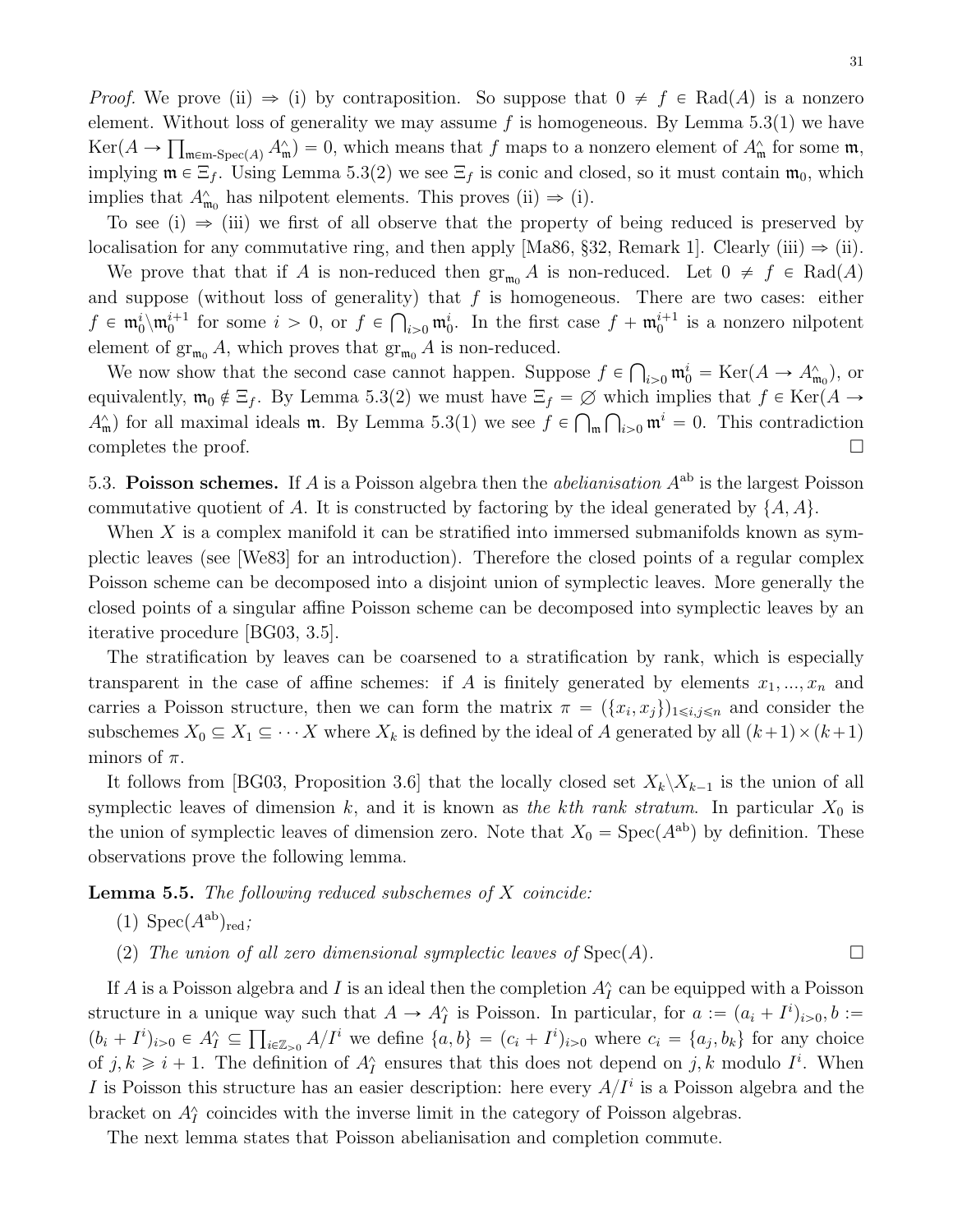*Proof.* We prove (ii) ⇒ (i) by contraposition. So suppose that $0 \neq f \in \mathrm{Rad}(A)$ is a nonzero element. Without loss of generality we may assume $f$ is homogeneous. By Lemma 5.3(1) we have $\mathrm{Ker}(A \to \prod_{\mathfrak{m} \in \text{m-Spec}(A)} A^\wedge_\mathfrak{m}) = 0$, which means that $f$ maps to a nonzero element of $A^\wedge_\mathfrak{m}$ for some $\mathfrak{m}$, implying $\mathfrak{m} \in \Xi_f$. Using Lemma 5.3(2) we see $\Xi_f$ is conic and closed, so it must contain $\mathfrak{m}_0$, which implies that $A^\wedge_{\mathfrak{m}_0}$ has nilpotent elements. This proves (ii) ⇒ (i).

To see (i) ⇒ (iii) we first of all observe that the property of being reduced is preserved by localisation for any commutative ring, and then apply [Ma86, §32, Remark 1]. Clearly (iii) ⇒ (ii).

We prove that that if $A$ is non-reduced then $\mathrm{gr}_{\mathfrak{m}_0} A$ is non-reduced. Let $0 \neq f \in \mathrm{Rad}(A)$ and suppose (without loss of generality) that $f$ is homogeneous. There are two cases: either $f \in \mathfrak{m}_0^i \backslash \mathfrak{m}_0^{i+1}$ for some $i > 0$, or $f \in \bigcap_{i>0} \mathfrak{m}_0^i$. In the first case $f + \mathfrak{m}_0^{i+1}$ is a nonzero nilpotent element of $\mathrm{gr}_{\mathfrak{m}_0} A$, which proves that $\mathrm{gr}_{\mathfrak{m}_0} A$ is non-reduced.

We now show that the second case cannot happen. Suppose $f \in \bigcap_{i>0} \mathfrak{m}_0^i = \mathrm{Ker}(A \to A^\wedge_{\mathfrak{m}_0})$, or equivalently, $\mathfrak{m}_0 \notin \Xi_f$. By Lemma 5.3(2) we must have $\Xi_f = \varnothing$ which implies that $f \in \mathrm{Ker}(A \to A^\wedge_\mathfrak{m})$ for all maximal ideals $\mathfrak{m}$. By Lemma 5.3(1) we see $f \in \bigcap_\mathfrak{m} \bigcap_{i>0} \mathfrak{m}^i = 0$. This contradiction completes the proof. □

## 5.3. Poisson schemes.

If $A$ is a Poisson algebra then the *abelianisation* $A^{\mathrm{ab}}$ is the largest Poisson commutative quotient of $A$. It is constructed by factoring by the ideal generated by $\{A, A\}$.

When $X$ is a complex manifold it can be stratified into immersed submanifolds known as symplectic leaves (see [We83] for an introduction). Therefore the closed points of a regular complex Poisson scheme can be decomposed into a disjoint union of symplectic leaves. More generally the closed points of a singular affine Poisson scheme can be decomposed into symplectic leaves by an iterative procedure [BG03, 3.5].

The stratification by leaves can be coarsened to a stratification by rank, which is especially transparent in the case of affine schemes: if $A$ is finitely generated by elements $x_1, ..., x_n$ and carries a Poisson structure, then we can form the matrix $\pi = (\{x_i, x_j\})_{1 \leqslant i,j \leqslant n}$ and consider the subschemes $X_0 \subseteq X_1 \subseteq \cdots X$ where $X_k$ is defined by the ideal of $A$ generated by all $(k+1) \times (k+1)$ minors of $\pi$.

It follows from [BG03, Proposition 3.6] that the locally closed set $X_k \backslash X_{k-1}$ is the union of all symplectic leaves of dimension $k$, and it is known as *the* $k$*th rank stratum*. In particular $X_0$ is the union of symplectic leaves of dimension zero. Note that $X_0 = \mathrm{Spec}(A^{\mathrm{ab}})$ by definition. These observations prove the following lemma.

**Lemma 5.5.** *The following reduced subschemes of* $X$ *coincide:*

(1) $\mathrm{Spec}(A^{\mathrm{ab}})_{\mathrm{red}}$;

(2) *The union of all zero dimensional symplectic leaves of* $\mathrm{Spec}(A)$. □

If $A$ is a Poisson algebra and $I$ is an ideal then the completion $A^\wedge_I$ can be equipped with a Poisson structure in a unique way such that $A \to A^\wedge_I$ is Poisson. In particular, for $a := (a_i + I^i)_{i>0}, b := (b_i + I^i)_{i>0} \in A^\wedge_I \subseteq \prod_{i \in \mathbb{Z}_{>0}} A/I^i$ we define $\{a, b\} = (c_i + I^i)_{i>0}$ where $c_i = \{a_j, b_k\}$ for any choice of $j, k \geqslant i+1$. The definition of $A^\wedge_I$ ensures that this does not depend on $j, k$ modulo $I^i$. When $I$ is Poisson this structure has an easier description: here every $A/I^i$ is a Poisson algebra and the bracket on $A^\wedge_I$ coincides with the inverse limit in the category of Poisson algebras.

The next lemma states that Poisson abelianisation and completion commute.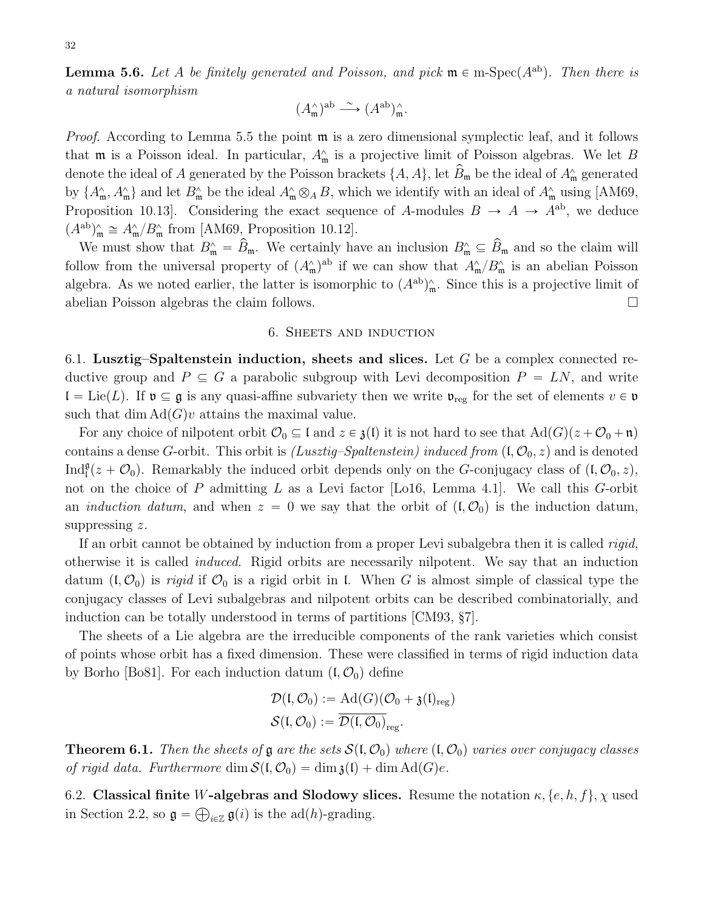**Lemma 5.6.** *Let $A$ be finitely generated and Poisson, and pick $\mathfrak{m} \in \text{m-Spec}(A^{\text{ab}})$. Then there is a natural isomorphism*

$$(A_{\mathfrak{m}}^{\wedge})^{\text{ab}} \xrightarrow{\sim} (A^{\text{ab}})_{\mathfrak{m}}^{\wedge}.$$

*Proof.* According to Lemma 5.5 the point $\mathfrak{m}$ is a zero dimensional symplectic leaf, and it follows that $\mathfrak{m}$ is a Poisson ideal. In particular, $A_{\mathfrak{m}}^{\wedge}$ is a projective limit of Poisson algebras. We let $B$ denote the ideal of $A$ generated by the Poisson brackets $\{A, A\}$, let $\widehat{B}_{\mathfrak{m}}$ be the ideal of $A_{\mathfrak{m}}^{\wedge}$ generated by $\{A_{\mathfrak{m}}^{\wedge}, A_{\mathfrak{m}}^{\wedge}\}$ and let $B_{\mathfrak{m}}^{\wedge}$ be the ideal $A_{\mathfrak{m}}^{\wedge} \otimes_A B$, which we identify with an ideal of $A_{\mathfrak{m}}^{\wedge}$ using [AM69, Proposition 10.13]. Considering the exact sequence of $A$-modules $B \to A \to A^{\text{ab}}$, we deduce $(A^{\text{ab}})_{\mathfrak{m}}^{\wedge} \cong A_{\mathfrak{m}}^{\wedge}/B_{\mathfrak{m}}^{\wedge}$ from [AM69, Proposition 10.12].

We must show that $B_{\mathfrak{m}}^{\wedge} = \widehat{B}_{\mathfrak{m}}$. We certainly have an inclusion $B_{\mathfrak{m}}^{\wedge} \subseteq \widehat{B}_{\mathfrak{m}}$ and so the claim will follow from the universal property of $(A_{\mathfrak{m}}^{\wedge})^{\text{ab}}$ if we can show that $A_{\mathfrak{m}}^{\wedge}/B_{\mathfrak{m}}^{\wedge}$ is an abelian Poisson algebra. As we noted earlier, the latter is isomorphic to $(A^{\text{ab}})_{\mathfrak{m}}^{\wedge}$. Since this is a projective limit of abelian Poisson algebras the claim follows. $\square$

## 6. Sheets and induction

6.1. **Lusztig–Spaltenstein induction, sheets and slices.** Let $G$ be a complex connected reductive group and $P \subseteq G$ a parabolic subgroup with Levi decomposition $P = LN$, and write $\mathfrak{l} = \text{Lie}(L)$. If $\mathfrak{v} \subseteq \mathfrak{g}$ is any quasi-affine subvariety then we write $\mathfrak{v}_{\text{reg}}$ for the set of elements $v \in \mathfrak{v}$ such that $\dim \text{Ad}(G)v$ attains the maximal value.

For any choice of nilpotent orbit $\mathcal{O}_0 \subseteq \mathfrak{l}$ and $z \in \mathfrak{z}(\mathfrak{l})$ it is not hard to see that $\text{Ad}(G)(z + \mathcal{O}_0 + \mathfrak{n})$ contains a dense $G$-orbit. This orbit is *(Lusztig–Spaltenstein) induced from* $(\mathfrak{l}, \mathcal{O}_0, z)$ and is denoted $\text{Ind}_{\mathfrak{l}}^{\mathfrak{g}}(z + \mathcal{O}_0)$. Remarkably the induced orbit depends only on the $G$-conjugacy class of $(\mathfrak{l}, \mathcal{O}_0, z)$, not on the choice of $P$ admitting $L$ as a Levi factor [Lo16, Lemma 4.1]. We call this $G$-orbit an *induction datum*, and when $z = 0$ we say that the orbit of $(\mathfrak{l}, \mathcal{O}_0)$ is the induction datum, suppressing $z$.

If an orbit cannot be obtained by induction from a proper Levi subalgebra then it is called *rigid*, otherwise it is called *induced*. Rigid orbits are necessarily nilpotent. We say that an induction datum $(\mathfrak{l}, \mathcal{O}_0)$ is *rigid* if $\mathcal{O}_0$ is a rigid orbit in $\mathfrak{l}$. When $G$ is almost simple of classical type the conjugacy classes of Levi subalgebras and nilpotent orbits can be described combinatorially, and induction can be totally understood in terms of partitions [CM93, §7].

The sheets of a Lie algebra are the irreducible components of the rank varieties which consist of points whose orbit has a fixed dimension. These were classified in terms of rigid induction data by Borho [Bo81]. For each induction datum $(\mathfrak{l}, \mathcal{O}_0)$ define

$$\mathcal{D}(\mathfrak{l}, \mathcal{O}_0) := \text{Ad}(G)(\mathcal{O}_0 + \mathfrak{z}(\mathfrak{l})_{\text{reg}})$$
$$\mathcal{S}(\mathfrak{l}, \mathcal{O}_0) := \overline{\mathcal{D}(\mathfrak{l}, \mathcal{O}_0)}_{\text{reg}}.$$

**Theorem 6.1.** *Then the sheets of $\mathfrak{g}$ are the sets $\mathcal{S}(\mathfrak{l}, \mathcal{O}_0)$ where $(\mathfrak{l}, \mathcal{O}_0)$ varies over conjugacy classes of rigid data. Furthermore* $\dim \mathcal{S}(\mathfrak{l}, \mathcal{O}_0) = \dim \mathfrak{z}(\mathfrak{l}) + \dim \text{Ad}(G)e$.

6.2. **Classical finite $W$-algebras and Slodowy slices.** Resume the notation $\kappa, \{e, h, f\}, \chi$ used in Section 2.2, so $\mathfrak{g} = \bigoplus_{i \in \mathbb{Z}} \mathfrak{g}(i)$ is the $\text{ad}(h)$-grading.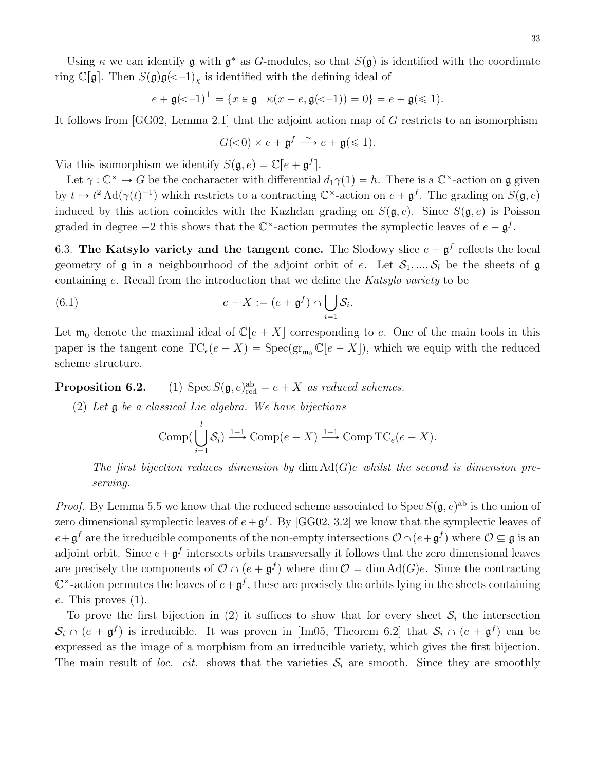Using $\kappa$ we can identify $\mathfrak{g}$ with $\mathfrak{g}^*$ as $G$-modules, so that $S(\mathfrak{g})$ is identified with the coordinate ring $\mathbb{C}[\mathfrak{g}]$. Then $S(\mathfrak{g})\mathfrak{g}(<-1)_\chi$ is identified with the defining ideal of

$$e + \mathfrak{g}(<-1)^\perp = \{x \in \mathfrak{g} \mid \kappa(x - e, \mathfrak{g}(<-1)) = 0\} = e + \mathfrak{g}(\leqslant 1).$$

It follows from [GG02, Lemma 2.1] that the adjoint action map of $G$ restricts to an isomorphism

$$G(<0) \times e + \mathfrak{g}^f \xrightarrow{\sim} e + \mathfrak{g}(\leqslant 1).$$

Via this isomorphism we identify $S(\mathfrak{g}, e) = \mathbb{C}[e + \mathfrak{g}^f]$.

Let $\gamma : \mathbb{C}^\times \to G$ be the cocharacter with differential $d_1\gamma(1) = h$. There is a $\mathbb{C}^\times$-action on $\mathfrak{g}$ given by $t \mapsto t^2 \operatorname{Ad}(\gamma(t)^{-1})$ which restricts to a contracting $\mathbb{C}^\times$-action on $e + \mathfrak{g}^f$. The grading on $S(\mathfrak{g}, e)$ induced by this action coincides with the Kazhdan grading on $S(\mathfrak{g}, e)$. Since $S(\mathfrak{g}, e)$ is Poisson graded in degree $-2$ this shows that the $\mathbb{C}^\times$-action permutes the symplectic leaves of $e + \mathfrak{g}^f$.

6.3. **The Katsylo variety and the tangent cone.** The Slodowy slice $e + \mathfrak{g}^f$ reflects the local geometry of $\mathfrak{g}$ in a neighbourhood of the adjoint orbit of $e$. Let $\mathcal{S}_1, ..., \mathcal{S}_l$ be the sheets of $\mathfrak{g}$ containing $e$. Recall from the introduction that we define the *Katsylo variety* to be

$$e + X := (e + \mathfrak{g}^f) \cap \bigcup_{i=1}^{l} \mathcal{S}_i. \tag{6.1}$$

Let $\mathfrak{m}_0$ denote the maximal ideal of $\mathbb{C}[e + X]$ corresponding to $e$. One of the main tools in this paper is the tangent cone $\mathrm{TC}_e(e + X) = \operatorname{Spec}(\operatorname{gr}_{\mathfrak{m}_0} \mathbb{C}[e + X])$, which we equip with the reduced scheme structure.

**Proposition 6.2.** (1) $\operatorname{Spec} S(\mathfrak{g}, e)^{\mathrm{ab}}_{\mathrm{red}} = e + X$ *as reduced schemes.*

(2) *Let $\mathfrak{g}$ be a classical Lie algebra. We have bijections*

$$\operatorname{Comp}(\bigcup_{i=1}^{l} \mathcal{S}_i) \xrightarrow{1-1} \operatorname{Comp}(e + X) \xrightarrow{1-1} \operatorname{Comp} \mathrm{TC}_e(e + X).$$

*The first bijection reduces dimension by $\dim \operatorname{Ad}(G)e$ whilst the second is dimension preserving.*

*Proof.* By Lemma 5.5 we know that the reduced scheme associated to $\operatorname{Spec} S(\mathfrak{g}, e)^{\mathrm{ab}}$ is the union of zero dimensional symplectic leaves of $e + \mathfrak{g}^f$. By [GG02, 3.2] we know that the symplectic leaves of $e + \mathfrak{g}^f$ are the irreducible components of the non-empty intersections $\mathcal{O} \cap (e + \mathfrak{g}^f)$ where $\mathcal{O} \subseteq \mathfrak{g}$ is an adjoint orbit. Since $e + \mathfrak{g}^f$ intersects orbits transversally it follows that the zero dimensional leaves are precisely the components of $\mathcal{O} \cap (e + \mathfrak{g}^f)$ where $\dim \mathcal{O} = \dim \operatorname{Ad}(G)e$. Since the contracting $\mathbb{C}^\times$-action permutes the leaves of $e + \mathfrak{g}^f$, these are precisely the orbits lying in the sheets containing $e$. This proves (1).

To prove the first bijection in (2) it suffices to show that for every sheet $\mathcal{S}_i$ the intersection $\mathcal{S}_i \cap (e + \mathfrak{g}^f)$ is irreducible. It was proven in [Im05, Theorem 6.2] that $\mathcal{S}_i \cap (e + \mathfrak{g}^f)$ can be expressed as the image of a morphism from an irreducible variety, which gives the first bijection. The main result of *loc. cit.* shows that the varieties $\mathcal{S}_i$ are smooth. Since they are smoothly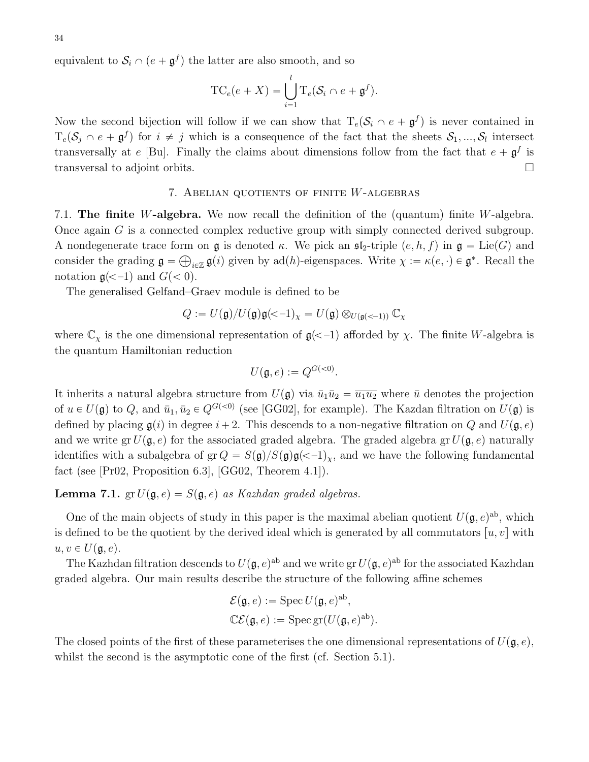equivalent to $\mathcal{S}_i \cap (e + \mathfrak{g}^f)$ the latter are also smooth, and so

$$\mathrm{TC}_e(e + X) = \bigcup_{i=1}^{l} \mathrm{T}_e(\mathcal{S}_i \cap e + \mathfrak{g}^f).$$

Now the second bijection will follow if we can show that $\mathrm{T}_e(\mathcal{S}_i \cap e + \mathfrak{g}^f)$ is never contained in $\mathrm{T}_e(\mathcal{S}_j \cap e + \mathfrak{g}^f)$ for $i \neq j$ which is a consequence of the fact that the sheets $\mathcal{S}_1, ..., \mathcal{S}_l$ intersect transversally at $e$ [Bu]. Finally the claims about dimensions follow from the fact that $e + \mathfrak{g}^f$ is transversal to adjoint orbits. $\square$

## 7. Abelian quotients of finite $W$-algebras

**7.1. The finite $W$-algebra.** We now recall the definition of the (quantum) finite $W$-algebra. Once again $G$ is a connected complex reductive group with simply connected derived subgroup. A nondegenerate trace form on $\mathfrak{g}$ is denoted $\kappa$. We pick an $\mathfrak{sl}_2$-triple $(e, h, f)$ in $\mathfrak{g} = \mathrm{Lie}(G)$ and consider the grading $\mathfrak{g} = \bigoplus_{i \in \mathbb{Z}} \mathfrak{g}(i)$ given by $\mathrm{ad}(h)$-eigenspaces. Write $\chi := \kappa(e, \cdot) \in \mathfrak{g}^*$. Recall the notation $\mathfrak{g}(<\!-1)$ and $G(<0)$.

The generalised Gelfand–Graev module is defined to be

$$Q := U(\mathfrak{g})/U(\mathfrak{g})\mathfrak{g}(<\!-1)_\chi = U(\mathfrak{g}) \otimes_{U(\mathfrak{g}(<-1))} \mathbb{C}_\chi$$

where $\mathbb{C}_\chi$ is the one dimensional representation of $\mathfrak{g}(<\!-1)$ afforded by $\chi$. The finite $W$-algebra is the quantum Hamiltonian reduction

$$U(\mathfrak{g}, e) := Q^{G(<0)}.$$

It inherits a natural algebra structure from $U(\mathfrak{g})$ via $\bar{u}_1\bar{u}_2 = \overline{u_1 u_2}$ where $\bar{u}$ denotes the projection of $u \in U(\mathfrak{g})$ to $Q$, and $\bar{u}_1, \bar{u}_2 \in Q^{G(<0)}$ (see [GG02], for example). The Kazdan filtration on $U(\mathfrak{g})$ is defined by placing $\mathfrak{g}(i)$ in degree $i + 2$. This descends to a non-negative filtration on $Q$ and $U(\mathfrak{g}, e)$ and we write $\mathrm{gr}\, U(\mathfrak{g}, e)$ for the associated graded algebra. The graded algebra $\mathrm{gr}\, U(\mathfrak{g}, e)$ naturally identifies with a subalgebra of $\mathrm{gr}\, Q = S(\mathfrak{g})/S(\mathfrak{g})\mathfrak{g}(<\!-1)_\chi$, and we have the following fundamental fact (see [Pr02, Proposition 6.3], [GG02, Theorem 4.1]).

**Lemma 7.1.** *$\mathrm{gr}\, U(\mathfrak{g}, e) = S(\mathfrak{g}, e)$ as Kazhdan graded algebras.*

One of the main objects of study in this paper is the maximal abelian quotient $U(\mathfrak{g}, e)^{\mathrm{ab}}$, which is defined to be the quotient by the derived ideal which is generated by all commutators $[u, v]$ with $u, v \in U(\mathfrak{g}, e)$.

The Kazhdan filtration descends to $U(\mathfrak{g}, e)^{\mathrm{ab}}$ and we write $\mathrm{gr}\, U(\mathfrak{g}, e)^{\mathrm{ab}}$ for the associated Kazhdan graded algebra. Our main results describe the structure of the following affine schemes

$$\mathcal{E}(\mathfrak{g}, e) := \mathrm{Spec}\, U(\mathfrak{g}, e)^{\mathrm{ab}},$$
$$\mathbb{C}\mathcal{E}(\mathfrak{g}, e) := \mathrm{Spec}\, \mathrm{gr}(U(\mathfrak{g}, e)^{\mathrm{ab}}).$$

The closed points of the first of these parameterises the one dimensional representations of $U(\mathfrak{g}, e)$, whilst the second is the asymptotic cone of the first (cf. Section 5.1).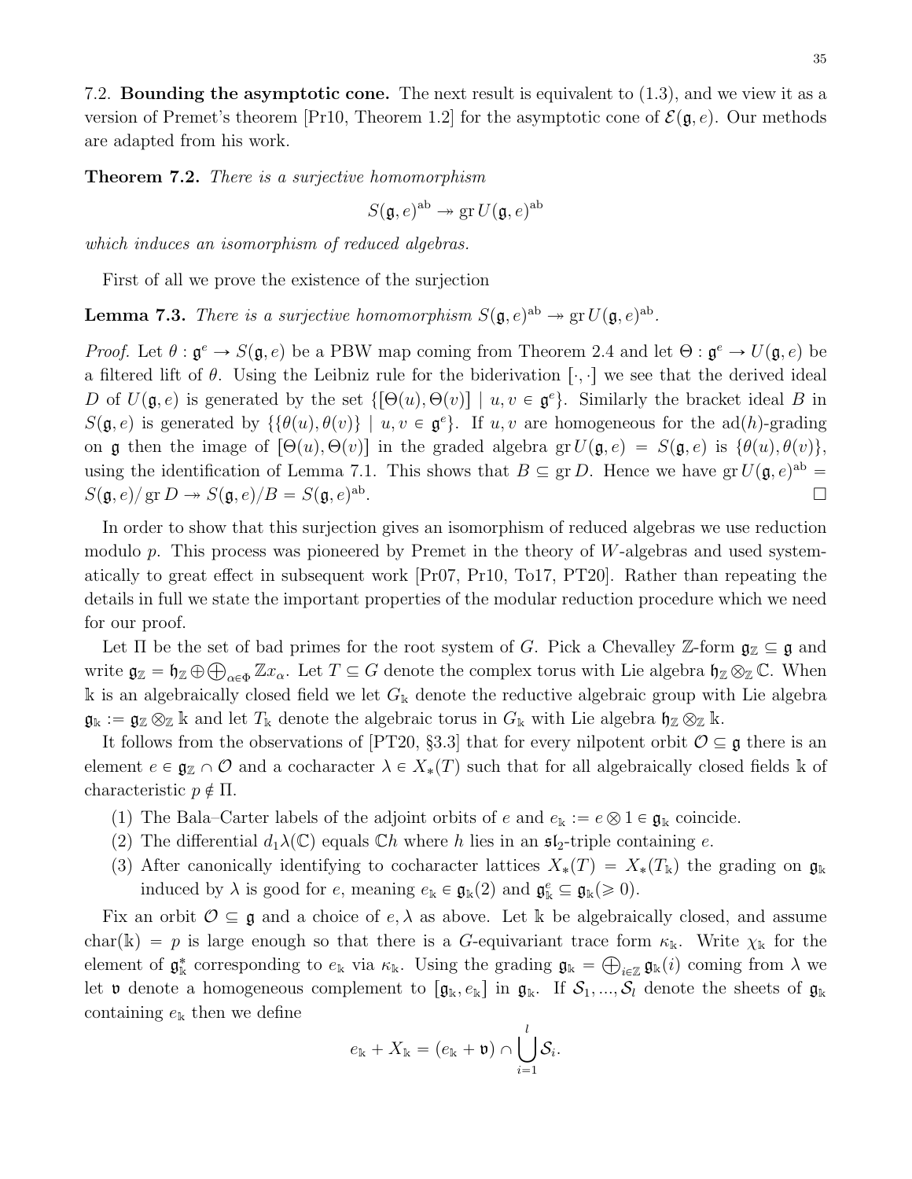7.2. **Bounding the asymptotic cone.** The next result is equivalent to (1.3), and we view it as a version of Premet's theorem [Pr10, Theorem 1.2] for the asymptotic cone of $\mathcal{E}(\mathfrak{g}, e)$. Our methods are adapted from his work.

**Theorem 7.2.** *There is a surjective homomorphism*

$$S(\mathfrak{g}, e)^{\mathrm{ab}} \twoheadrightarrow \operatorname{gr} U(\mathfrak{g}, e)^{\mathrm{ab}}$$

*which induces an isomorphism of reduced algebras.*

First of all we prove the existence of the surjection

**Lemma 7.3.** *There is a surjective homomorphism* $S(\mathfrak{g}, e)^{\mathrm{ab}} \twoheadrightarrow \operatorname{gr} U(\mathfrak{g}, e)^{\mathrm{ab}}$.

*Proof.* Let $\theta : \mathfrak{g}^e \to S(\mathfrak{g}, e)$ be a PBW map coming from Theorem 2.4 and let $\Theta : \mathfrak{g}^e \to U(\mathfrak{g}, e)$ be a filtered lift of $\theta$. Using the Leibniz rule for the biderivation $[\cdot, \cdot]$ we see that the derived ideal $D$ of $U(\mathfrak{g}, e)$ is generated by the set $\{[\Theta(u), \Theta(v)] \mid u, v \in \mathfrak{g}^e\}$. Similarly the bracket ideal $B$ in $S(\mathfrak{g}, e)$ is generated by $\{\{\theta(u), \theta(v)\} \mid u, v \in \mathfrak{g}^e\}$. If $u, v$ are homogeneous for the $\operatorname{ad}(h)$-grading on $\mathfrak{g}$ then the image of $[\Theta(u), \Theta(v)]$ in the graded algebra $\operatorname{gr} U(\mathfrak{g}, e) = S(\mathfrak{g}, e)$ is $\{\theta(u), \theta(v)\}$, using the identification of Lemma 7.1. This shows that $B \subseteq \operatorname{gr} D$. Hence we have $\operatorname{gr} U(\mathfrak{g}, e)^{\mathrm{ab}} = S(\mathfrak{g}, e)/\operatorname{gr} D \twoheadrightarrow S(\mathfrak{g}, e)/B = S(\mathfrak{g}, e)^{\mathrm{ab}}$. □

In order to show that this surjection gives an isomorphism of reduced algebras we use reduction modulo $p$. This process was pioneered by Premet in the theory of $W$-algebras and used systematically to great effect in subsequent work [Pr07, Pr10, To17, PT20]. Rather than repeating the details in full we state the important properties of the modular reduction procedure which we need for our proof.

Let $\Pi$ be the set of bad primes for the root system of $G$. Pick a Chevalley $\mathbb{Z}$-form $\mathfrak{g}_{\mathbb{Z}} \subseteq \mathfrak{g}$ and write $\mathfrak{g}_{\mathbb{Z}} = \mathfrak{h}_{\mathbb{Z}} \oplus \bigoplus_{\alpha \in \Phi} \mathbb{Z} x_\alpha$. Let $T \subseteq G$ denote the complex torus with Lie algebra $\mathfrak{h}_{\mathbb{Z}} \otimes_{\mathbb{Z}} \mathbb{C}$. When $\Bbbk$ is an algebraically closed field we let $G_\Bbbk$ denote the reductive algebraic group with Lie algebra $\mathfrak{g}_\Bbbk := \mathfrak{g}_{\mathbb{Z}} \otimes_{\mathbb{Z}} \Bbbk$ and let $T_\Bbbk$ denote the algebraic torus in $G_\Bbbk$ with Lie algebra $\mathfrak{h}_{\mathbb{Z}} \otimes_{\mathbb{Z}} \Bbbk$.

It follows from the observations of [PT20, §3.3] that for every nilpotent orbit $\mathcal{O} \subseteq \mathfrak{g}$ there is an element $e \in \mathfrak{g}_{\mathbb{Z}} \cap \mathcal{O}$ and a cocharacter $\lambda \in X_*(T)$ such that for all algebraically closed fields $\Bbbk$ of characteristic $p \notin \Pi$.

1. The Bala–Carter labels of the adjoint orbits of $e$ and $e_\Bbbk := e \otimes 1 \in \mathfrak{g}_\Bbbk$ coincide.
2. The differential $d_1\lambda(\mathbb{C})$ equals $\mathbb{C}h$ where $h$ lies in an $\mathfrak{sl}_2$-triple containing $e$.
3. After canonically identifying to cocharacter lattices $X_*(T) = X_*(T_\Bbbk)$ the grading on $\mathfrak{g}_\Bbbk$ induced by $\lambda$ is good for $e$, meaning $e_\Bbbk \in \mathfrak{g}_\Bbbk(2)$ and $\mathfrak{g}_\Bbbk^e \subseteq \mathfrak{g}_\Bbbk(\geqslant 0)$.

Fix an orbit $\mathcal{O} \subseteq \mathfrak{g}$ and a choice of $e, \lambda$ as above. Let $\Bbbk$ be algebraically closed, and assume $\operatorname{char}(\Bbbk) = p$ is large enough so that there is a $G$-equivariant trace form $\kappa_\Bbbk$. Write $\chi_\Bbbk$ for the element of $\mathfrak{g}_\Bbbk^*$ corresponding to $e_\Bbbk$ via $\kappa_\Bbbk$. Using the grading $\mathfrak{g}_\Bbbk = \bigoplus_{i \in \mathbb{Z}} \mathfrak{g}_\Bbbk(i)$ coming from $\lambda$ we let $\mathfrak{v}$ denote a homogeneous complement to $[\mathfrak{g}_\Bbbk, e_\Bbbk]$ in $\mathfrak{g}_\Bbbk$. If $\mathcal{S}_1, ..., \mathcal{S}_l$ denote the sheets of $\mathfrak{g}_\Bbbk$ containing $e_\Bbbk$ then we define

$$e_\Bbbk + X_\Bbbk = (e_\Bbbk + \mathfrak{v}) \cap \bigcup_{i=1}^{l} \mathcal{S}_i.$$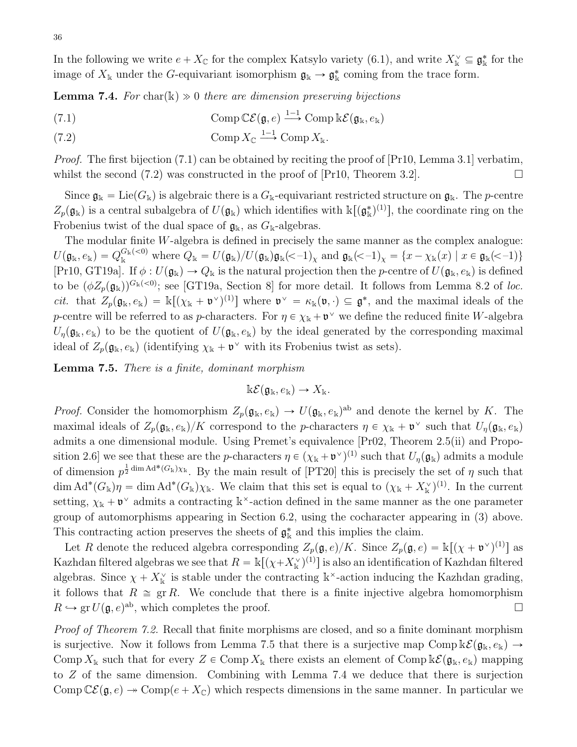In the following we write $e + X_{\mathbb{C}}$ for the complex Katsylo variety (6.1), and write $X_{\Bbbk}^{\vee} \subseteq \mathfrak{g}_{\Bbbk}^*$ for the image of $X_{\Bbbk}$ under the $G$-equivariant isomorphism $\mathfrak{g}_{\Bbbk} \to \mathfrak{g}_{\Bbbk}^*$ coming from the trace form.

**Lemma 7.4.** *For* $\operatorname{char}(\Bbbk) \gg 0$ *there are dimension preserving bijections*

$$\operatorname{Comp} \mathbb{C}\mathcal{E}(\mathfrak{g}, e) \xrightarrow{1\text{–}1} \operatorname{Comp} \Bbbk\mathcal{E}(\mathfrak{g}_{\Bbbk}, e_{\Bbbk}) \tag{7.1}$$

$$\operatorname{Comp} X_{\mathbb{C}} \xrightarrow{1\text{–}1} \operatorname{Comp} X_{\Bbbk}. \tag{7.2}$$

*Proof.* The first bijection (7.1) can be obtained by reciting the proof of [Pr10, Lemma 3.1] verbatim, whilst the second (7.2) was constructed in the proof of [Pr10, Theorem 3.2]. □

Since $\mathfrak{g}_{\Bbbk} = \operatorname{Lie}(G_{\Bbbk})$ is algebraic there is a $G_{\Bbbk}$-equivariant restricted structure on $\mathfrak{g}_{\Bbbk}$. The $p$-centre $Z_p(\mathfrak{g}_{\Bbbk})$ is a central subalgebra of $U(\mathfrak{g}_{\Bbbk})$ which identifies with $\Bbbk[(\mathfrak{g}_{\Bbbk}^*)^{(1)}]$, the coordinate ring on the Frobenius twist of the dual space of $\mathfrak{g}_{\Bbbk}$, as $G_{\Bbbk}$-algebras.

The modular finite $W$-algebra is defined in precisely the same manner as the complex analogue: $U(\mathfrak{g}_{\Bbbk}, e_{\Bbbk}) = Q_{\Bbbk}^{G_{\Bbbk}(<0)}$ where $Q_{\Bbbk} = U(\mathfrak{g}_{\Bbbk})/U(\mathfrak{g}_{\Bbbk})\mathfrak{g}_{\Bbbk}(<\!-1)_{\chi}$ and $\mathfrak{g}_{\Bbbk}(<\!-1)_{\chi} = \{x - \chi_{\Bbbk}(x) \mid x \in \mathfrak{g}_{\Bbbk}(<\!-1)\}$ [Pr10, GT19a]. If $\phi : U(\mathfrak{g}_{\Bbbk}) \to Q_{\Bbbk}$ is the natural projection then the $p$-centre of $U(\mathfrak{g}_{\Bbbk}, e_{\Bbbk})$ is defined to be $(\phi Z_p(\mathfrak{g}_{\Bbbk}))^{G_{\Bbbk}(<0)}$; see [GT19a, Section 8] for more detail. It follows from Lemma 8.2 of *loc. cit.* that $Z_p(\mathfrak{g}_{\Bbbk}, e_{\Bbbk}) = \Bbbk[(\chi_{\Bbbk} + \mathfrak{v}^{\vee})^{(1)}]$ where $\mathfrak{v}^{\vee} = \kappa_{\Bbbk}(\mathfrak{v}, \cdot) \subseteq \mathfrak{g}^*$, and the maximal ideals of the $p$-centre will be referred to as $p$-characters. For $\eta \in \chi_{\Bbbk} + \mathfrak{v}^{\vee}$ we define the reduced finite $W$-algebra $U_{\eta}(\mathfrak{g}_{\Bbbk}, e_{\Bbbk})$ to be the quotient of $U(\mathfrak{g}_{\Bbbk}, e_{\Bbbk})$ by the ideal generated by the corresponding maximal ideal of $Z_p(\mathfrak{g}_{\Bbbk}, e_{\Bbbk})$ (identifying $\chi_{\Bbbk} + \mathfrak{v}^{\vee}$ with its Frobenius twist as sets).

**Lemma 7.5.** *There is a finite, dominant morphism*

$$\Bbbk\mathcal{E}(\mathfrak{g}_{\Bbbk}, e_{\Bbbk}) \to X_{\Bbbk}.$$

*Proof.* Consider the homomorphism $Z_p(\mathfrak{g}_{\Bbbk}, e_{\Bbbk}) \to U(\mathfrak{g}_{\Bbbk}, e_{\Bbbk})^{\mathrm{ab}}$ and denote the kernel by $K$. The maximal ideals of $Z_p(\mathfrak{g}_{\Bbbk}, e_{\Bbbk})/K$ correspond to the $p$-characters $\eta \in \chi_{\Bbbk} + \mathfrak{v}^{\vee}$ such that $U_{\eta}(\mathfrak{g}_{\Bbbk}, e_{\Bbbk})$ admits a one dimensional module. Using Premet's equivalence [Pr02, Theorem 2.5(ii) and Proposition 2.6] we see that these are the $p$-characters $\eta \in (\chi_{\Bbbk} + \mathfrak{v}^{\vee})^{(1)}$ such that $U_{\eta}(\mathfrak{g}_{\Bbbk})$ admits a module of dimension $p^{\frac{1}{2}\dim \operatorname{Ad}^*(G_{\Bbbk})\chi_{\Bbbk}}$. By the main result of [PT20] this is precisely the set of $\eta$ such that $\dim \operatorname{Ad}^*(G_{\Bbbk})\eta = \dim \operatorname{Ad}^*(G_{\Bbbk})\chi_{\Bbbk}$. We claim that this set is equal to $(\chi_{\Bbbk} + X_{\Bbbk}^{\vee})^{(1)}$. In the current setting, $\chi_{\Bbbk} + \mathfrak{v}^{\vee}$ admits a contracting $\Bbbk^{\times}$-action defined in the same manner as the one parameter group of automorphisms appearing in Section 6.2, using the cocharacter appearing in (3) above. This contracting action preserves the sheets of $\mathfrak{g}_{\Bbbk}^*$ and this implies the claim.

Let $R$ denote the reduced algebra corresponding $Z_p(\mathfrak{g}, e)/K$. Since $Z_p(\mathfrak{g}, e) = \Bbbk[(\chi + \mathfrak{v}^{\vee})^{(1)}]$ as Kazhdan filtered algebras we see that $R = \Bbbk[(\chi + X_{\Bbbk}^{\vee})^{(1)}]$ is also an identification of Kazhdan filtered algebras. Since $\chi + X_{\Bbbk}^{\vee}$ is stable under the contracting $\Bbbk^{\times}$-action inducing the Kazhdan grading, it follows that $R \cong \operatorname{gr} R$. We conclude that there is a finite injective algebra homomorphism $R \hookrightarrow \operatorname{gr} U(\mathfrak{g}, e)^{\mathrm{ab}}$, which completes the proof. □

*Proof of Theorem 7.2.* Recall that finite morphisms are closed, and so a finite dominant morphism is surjective. Now it follows from Lemma 7.5 that there is a surjective map $\operatorname{Comp} \Bbbk\mathcal{E}(\mathfrak{g}_{\Bbbk}, e_{\Bbbk}) \to \operatorname{Comp} X_{\Bbbk}$ such that for every $Z \in \operatorname{Comp} X_{\Bbbk}$ there exists an element of $\operatorname{Comp} \Bbbk\mathcal{E}(\mathfrak{g}_{\Bbbk}, e_{\Bbbk})$ mapping to $Z$ of the same dimension. Combining with Lemma 7.4 we deduce that there is surjection $\operatorname{Comp} \mathbb{C}\mathcal{E}(\mathfrak{g}, e) \twoheadrightarrow \operatorname{Comp}(e + X_{\mathbb{C}})$ which respects dimensions in the same manner. In particular we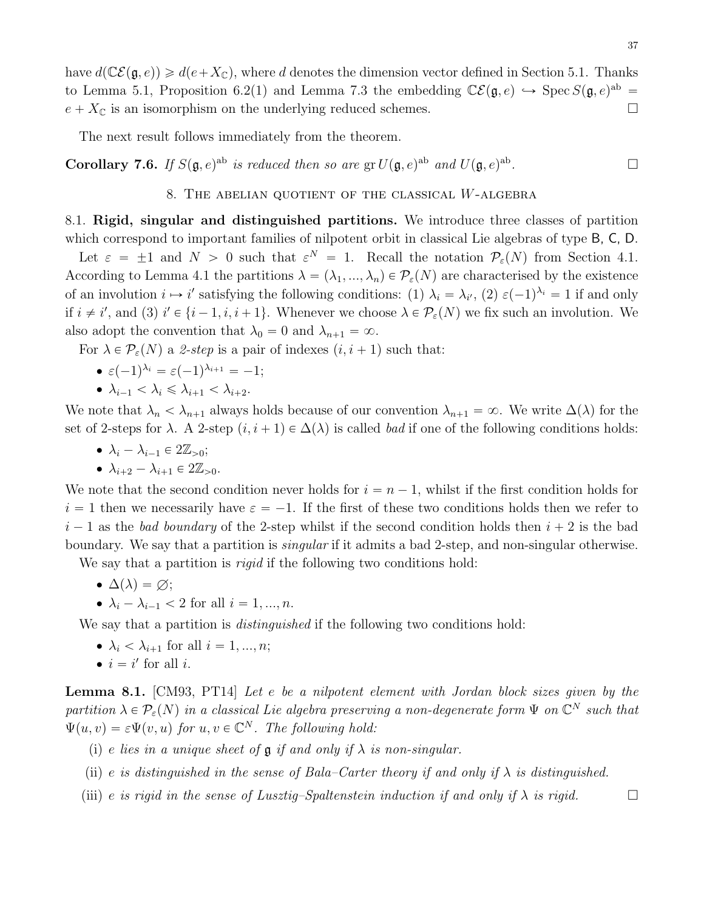have $d(\mathbb{C}\mathcal{E}(\mathfrak{g}, e)) \geqslant d(e + X_{\mathbb{C}})$, where $d$ denotes the dimension vector defined in Section 5.1. Thanks to Lemma 5.1, Proposition 6.2(1) and Lemma 7.3 the embedding $\mathbb{C}\mathcal{E}(\mathfrak{g}, e) \hookrightarrow \operatorname{Spec} S(\mathfrak{g}, e)^{\mathrm{ab}} = e + X_{\mathbb{C}}$ is an isomorphism on the underlying reduced schemes. $\square$

The next result follows immediately from the theorem.

**Corollary 7.6.** *If $S(\mathfrak{g}, e)^{\mathrm{ab}}$ is reduced then so are $\operatorname{gr} U(\mathfrak{g}, e)^{\mathrm{ab}}$ and $U(\mathfrak{g}, e)^{\mathrm{ab}}$.* $\square$

## 8. The abelian quotient of the classical $W$-algebra

8.1. **Rigid, singular and distinguished partitions.** We introduce three classes of partition which correspond to important families of nilpotent orbit in classical Lie algebras of type B, C, D.

Let $\varepsilon = \pm 1$ and $N > 0$ such that $\varepsilon^N = 1$. Recall the notation $\mathcal{P}_\varepsilon(N)$ from Section 4.1. According to Lemma 4.1 the partitions $\lambda = (\lambda_1, ..., \lambda_n) \in \mathcal{P}_\varepsilon(N)$ are characterised by the existence of an involution $i \mapsto i'$ satisfying the following conditions: (1) $\lambda_i = \lambda_{i'}$, (2) $\varepsilon(-1)^{\lambda_i} = 1$ if and only if $i \neq i'$, and (3) $i' \in \{i-1, i, i+1\}$. Whenever we choose $\lambda \in \mathcal{P}_\varepsilon(N)$ we fix such an involution. We also adopt the convention that $\lambda_0 = 0$ and $\lambda_{n+1} = \infty$.

For $\lambda \in \mathcal{P}_\varepsilon(N)$ a *2-step* is a pair of indexes $(i, i+1)$ such that:

- $\varepsilon(-1)^{\lambda_i} = \varepsilon(-1)^{\lambda_{i+1}} = -1$;
- $\lambda_{i-1} < \lambda_i \leqslant \lambda_{i+1} < \lambda_{i+2}$.

We note that $\lambda_n < \lambda_{n+1}$ always holds because of our convention $\lambda_{n+1} = \infty$. We write $\Delta(\lambda)$ for the set of 2-steps for $\lambda$. A 2-step $(i, i+1) \in \Delta(\lambda)$ is called *bad* if one of the following conditions holds:

- $\lambda_i - \lambda_{i-1} \in 2\mathbb{Z}_{>0}$;
- $\lambda_{i+2} - \lambda_{i+1} \in 2\mathbb{Z}_{>0}$.

We note that the second condition never holds for $i = n-1$, whilst if the first condition holds for $i = 1$ then we necessarily have $\varepsilon = -1$. If the first of these two conditions holds then we refer to $i-1$ as the *bad boundary* of the 2-step whilst if the second condition holds then $i+2$ is the bad boundary. We say that a partition is *singular* if it admits a bad 2-step, and non-singular otherwise.

We say that a partition is *rigid* if the following two conditions hold:

- $\Delta(\lambda) = \varnothing$;
- $\lambda_i - \lambda_{i-1} < 2$ for all $i = 1, ..., n$.

We say that a partition is *distinguished* if the following two conditions hold:

- $\lambda_i < \lambda_{i+1}$ for all $i = 1, ..., n$;
- $i = i'$ for all $i$.

**Lemma 8.1.** [CM93, PT14] *Let $e$ be a nilpotent element with Jordan block sizes given by the partition $\lambda \in \mathcal{P}_\varepsilon(N)$ in a classical Lie algebra preserving a non-degenerate form $\Psi$ on $\mathbb{C}^N$ such that $\Psi(u, v) = \varepsilon\Psi(v, u)$ for $u, v \in \mathbb{C}^N$. The following hold:*

(i) *$e$ lies in a unique sheet of $\mathfrak{g}$ if and only if $\lambda$ is non-singular.*

(ii) *$e$ is distinguished in the sense of Bala–Carter theory if and only if $\lambda$ is distinguished.*

(iii) *$e$ is rigid in the sense of Lusztig–Spaltenstein induction if and only if $\lambda$ is rigid.* $\square$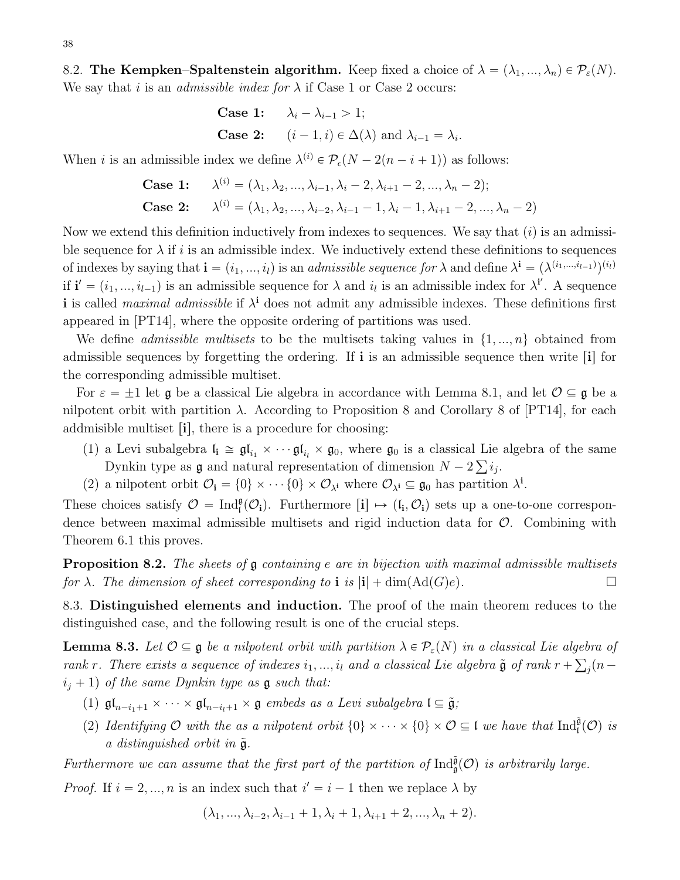8.2. **The Kempken–Spaltenstein algorithm.** Keep fixed a choice of $\lambda = (\lambda_1, ..., \lambda_n) \in \mathcal{P}_\varepsilon(N)$. We say that $i$ is an *admissible index for* $\lambda$ if Case 1 or Case 2 occurs:

$$\textbf{Case 1:} \quad \lambda_i - \lambda_{i-1} > 1;$$
$$\textbf{Case 2:} \quad (i-1, i) \in \Delta(\lambda) \text{ and } \lambda_{i-1} = \lambda_i.$$

When $i$ is an admissible index we define $\lambda^{(i)} \in \mathcal{P}_\epsilon(N - 2(n-i+1))$ as follows:

$$\textbf{Case 1:} \quad \lambda^{(i)} = (\lambda_1, \lambda_2, ..., \lambda_{i-1}, \lambda_i - 2, \lambda_{i+1} - 2, ..., \lambda_n - 2);$$
$$\textbf{Case 2:} \quad \lambda^{(i)} = (\lambda_1, \lambda_2, ..., \lambda_{i-2}, \lambda_{i-1} - 1, \lambda_i - 1, \lambda_{i+1} - 2, ..., \lambda_n - 2)$$

Now we extend this definition inductively from indexes to sequences. We say that $(i)$ is an admissible sequence for $\lambda$ if $i$ is an admissible index. We inductively extend these definitions to sequences of indexes by saying that $\mathbf{i} = (i_1, ..., i_l)$ is an *admissible sequence for* $\lambda$ and define $\lambda^{\mathbf{i}} = (\lambda^{(i_1,...,i_{l-1})})^{(i_l)}$ if $\mathbf{i}' = (i_1, ..., i_{l-1})$ is an admissible sequence for $\lambda$ and $i_l$ is an admissible index for $\lambda^{\mathbf{i}'}$. A sequence $\mathbf{i}$ is called *maximal admissible* if $\lambda^{\mathbf{i}}$ does not admit any admissible indexes. These definitions first appeared in [PT14], where the opposite ordering of partitions was used.

We define *admissible multisets* to be the multisets taking values in $\{1, ..., n\}$ obtained from admissible sequences by forgetting the ordering. If $\mathbf{i}$ is an admissible sequence then write $[\mathbf{i}]$ for the corresponding admissible multiset.

For $\varepsilon = \pm 1$ let $\mathfrak{g}$ be a classical Lie algebra in accordance with Lemma 8.1, and let $\mathcal{O} \subseteq \mathfrak{g}$ be a nilpotent orbit with partition $\lambda$. According to Proposition 8 and Corollary 8 of [PT14], for each addmisible multiset $[\mathbf{i}]$, there is a procedure for choosing:

1. a Levi subalgebra $\mathfrak{l}_{\mathbf{i}} \cong \mathfrak{gl}_{i_1} \times \cdots \mathfrak{gl}_{i_l} \times \mathfrak{g}_0$, where $\mathfrak{g}_0$ is a classical Lie algebra of the same Dynkin type as $\mathfrak{g}$ and natural representation of dimension $N - 2\sum i_j$.
2. a nilpotent orbit $\mathcal{O}_{\mathbf{i}} = \{0\} \times \cdots \{0\} \times \mathcal{O}_{\lambda^{\mathbf{i}}}$ where $\mathcal{O}_{\lambda^{\mathbf{i}}} \subseteq \mathfrak{g}_0$ has partition $\lambda^{\mathbf{i}}$.

These choices satisfy $\mathcal{O} = \operatorname{Ind}_{\mathfrak{l}}^{\mathfrak{g}}(\mathcal{O}_{\mathbf{i}})$. Furthermore $[\mathbf{i}] \mapsto (\mathfrak{l}_{\mathbf{i}}, \mathcal{O}_{\mathbf{i}})$ sets up a one-to-one correspondence between maximal admissible multisets and rigid induction data for $\mathcal{O}$. Combining with Theorem 6.1 this proves.

**Proposition 8.2.** *The sheets of $\mathfrak{g}$ containing $e$ are in bijection with maximal admissible multisets for $\lambda$. The dimension of sheet corresponding to $\mathbf{i}$ is $|\mathbf{i}| + \dim(\mathrm{Ad}(G)e)$.* □

8.3. **Distinguished elements and induction.** The proof of the main theorem reduces to the distinguished case, and the following result is one of the crucial steps.

**Lemma 8.3.** *Let $\mathcal{O} \subseteq \mathfrak{g}$ be a nilpotent orbit with partition $\lambda \in \mathcal{P}_\varepsilon(N)$ in a classical Lie algebra of rank $r$. There exists a sequence of indexes $i_1, ..., i_l$ and a classical Lie algebra $\tilde{\mathfrak{g}}$ of rank $r + \sum_j (n - i_j + 1)$ of the same Dynkin type as $\mathfrak{g}$ such that:*

1. *$\mathfrak{gl}_{n-i_1+1} \times \cdots \times \mathfrak{gl}_{n-i_l+1} \times \mathfrak{g}$ embeds as a Levi subalgebra $\mathfrak{l} \subseteq \tilde{\mathfrak{g}}$;*
2. *Identifying $\mathcal{O}$ with the as a nilpotent orbit $\{0\} \times \cdots \times \{0\} \times \mathcal{O} \subseteq \mathfrak{l}$ we have that $\operatorname{Ind}_{\mathfrak{l}}^{\tilde{\mathfrak{g}}}(\mathcal{O})$ is a distinguished orbit in $\tilde{\mathfrak{g}}$.*

*Furthermore we can assume that the first part of the partition of $\operatorname{Ind}_{\mathfrak{g}}^{\tilde{\mathfrak{g}}}(\mathcal{O})$ is arbitrarily large.*

*Proof.* If $i = 2, ..., n$ is an index such that $i' = i - 1$ then we replace $\lambda$ by

$$(\lambda_1, ..., \lambda_{i-2}, \lambda_{i-1} + 1, \lambda_i + 1, \lambda_{i+1} + 2, ..., \lambda_n + 2).$$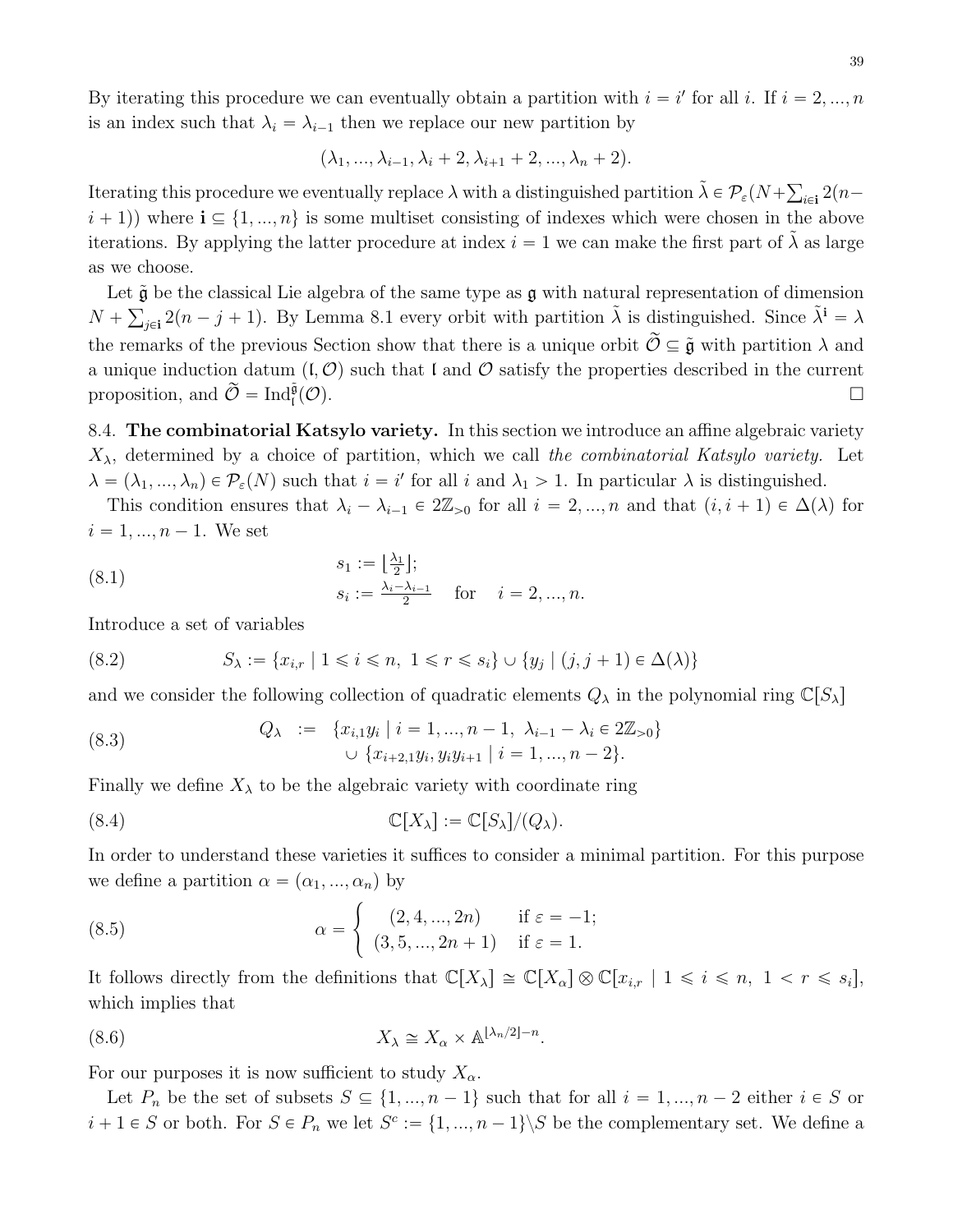By iterating this procedure we can eventually obtain a partition with $i = i'$ for all $i$. If $i = 2, ..., n$ is an index such that $\lambda_i = \lambda_{i-1}$ then we replace our new partition by

$$(\lambda_1, ..., \lambda_{i-1}, \lambda_i + 2, \lambda_{i+1} + 2, ..., \lambda_n + 2).$$

Iterating this procedure we eventually replace $\lambda$ with a distinguished partition $\tilde{\lambda} \in \mathcal{P}_\varepsilon(N + \sum_{i \in \mathbf{i}} 2(n - i + 1))$ where $\mathbf{i} \subseteq \{1, ..., n\}$ is some multiset consisting of indexes which were chosen in the above iterations. By applying the latter procedure at index $i = 1$ we can make the first part of $\tilde{\lambda}$ as large as we choose.

Let $\tilde{\mathfrak{g}}$ be the classical Lie algebra of the same type as $\mathfrak{g}$ with natural representation of dimension $N + \sum_{j \in \mathbf{i}} 2(n - j + 1)$. By Lemma 8.1 every orbit with partition $\tilde{\lambda}$ is distinguished. Since $\tilde{\lambda}^{\mathbf{i}} = \lambda$ the remarks of the previous Section show that there is a unique orbit $\widetilde{\mathcal{O}} \subseteq \tilde{\mathfrak{g}}$ with partition $\lambda$ and a unique induction datum $(\mathfrak{l}, \mathcal{O})$ such that $\mathfrak{l}$ and $\mathcal{O}$ satisfy the properties described in the current proposition, and $\widetilde{\mathcal{O}} = \operatorname{Ind}_{\mathfrak{l}}^{\tilde{\mathfrak{g}}}(\mathcal{O})$. ☐

**8.4. The combinatorial Katsylo variety.** In this section we introduce an affine algebraic variety $X_\lambda$, determined by a choice of partition, which we call *the combinatorial Katsylo variety.* Let $\lambda = (\lambda_1, ..., \lambda_n) \in \mathcal{P}_\varepsilon(N)$ such that $i = i'$ for all $i$ and $\lambda_1 > 1$. In particular $\lambda$ is distinguished.

This condition ensures that $\lambda_i - \lambda_{i-1} \in 2\mathbb{Z}_{>0}$ for all $i = 2, ..., n$ and that $(i, i+1) \in \Delta(\lambda)$ for $i = 1, ..., n-1$. We set

$$\begin{aligned} s_1 &:= \lfloor \tfrac{\lambda_1}{2} \rfloor; \\ s_i &:= \tfrac{\lambda_i - \lambda_{i-1}}{2} \quad \text{ for } \quad i = 2, ..., n. \end{aligned} \tag{8.1}$$

Introduce a set of variables

$$S_\lambda := \{x_{i,r} \mid 1 \leqslant i \leqslant n, \ 1 \leqslant r \leqslant s_i\} \cup \{y_j \mid (j, j+1) \in \Delta(\lambda)\} \tag{8.2}$$

and we consider the following collection of quadratic elements $Q_\lambda$ in the polynomial ring $\mathbb{C}[S_\lambda]$

$$\begin{aligned} Q_\lambda \ &:= \ \{x_{i,1} y_i \mid i = 1, ..., n-1, \ \lambda_{i-1} - \lambda_i \in 2\mathbb{Z}_{>0}\} \\ &\quad \cup \{x_{i+2,1} y_i, y_i y_{i+1} \mid i = 1, ..., n-2\}. \end{aligned} \tag{8.3}$$

Finally we define $X_\lambda$ to be the algebraic variety with coordinate ring

$$\mathbb{C}[X_\lambda] := \mathbb{C}[S_\lambda]/(Q_\lambda). \tag{8.4}$$

In order to understand these varieties it suffices to consider a minimal partition. For this purpose we define a partition $\alpha = (\alpha_1, ..., \alpha_n)$ by

$$\alpha = \begin{cases} (2, 4, ..., 2n) & \text{if } \varepsilon = -1; \\ (3, 5, ..., 2n+1) & \text{if } \varepsilon = 1. \end{cases} \tag{8.5}$$

It follows directly from the definitions that $\mathbb{C}[X_\lambda] \cong \mathbb{C}[X_\alpha] \otimes \mathbb{C}[x_{i,r} \mid 1 \leqslant i \leqslant n, \ 1 < r \leqslant s_i]$, which implies that

$$X_\lambda \cong X_\alpha \times \mathbb{A}^{\lfloor \lambda_n/2 \rfloor - n}. \tag{8.6}$$

For our purposes it is now sufficient to study $X_\alpha$.

Let $P_n$ be the set of subsets $S \subseteq \{1, ..., n-1\}$ such that for all $i = 1, ..., n-2$ either $i \in S$ or $i + 1 \in S$ or both. For $S \in P_n$ we let $S^c := \{1, ..., n-1\} \backslash S$ be the complementary set. We define a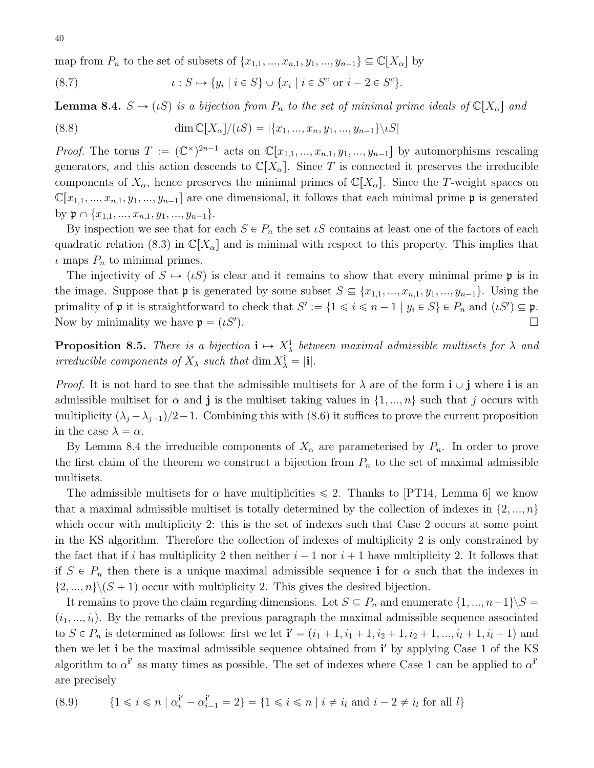map from $P_n$ to the set of subsets of $\{x_{1,1}, ..., x_{n,1}, y_1, ..., y_{n-1}\} \subseteq \mathbb{C}[X_\alpha]$ by

$$\iota : S \mapsto \{y_i \mid i \in S\} \cup \{x_i \mid i \in S^c \text{ or } i-2 \in S^c\}. \tag{8.7}$$

**Lemma 8.4.** *$S \mapsto (\iota S)$ is a bijection from $P_n$ to the set of minimal prime ideals of $\mathbb{C}[X_\alpha]$ and*

$$\dim \mathbb{C}[X_\alpha]/(\iota S) = |\{x_1, ..., x_n, y_1, ..., y_{n-1}\}\backslash \iota S| \tag{8.8}$$

*Proof.* The torus $T := (\mathbb{C}^\times)^{2n-1}$ acts on $\mathbb{C}[x_{1,1}, ..., x_{n,1}, y_1, ..., y_{n-1}]$ by automorphisms rescaling generators, and this action descends to $\mathbb{C}[X_\alpha]$. Since $T$ is connected it preserves the irreducible components of $X_\alpha$, hence preserves the minimal primes of $\mathbb{C}[X_\alpha]$. Since the $T$-weight spaces on $\mathbb{C}[x_{1,1}, ..., x_{n,1}, y_1, ..., y_{n-1}]$ are one dimensional, it follows that each minimal prime $\mathfrak{p}$ is generated by $\mathfrak{p} \cap \{x_{1,1}, ..., x_{n,1}, y_1, ..., y_{n-1}\}$.

By inspection we see that for each $S \in P_n$ the set $\iota S$ contains at least one of the factors of each quadratic relation (8.3) in $\mathbb{C}[X_\alpha]$ and is minimal with respect to this property. This implies that $\iota$ maps $P_n$ to minimal primes.

The injectivity of $S \mapsto (\iota S)$ is clear and it remains to show that every minimal prime $\mathfrak{p}$ is in the image. Suppose that $\mathfrak{p}$ is generated by some subset $S \subseteq \{x_{1,1}, ..., x_{n,1}, y_1, ..., y_{n-1}\}$. Using the primality of $\mathfrak{p}$ it is straightforward to check that $S' := \{1 \leqslant i \leqslant n-1 \mid y_i \in S\} \in P_n$ and $(\iota S') \subseteq \mathfrak{p}$. Now by minimality we have $\mathfrak{p} = (\iota S')$. $\square$

**Proposition 8.5.** *There is a bijection $\mathbf{i} \mapsto X_\lambda^{\mathbf{i}}$ between maximal admissible multisets for $\lambda$ and irreducible components of $X_\lambda$ such that $\dim X_\lambda^{\mathbf{i}} = |\mathbf{i}|$.*

*Proof.* It is not hard to see that the admissible multisets for $\lambda$ are of the form $\mathbf{i} \cup \mathbf{j}$ where $\mathbf{i}$ is an admissible multiset for $\alpha$ and $\mathbf{j}$ is the multiset taking values in $\{1, ..., n\}$ such that $j$ occurs with multiplicity $(\lambda_j - \lambda_{j-1})/2 - 1$. Combining this with (8.6) it suffices to prove the current proposition in the case $\lambda = \alpha$.

By Lemma 8.4 the irreducible components of $X_\alpha$ are parameterised by $P_n$. In order to prove the first claim of the theorem we construct a bijection from $P_n$ to the set of maximal admissible multisets.

The admissible multisets for $\alpha$ have multiplicities $\leqslant 2$. Thanks to [PT14, Lemma 6] we know that a maximal admissible multiset is totally determined by the collection of indexes in $\{2, ..., n\}$ which occur with multiplicity 2: this is the set of indexes such that Case 2 occurs at some point in the KS algorithm. Therefore the collection of indexes of multiplicity 2 is only constrained by the fact that if $i$ has multiplicity 2 then neither $i-1$ nor $i+1$ have multiplicity 2. It follows that if $S \in P_n$ then there is a unique maximal admissible sequence $\mathbf{i}$ for $\alpha$ such that the indexes in $\{2, ..., n\}\backslash(S+1)$ occur with multiplicity 2. This gives the desired bijection.

It remains to prove the claim regarding dimensions. Let $S \subseteq P_n$ and enumerate $\{1, ..., n-1\}\backslash S = (i_1, ..., i_l)$. By the remarks of the previous paragraph the maximal admissible sequence associated to $S \in P_n$ is determined as follows: first we let $\mathbf{i}' = (i_1 + 1, i_1 + 1, i_2 + 1, i_2 + 1, ..., i_l + 1, i_l + 1)$ and then we let $\mathbf{i}$ be the maximal admissible sequence obtained from $\mathbf{i}'$ by applying Case 1 of the KS algorithm to $\alpha^{\mathbf{i}'}$ as many times as possible. The set of indexes where Case 1 can be applied to $\alpha^{\mathbf{i}'}$ are precisely

$$\{1 \leqslant i \leqslant n \mid \alpha_i^{\mathbf{i}'} - \alpha_{i-1}^{\mathbf{i}'} = 2\} = \{1 \leqslant i \leqslant n \mid i \neq i_l \text{ and } i-2 \neq i_l \text{ for all } l\} \tag{8.9}$$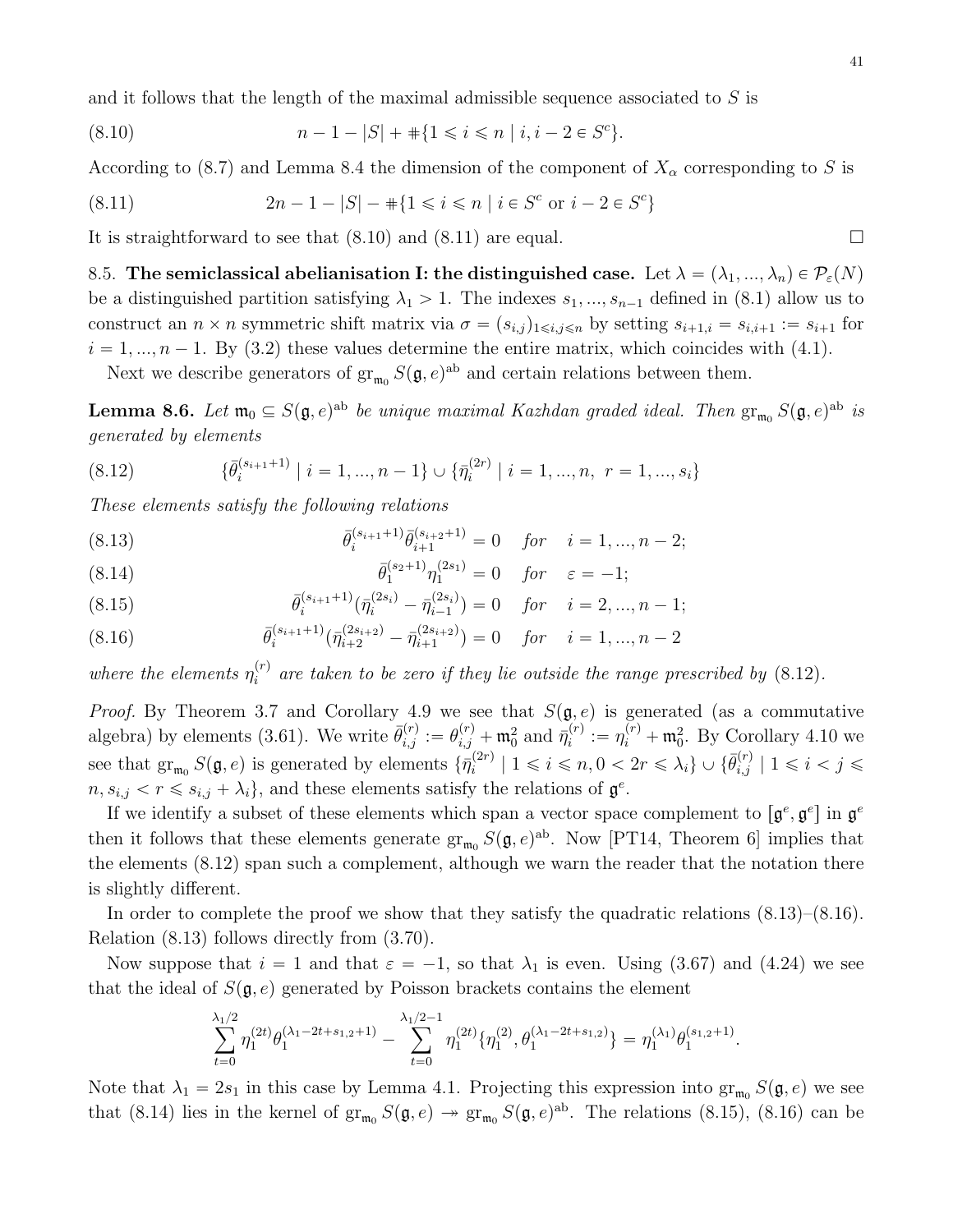and it follows that the length of the maximal admissible sequence associated to $S$ is

$$n - 1 - |S| + \#\{1 \leqslant i \leqslant n \mid i, i-2 \in S^c\}. \tag{8.10}$$

According to (8.7) and Lemma 8.4 the dimension of the component of $X_\alpha$ corresponding to $S$ is

$$2n - 1 - |S| - \#\{1 \leqslant i \leqslant n \mid i \in S^c \text{ or } i-2 \in S^c\} \tag{8.11}$$

It is straightforward to see that (8.10) and (8.11) are equal. $\square$

8.5. **The semiclassical abelianisation I: the distinguished case.** Let $\lambda = (\lambda_1, ..., \lambda_n) \in \mathcal{P}_\varepsilon(N)$ be a distinguished partition satisfying $\lambda_1 > 1$. The indexes $s_1, ..., s_{n-1}$ defined in (8.1) allow us to construct an $n \times n$ symmetric shift matrix via $\sigma = (s_{i,j})_{1 \leqslant i,j \leqslant n}$ by setting $s_{i+1,i} = s_{i,i+1} := s_{i+1}$ for $i = 1, ..., n-1$. By (3.2) these values determine the entire matrix, which coincides with (4.1).

Next we describe generators of $\operatorname{gr}_{\mathfrak{m}_0} S(\mathfrak{g}, e)^{\mathrm{ab}}$ and certain relations between them.

**Lemma 8.6.** *Let $\mathfrak{m}_0 \subseteq S(\mathfrak{g}, e)^{\mathrm{ab}}$ be unique maximal Kazhdan graded ideal. Then $\operatorname{gr}_{\mathfrak{m}_0} S(\mathfrak{g}, e)^{\mathrm{ab}}$ is generated by elements*

$$\{\bar{\theta}_i^{(s_{i+1}+1)} \mid i = 1, ..., n-1\} \cup \{\bar{\eta}_i^{(2r)} \mid i = 1, ..., n, \ r = 1, ..., s_i\} \tag{8.12}$$

*These elements satisfy the following relations*

$$\bar{\theta}_i^{(s_{i+1}+1)} \bar{\theta}_{i+1}^{(s_{i+2}+1)} = 0 \quad \text{for} \quad i = 1, ..., n-2; \tag{8.13}$$

$$\bar{\theta}_1^{(s_2+1)} \eta_1^{(2s_1)} = 0 \quad \text{for} \quad \varepsilon = -1; \tag{8.14}$$

$$\bar{\theta}_i^{(s_{i+1}+1)} (\bar{\eta}_i^{(2s_i)} - \bar{\eta}_{i-1}^{(2s_i)}) = 0 \quad \text{for} \quad i = 2, ..., n-1; \tag{8.15}$$

$$\bar{\theta}_i^{(s_{i+1}+1)} (\bar{\eta}_{i+2}^{(2s_{i+2})} - \bar{\eta}_{i+1}^{(2s_{i+2})}) = 0 \quad \text{for} \quad i = 1, ..., n-2 \tag{8.16}$$

*where the elements $\eta_i^{(r)}$ are taken to be zero if they lie outside the range prescribed by* (8.12).

*Proof.* By Theorem 3.7 and Corollary 4.9 we see that $S(\mathfrak{g}, e)$ is generated (as a commutative algebra) by elements (3.61). We write $\bar{\theta}_{i,j}^{(r)} := \theta_{i,j}^{(r)} + \mathfrak{m}_0^2$ and $\bar{\eta}_i^{(r)} := \eta_i^{(r)} + \mathfrak{m}_0^2$. By Corollary 4.10 we see that $\operatorname{gr}_{\mathfrak{m}_0} S(\mathfrak{g}, e)$ is generated by elements $\{\bar{\eta}_i^{(2r)} \mid 1 \leqslant i \leqslant n, 0 < 2r \leqslant \lambda_i\} \cup \{\bar{\theta}_{i,j}^{(r)} \mid 1 \leqslant i < j \leqslant n, s_{i,j} < r \leqslant s_{i,j} + \lambda_i\}$, and these elements satisfy the relations of $\mathfrak{g}^e$.

If we identify a subset of these elements which span a vector space complement to $[\mathfrak{g}^e, \mathfrak{g}^e]$ in $\mathfrak{g}^e$ then it follows that these elements generate $\operatorname{gr}_{\mathfrak{m}_0} S(\mathfrak{g}, e)^{\mathrm{ab}}$. Now [PT14, Theorem 6] implies that the elements (8.12) span such a complement, although we warn the reader that the notation there is slightly different.

In order to complete the proof we show that they satisfy the quadratic relations (8.13)–(8.16). Relation (8.13) follows directly from (3.70).

Now suppose that $i = 1$ and that $\varepsilon = -1$, so that $\lambda_1$ is even. Using (3.67) and (4.24) we see that the ideal of $S(\mathfrak{g}, e)$ generated by Poisson brackets contains the element

$$\sum_{t=0}^{\lambda_1/2} \eta_1^{(2t)} \theta_1^{(\lambda_1 - 2t + s_{1,2}+1)} - \sum_{t=0}^{\lambda_1/2 - 1} \eta_1^{(2t)} \{\eta_1^{(2)}, \theta_1^{(\lambda_1 - 2t + s_{1,2})}\} = \eta_1^{(\lambda_1)} \theta_1^{(s_{1,2}+1)}.$$

Note that $\lambda_1 = 2s_1$ in this case by Lemma 4.1. Projecting this expression into $\operatorname{gr}_{\mathfrak{m}_0} S(\mathfrak{g}, e)$ we see that (8.14) lies in the kernel of $\operatorname{gr}_{\mathfrak{m}_0} S(\mathfrak{g}, e) \twoheadrightarrow \operatorname{gr}_{\mathfrak{m}_0} S(\mathfrak{g}, e)^{\mathrm{ab}}$. The relations (8.15), (8.16) can be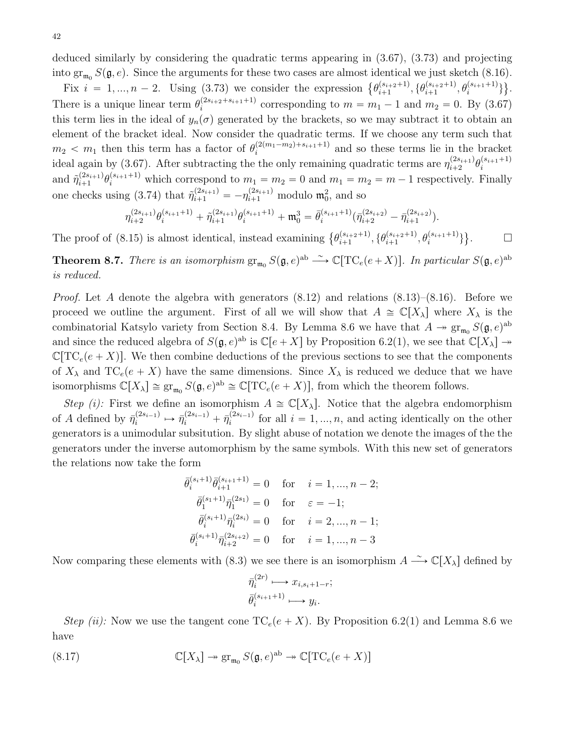deduced similarly by considering the quadratic terms appearing in (3.67), (3.73) and projecting into $\operatorname{gr}_{\mathfrak{m}_0} S(\mathfrak{g}, e)$. Since the arguments for these two cases are almost identical we just sketch (8.16).

Fix $i = 1, ..., n-2$. Using (3.73) we consider the expression $\{\theta_{i+1}^{(s_{i+2}+1)}, \{\theta_{i+1}^{(s_{i+2}+1)}, \theta_i^{(s_{i+1}+1)}\}\}$. There is a unique linear term $\theta_i^{(2s_{i+2}+s_{i+1}+1)}$ corresponding to $m = m_1 - 1$ and $m_2 = 0$. By (3.67) this term lies in the ideal of $y_n(\sigma)$ generated by the brackets, so we may subtract it to obtain an element of the bracket ideal. Now consider the quadratic terms. If we choose any term such that $m_2 < m_1$ then this term has a factor of $\theta_i^{(2(m_1-m_2)+s_{i+1}+1)}$ and so these terms lie in the bracket ideal again by (3.67). After subtracting the the only remaining quadratic terms are $\eta_{i+2}^{(2s_{i+1})}\theta_i^{(s_{i+1}+1)}$ and $\tilde{\eta}_{i+1}^{(2s_{i+1})}\theta_i^{(s_{i+1}+1)}$ which correspond to $m_1 = m_2 = 0$ and $m_1 = m_2 = m-1$ respectively. Finally one checks using (3.74) that $\tilde{\eta}_{i+1}^{(2s_{i+1})} = -\eta_{i+1}^{(2s_{i+1})}$ modulo $\mathfrak{m}_0^2$, and so

$$\eta_{i+2}^{(2s_{i+1})}\theta_i^{(s_{i+1}+1)} + \tilde{\eta}_{i+1}^{(2s_{i+1})}\theta_i^{(s_{i+1}+1)} + \mathfrak{m}_0^3 = \bar{\theta}_i^{(s_{i+1}+1)}(\bar{\eta}_{i+2}^{(2s_{i+2})} - \bar{\eta}_{i+1}^{(2s_{i+2})}).$$

The proof of (8.15) is almost identical, instead examining $\{\theta_{i+1}^{(s_{i+2}+1)}, \{\theta_{i+1}^{(s_{i+2}+1)}, \theta_i^{(s_{i+1}+1)}\}\}$. $\square$

**Theorem 8.7.** *There is an isomorphism $\operatorname{gr}_{\mathfrak{m}_0} S(\mathfrak{g}, e)^{\mathrm{ab}} \xrightarrow{\sim} \mathbb{C}[\mathrm{TC}_e(e+X)]$. In particular $S(\mathfrak{g}, e)^{\mathrm{ab}}$ is reduced.*

*Proof.* Let $A$ denote the algebra with generators (8.12) and relations (8.13)–(8.16). Before we proceed we outline the argument. First of all we will show that $A \cong \mathbb{C}[X_\lambda]$ where $X_\lambda$ is the combinatorial Katsylo variety from Section 8.4. By Lemma 8.6 we have that $A \twoheadrightarrow \operatorname{gr}_{\mathfrak{m}_0} S(\mathfrak{g}, e)^{\mathrm{ab}}$ and since the reduced algebra of $S(\mathfrak{g}, e)^{\mathrm{ab}}$ is $\mathbb{C}[e+X]$ by Proposition 6.2(1), we see that $\mathbb{C}[X_\lambda] \twoheadrightarrow \mathbb{C}[\mathrm{TC}_e(e+X)]$. We then combine deductions of the previous sections to see that the components of $X_\lambda$ and $\mathrm{TC}_e(e+X)$ have the same dimensions. Since $X_\lambda$ is reduced we deduce that we have isomorphisms $\mathbb{C}[X_\lambda] \cong \operatorname{gr}_{\mathfrak{m}_0} S(\mathfrak{g}, e)^{\mathrm{ab}} \cong \mathbb{C}[\mathrm{TC}_e(e+X)]$, from which the theorem follows.

*Step (i):* First we define an isomorphism $A \cong \mathbb{C}[X_\lambda]$. Notice that the algebra endomorphism of $A$ defined by $\bar{\eta}_i^{(2s_{i-1})} \mapsto \bar{\eta}_i^{(2s_{i-1})} + \bar{\eta}_i^{(2s_{i-1})}$ for all $i = 1, ..., n$, and acting identically on the other generators is a unimodular subsitution. By slight abuse of notation we denote the images of the the generators under the inverse automorphism by the same symbols. With this new set of generators the relations now take the form

$$\begin{aligned}
\bar{\theta}_i^{(s_i+1)}\bar{\theta}_{i+1}^{(s_{i+1}+1)} &= 0 \quad \text{for} \quad i = 1, ..., n-2;\\
\bar{\theta}_1^{(s_1+1)}\bar{\eta}_1^{(2s_1)} &= 0 \quad \text{for} \quad \varepsilon = -1;\\
\bar{\theta}_i^{(s_i+1)}\bar{\eta}_i^{(2s_i)} &= 0 \quad \text{for} \quad i = 2, ..., n-1;\\
\bar{\theta}_i^{(s_i+1)}\bar{\eta}_{i+2}^{(2s_{i+2})} &= 0 \quad \text{for} \quad i = 1, ..., n-3
\end{aligned}$$

Now comparing these elements with (8.3) we see there is an isomorphism $A \xrightarrow{\sim} \mathbb{C}[X_\lambda]$ defined by

$$\begin{aligned}
\bar{\eta}_i^{(2r)} &\longmapsto x_{i,s_i+1-r};\\
\bar{\theta}_i^{(s_i+1+1)} &\longmapsto y_i.
\end{aligned}$$

*Step (ii):* Now we use the tangent cone $\mathrm{TC}_e(e+X)$. By Proposition 6.2(1) and Lemma 8.6 we have

$$\mathbb{C}[X_\lambda] \twoheadrightarrow \operatorname{gr}_{\mathfrak{m}_0} S(\mathfrak{g}, e)^{\mathrm{ab}} \twoheadrightarrow \mathbb{C}[\mathrm{TC}_e(e+X)] \tag{8.17}$$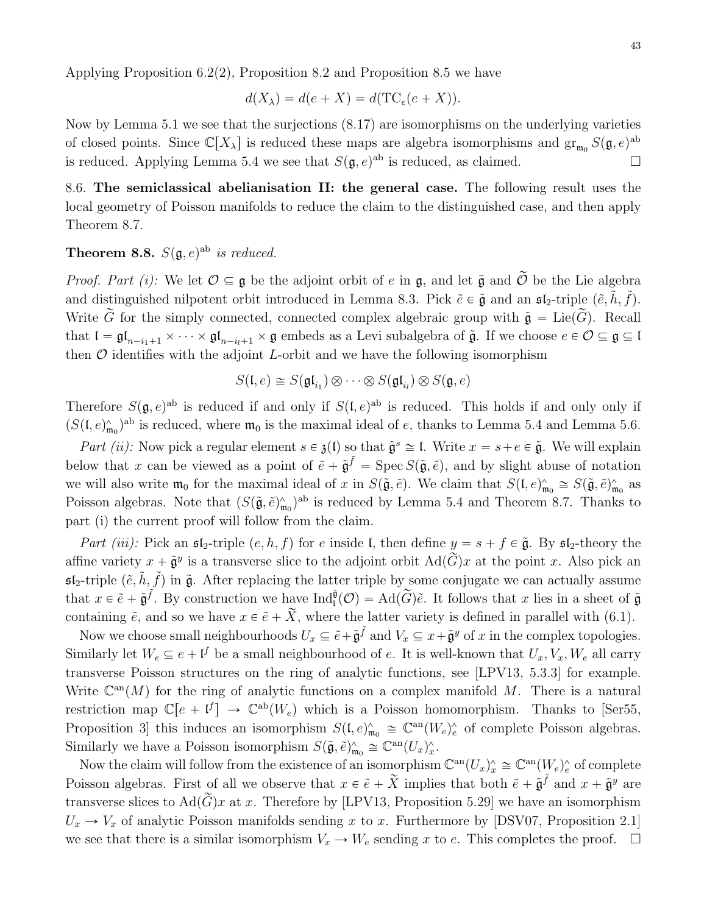Applying Proposition 6.2(2), Proposition 8.2 and Proposition 8.5 we have

$$d(X_\lambda) = d(e + X) = d(\mathrm{TC}_e(e + X)).$$

Now by Lemma 5.1 we see that the surjections (8.17) are isomorphisms on the underlying varieties of closed points. Since $\mathbb{C}[X_\lambda]$ is reduced these maps are algebra isomorphisms and $\mathrm{gr}_{\mathfrak{m}_0} S(\mathfrak{g}, e)^{\mathrm{ab}}$ is reduced. Applying Lemma 5.4 we see that $S(\mathfrak{g}, e)^{\mathrm{ab}}$ is reduced, as claimed. □

8.6. **The semiclassical abelianisation II: the general case.** The following result uses the local geometry of Poisson manifolds to reduce the claim to the distinguished case, and then apply Theorem 8.7.

**Theorem 8.8.** *$S(\mathfrak{g}, e)^{\mathrm{ab}}$ is reduced.*

*Proof. Part (i):* We let $\mathcal{O} \subseteq \mathfrak{g}$ be the adjoint orbit of $e$ in $\mathfrak{g}$, and let $\tilde{\mathfrak{g}}$ and $\widetilde{\mathcal{O}}$ be the Lie algebra and distinguished nilpotent orbit introduced in Lemma 8.3. Pick $\tilde{e} \in \tilde{\mathfrak{g}}$ and an $\mathfrak{sl}_2$-triple $(\tilde{e}, \tilde{h}, \tilde{f})$. Write $\widetilde{G}$ for the simply connected, connected complex algebraic group with $\tilde{\mathfrak{g}} = \mathrm{Lie}(\widetilde{G})$. Recall that $\mathfrak{l} = \mathfrak{gl}_{n-i_1+1} \times \cdots \times \mathfrak{gl}_{n-i_l+1} \times \mathfrak{g}$ embeds as a Levi subalgebra of $\tilde{\mathfrak{g}}$. If we choose $e \in \mathcal{O} \subseteq \mathfrak{g} \subseteq \mathfrak{l}$ then $\mathcal{O}$ identifies with the adjoint $L$-orbit and we have the following isomorphism

$$S(\mathfrak{l}, e) \cong S(\mathfrak{gl}_{i_1}) \otimes \cdots \otimes S(\mathfrak{gl}_{i_l}) \otimes S(\mathfrak{g}, e)$$

Therefore $S(\mathfrak{g}, e)^{\mathrm{ab}}$ is reduced if and only if $S(\mathfrak{l}, e)^{\mathrm{ab}}$ is reduced. This holds if and only only if $(S(\mathfrak{l}, e)^\wedge_{\mathfrak{m}_0})^{\mathrm{ab}}$ is reduced, where $\mathfrak{m}_0$ is the maximal ideal of $e$, thanks to Lemma 5.4 and Lemma 5.6.

*Part (ii):* Now pick a regular element $s \in \mathfrak{z}(\mathfrak{l})$ so that $\tilde{\mathfrak{g}}^s \cong \mathfrak{l}$. Write $x = s + e \in \tilde{\mathfrak{g}}$. We will explain below that $x$ can be viewed as a point of $\tilde{e} + \tilde{\mathfrak{g}}^{\tilde{f}} = \operatorname{Spec} S(\tilde{\mathfrak{g}}, \tilde{e})$, and by slight abuse of notation we will also write $\mathfrak{m}_0$ for the maximal ideal of $x$ in $S(\tilde{\mathfrak{g}}, \tilde{e})$. We claim that $S(\mathfrak{l}, e)^\wedge_{\mathfrak{m}_0} \cong S(\tilde{\mathfrak{g}}, \tilde{e})^\wedge_{\mathfrak{m}_0}$ as Poisson algebras. Note that $(S(\tilde{\mathfrak{g}}, \tilde{e})^\wedge_{\mathfrak{m}_0})^{\mathrm{ab}}$ is reduced by Lemma 5.4 and Theorem 8.7. Thanks to part (i) the current proof will follow from the claim.

*Part (iii):* Pick an $\mathfrak{sl}_2$-triple $(e, h, f)$ for $e$ inside $\mathfrak{l}$, then define $y = s + f \in \tilde{\mathfrak{g}}$. By $\mathfrak{sl}_2$-theory the affine variety $x + \tilde{\mathfrak{g}}^y$ is a transverse slice to the adjoint orbit $\mathrm{Ad}(\widetilde{G})x$ at the point $x$. Also pick an $\mathfrak{sl}_2$-triple $(\tilde{e}, \tilde{h}, \tilde{f})$ in $\tilde{\mathfrak{g}}$. After replacing the latter triple by some conjugate we can actually assume that $x \in \tilde{e} + \tilde{\mathfrak{g}}^{\tilde{f}}$. By construction we have $\mathrm{Ind}_{\mathfrak{l}}^{\tilde{\mathfrak{g}}}(\mathcal{O}) = \mathrm{Ad}(\widetilde{G})\tilde{e}$. It follows that $x$ lies in a sheet of $\tilde{\mathfrak{g}}$ containing $\tilde{e}$, and so we have $x \in \tilde{e} + \widetilde{X}$, where the latter variety is defined in parallel with (6.1).

Now we choose small neighbourhoods $U_x \subseteq \tilde{e} + \tilde{\mathfrak{g}}^{\tilde{f}}$ and $V_x \subseteq x + \tilde{\mathfrak{g}}^y$ of $x$ in the complex topologies. Similarly let $W_e \subseteq e + \mathfrak{l}^f$ be a small neighbourhood of $e$. It is well-known that $U_x, V_x, W_e$ all carry transverse Poisson structures on the ring of analytic functions, see [LPV13, 5.3.3] for example. Write $\mathbb{C}^{\mathrm{an}}(M)$ for the ring of analytic functions on a complex manifold $M$. There is a natural restriction map $\mathbb{C}[e + \mathfrak{l}^f] \to \mathbb{C}^{\mathrm{ab}}(W_e)$ which is a Poisson homomorphism. Thanks to [Ser55, Proposition 3] this induces an isomorphism $S(\mathfrak{l}, e)^\wedge_{\mathfrak{m}_0} \cong \mathbb{C}^{\mathrm{an}}(W_e)^\wedge_e$ of complete Poisson algebras. Similarly we have a Poisson isomorphism $S(\tilde{\mathfrak{g}}, \tilde{e})^\wedge_{\mathfrak{m}_0} \cong \mathbb{C}^{\mathrm{an}}(U_x)^\wedge_x$.

Now the claim will follow from the existence of an isomorphism $\mathbb{C}^{\mathrm{an}}(U_x)^\wedge_x \cong \mathbb{C}^{\mathrm{an}}(W_e)^\wedge_e$ of complete Poisson algebras. First of all we observe that $x \in \tilde{e} + \widetilde{X}$ implies that both $\tilde{e} + \tilde{\mathfrak{g}}^{\tilde{f}}$ and $x + \tilde{\mathfrak{g}}^y$ are transverse slices to $\mathrm{Ad}(\widetilde{G})x$ at $x$. Therefore by [LPV13, Proposition 5.29] we have an isomorphism $U_x \to V_x$ of analytic Poisson manifolds sending $x$ to $x$. Furthermore by [DSV07, Proposition 2.1] we see that there is a similar isomorphism $V_x \to W_e$ sending $x$ to $e$. This completes the proof. □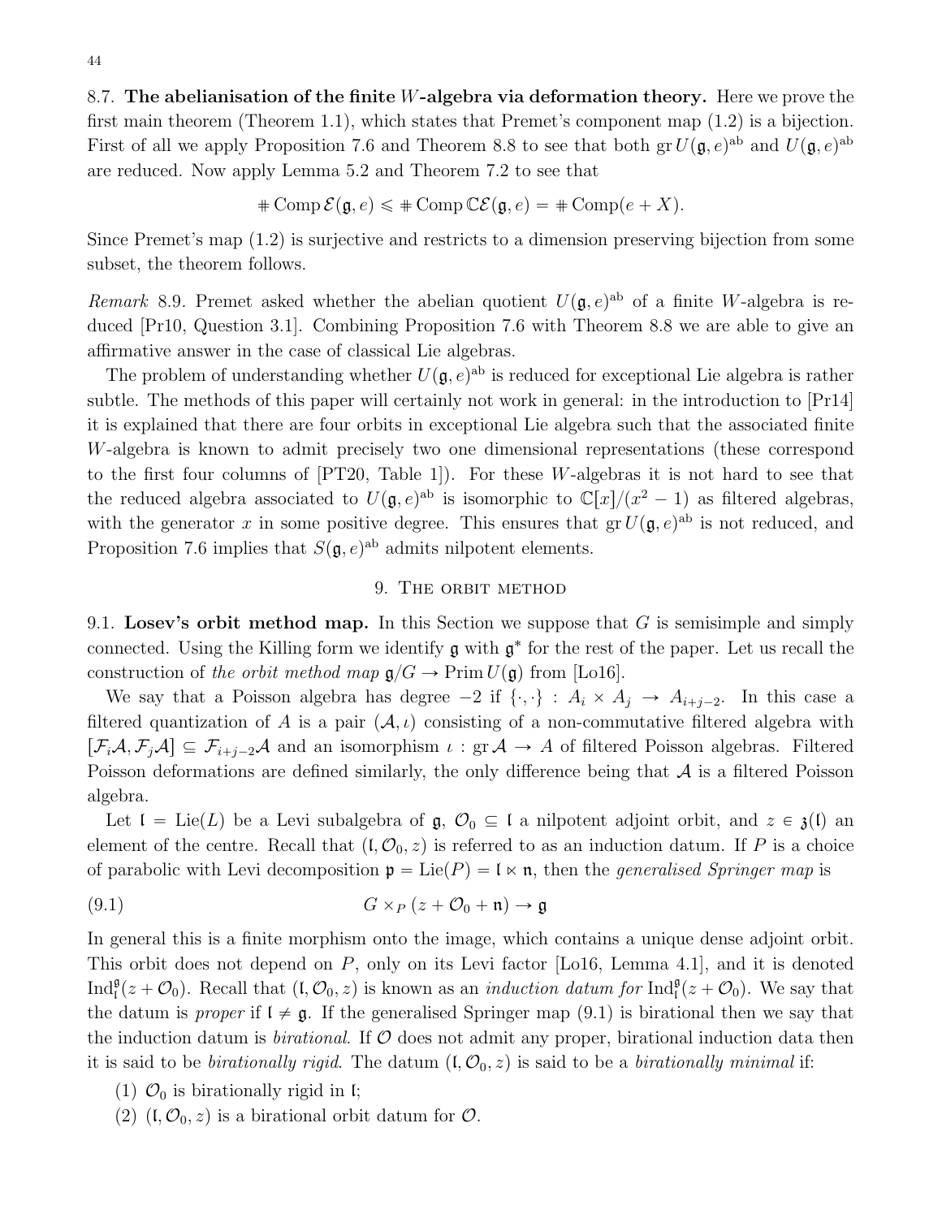8.7. **The abelianisation of the finite $W$-algebra via deformation theory.** Here we prove the first main theorem (Theorem 1.1), which states that Premet's component map (1.2) is a bijection. First of all we apply Proposition 7.6 and Theorem 8.8 to see that both $\operatorname{gr} U(\mathfrak{g}, e)^{\mathrm{ab}}$ and $U(\mathfrak{g}, e)^{\mathrm{ab}}$ are reduced. Now apply Lemma 5.2 and Theorem 7.2 to see that

$$\# \operatorname{Comp} \mathcal{E}(\mathfrak{g}, e) \leqslant \# \operatorname{Comp} \mathbb{C}\mathcal{E}(\mathfrak{g}, e) = \# \operatorname{Comp}(e + X).$$

Since Premet's map (1.2) is surjective and restricts to a dimension preserving bijection from some subset, the theorem follows.

*Remark* 8.9. Premet asked whether the abelian quotient $U(\mathfrak{g}, e)^{\mathrm{ab}}$ of a finite $W$-algebra is reduced [Pr10, Question 3.1]. Combining Proposition 7.6 with Theorem 8.8 we are able to give an affirmative answer in the case of classical Lie algebras.

The problem of understanding whether $U(\mathfrak{g}, e)^{\mathrm{ab}}$ is reduced for exceptional Lie algebra is rather subtle. The methods of this paper will certainly not work in general: in the introduction to [Pr14] it is explained that there are four orbits in exceptional Lie algebra such that the associated finite $W$-algebra is known to admit precisely two one dimensional representations (these correspond to the first four columns of [PT20, Table 1]). For these $W$-algebras it is not hard to see that the reduced algebra associated to $U(\mathfrak{g}, e)^{\mathrm{ab}}$ is isomorphic to $\mathbb{C}[x]/(x^2 - 1)$ as filtered algebras, with the generator $x$ in some positive degree. This ensures that $\operatorname{gr} U(\mathfrak{g}, e)^{\mathrm{ab}}$ is not reduced, and Proposition 7.6 implies that $S(\mathfrak{g}, e)^{\mathrm{ab}}$ admits nilpotent elements.

## 9. The orbit method

9.1. **Losev's orbit method map.** In this Section we suppose that $G$ is semisimple and simply connected. Using the Killing form we identify $\mathfrak{g}$ with $\mathfrak{g}^*$ for the rest of the paper. Let us recall the construction of *the orbit method map* $\mathfrak{g}/G \to \operatorname{Prim} U(\mathfrak{g})$ from [Lo16].

We say that a Poisson algebra has degree $-2$ if $\{\cdot, \cdot\} : A_i \times A_j \to A_{i+j-2}$. In this case a filtered quantization of $A$ is a pair $(\mathcal{A}, \iota)$ consisting of a non-commutative filtered algebra with $[\mathcal{F}_i\mathcal{A}, \mathcal{F}_j\mathcal{A}] \subseteq \mathcal{F}_{i+j-2}\mathcal{A}$ and an isomorphism $\iota : \operatorname{gr} \mathcal{A} \to A$ of filtered Poisson algebras. Filtered Poisson deformations are defined similarly, the only difference being that $\mathcal{A}$ is a filtered Poisson algebra.

Let $\mathfrak{l} = \operatorname{Lie}(L)$ be a Levi subalgebra of $\mathfrak{g}$, $\mathcal{O}_0 \subseteq \mathfrak{l}$ a nilpotent adjoint orbit, and $z \in \mathfrak{z}(\mathfrak{l})$ an element of the centre. Recall that $(\mathfrak{l}, \mathcal{O}_0, z)$ is referred to as an induction datum. If $P$ is a choice of parabolic with Levi decomposition $\mathfrak{p} = \operatorname{Lie}(P) = \mathfrak{l} \ltimes \mathfrak{n}$, then the *generalised Springer map* is

$$G \times_P (z + \mathcal{O}_0 + \mathfrak{n}) \to \mathfrak{g} \tag{9.1}$$

In general this is a finite morphism onto the image, which contains a unique dense adjoint orbit. This orbit does not depend on $P$, only on its Levi factor [Lo16, Lemma 4.1], and it is denoted $\operatorname{Ind}_{\mathfrak{l}}^{\mathfrak{g}}(z + \mathcal{O}_0)$. Recall that $(\mathfrak{l}, \mathcal{O}_0, z)$ is known as an *induction datum for* $\operatorname{Ind}_{\mathfrak{l}}^{\mathfrak{g}}(z + \mathcal{O}_0)$. We say that the datum is *proper* if $\mathfrak{l} \neq \mathfrak{g}$. If the generalised Springer map (9.1) is birational then we say that the induction datum is *birational*. If $\mathcal{O}$ does not admit any proper, birational induction data then it is said to be *birationally rigid*. The datum $(\mathfrak{l}, \mathcal{O}_0, z)$ is said to be a *birationally minimal* if:

(1) $\mathcal{O}_0$ is birationally rigid in $\mathfrak{l}$;
(2) $(\mathfrak{l}, \mathcal{O}_0, z)$ is a birational orbit datum for $\mathcal{O}$.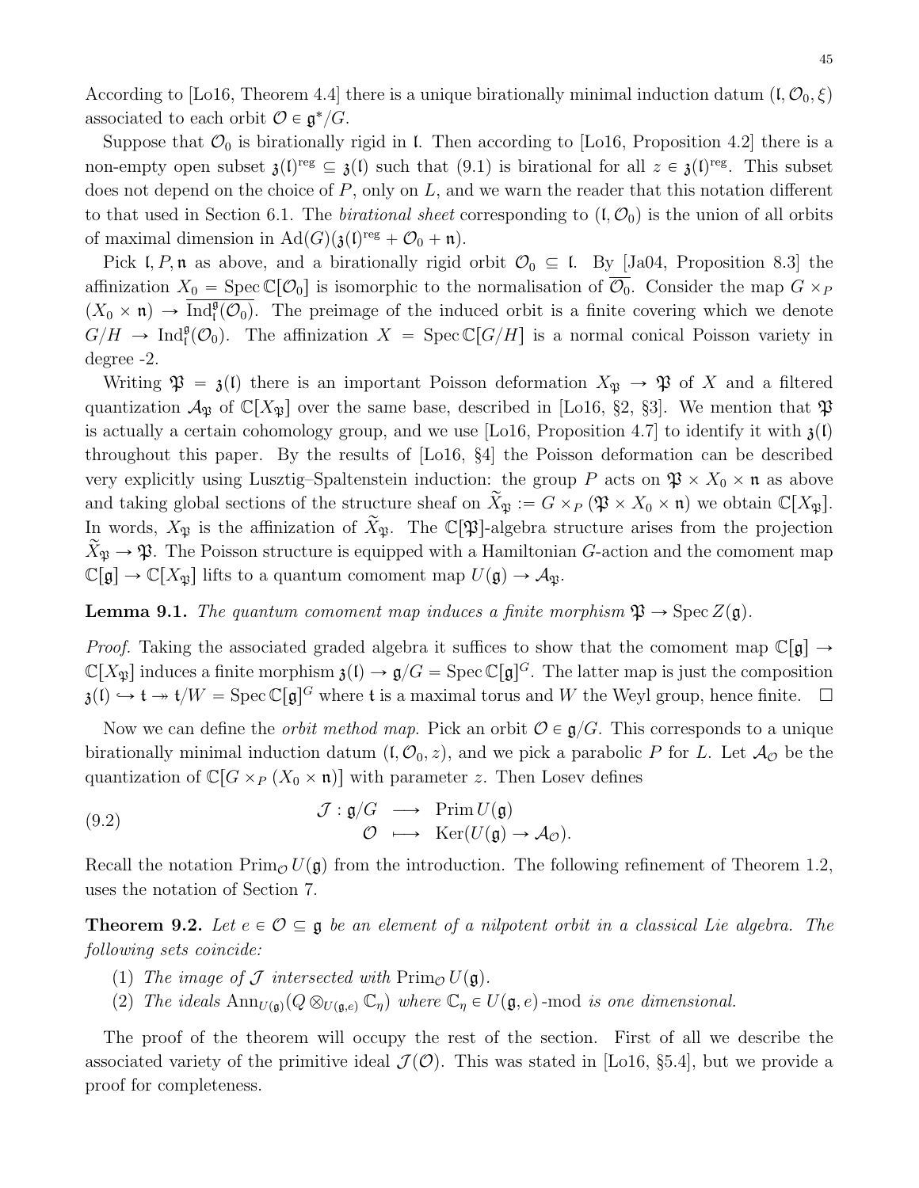According to [Lo16, Theorem 4.4] there is a unique birationally minimal induction datum $(\mathfrak{l}, \mathcal{O}_0, \xi)$ associated to each orbit $\mathcal{O} \in \mathfrak{g}^*/G$.

Suppose that $\mathcal{O}_0$ is birationally rigid in $\mathfrak{l}$. Then according to [Lo16, Proposition 4.2] there is a non-empty open subset $\mathfrak{z}(\mathfrak{l})^{\mathrm{reg}} \subseteq \mathfrak{z}(\mathfrak{l})$ such that (9.1) is birational for all $z \in \mathfrak{z}(\mathfrak{l})^{\mathrm{reg}}$. This subset does not depend on the choice of $P$, only on $L$, and we warn the reader that this notation different to that used in Section 6.1. The *birational sheet* corresponding to $(\mathfrak{l}, \mathcal{O}_0)$ is the union of all orbits of maximal dimension in $\mathrm{Ad}(G)(\mathfrak{z}(\mathfrak{l})^{\mathrm{reg}} + \mathcal{O}_0 + \mathfrak{n})$.

Pick $\mathfrak{l}, P, \mathfrak{n}$ as above, and a birationally rigid orbit $\mathcal{O}_0 \subseteq \mathfrak{l}$. By [Ja04, Proposition 8.3] the affinization $X_0 = \operatorname{Spec} \mathbb{C}[\mathcal{O}_0]$ is isomorphic to the normalisation of $\overline{\mathcal{O}_0}$. Consider the map $G \times_P (X_0 \times \mathfrak{n}) \to \overline{\operatorname{Ind}_{\mathfrak{l}}^{\mathfrak{g}}(\mathcal{O}_0)}$. The preimage of the induced orbit is a finite covering which we denote $G/H \to \operatorname{Ind}_{\mathfrak{l}}^{\mathfrak{g}}(\mathcal{O}_0)$. The affinization $X = \operatorname{Spec} \mathbb{C}[G/H]$ is a normal conical Poisson variety in degree -2.

Writing $\mathfrak{P} = \mathfrak{z}(\mathfrak{l})$ there is an important Poisson deformation $X_{\mathfrak{P}} \to \mathfrak{P}$ of $X$ and a filtered quantization $\mathcal{A}_{\mathfrak{P}}$ of $\mathbb{C}[X_{\mathfrak{P}}]$ over the same base, described in [Lo16, §2, §3]. We mention that $\mathfrak{P}$ is actually a certain cohomology group, and we use [Lo16, Proposition 4.7] to identify it with $\mathfrak{z}(\mathfrak{l})$ throughout this paper. By the results of [Lo16, §4] the Poisson deformation can be described very explicitly using Lusztig–Spaltenstein induction: the group $P$ acts on $\mathfrak{P} \times X_0 \times \mathfrak{n}$ as above and taking global sections of the structure sheaf on $\widetilde{X}_{\mathfrak{P}} := G \times_P (\mathfrak{P} \times X_0 \times \mathfrak{n})$ we obtain $\mathbb{C}[X_{\mathfrak{P}}]$. In words, $X_{\mathfrak{P}}$ is the affinization of $\widetilde{X}_{\mathfrak{P}}$. The $\mathbb{C}[\mathfrak{P}]$-algebra structure arises from the projection $\widetilde{X}_{\mathfrak{P}} \to \mathfrak{P}$. The Poisson structure is equipped with a Hamiltonian $G$-action and the comoment map $\mathbb{C}[\mathfrak{g}] \to \mathbb{C}[X_{\mathfrak{P}}]$ lifts to a quantum comoment map $U(\mathfrak{g}) \to \mathcal{A}_{\mathfrak{P}}$.

**Lemma 9.1.** *The quantum comoment map induces a finite morphism $\mathfrak{P} \to \operatorname{Spec} Z(\mathfrak{g})$.*

*Proof.* Taking the associated graded algebra it suffices to show that the comoment map $\mathbb{C}[\mathfrak{g}] \to \mathbb{C}[X_{\mathfrak{P}}]$ induces a finite morphism $\mathfrak{z}(\mathfrak{l}) \to \mathfrak{g}/G = \operatorname{Spec} \mathbb{C}[\mathfrak{g}]^G$. The latter map is just the composition $\mathfrak{z}(\mathfrak{l}) \hookrightarrow \mathfrak{t} \twoheadrightarrow \mathfrak{t}/W = \operatorname{Spec} \mathbb{C}[\mathfrak{g}]^G$ where $\mathfrak{t}$ is a maximal torus and $W$ the Weyl group, hence finite. $\square$

Now we can define the *orbit method map*. Pick an orbit $\mathcal{O} \in \mathfrak{g}/G$. This corresponds to a unique birationally minimal induction datum $(\mathfrak{l}, \mathcal{O}_0, z)$, and we pick a parabolic $P$ for $L$. Let $\mathcal{A}_{\mathcal{O}}$ be the quantization of $\mathbb{C}[G \times_P (X_0 \times \mathfrak{n})]$ with parameter $z$. Then Losev defines

$$
\begin{aligned}
\mathcal{J} : \mathfrak{g}/G &\longrightarrow \operatorname{Prim} U(\mathfrak{g}) \\
\mathcal{O} &\longmapsto \operatorname{Ker}(U(\mathfrak{g}) \to \mathcal{A}_{\mathcal{O}}).
\end{aligned}
\tag{9.2}
$$

Recall the notation $\operatorname{Prim}_{\mathcal{O}} U(\mathfrak{g})$ from the introduction. The following refinement of Theorem 1.2, uses the notation of Section 7.

**Theorem 9.2.** *Let $e \in \mathcal{O} \subseteq \mathfrak{g}$ be an element of a nilpotent orbit in a classical Lie algebra. The following sets coincide:*

1. *The image of $\mathcal{J}$ intersected with $\operatorname{Prim}_{\mathcal{O}} U(\mathfrak{g})$.*
2. *The ideals $\operatorname{Ann}_{U(\mathfrak{g})}(Q \otimes_{U(\mathfrak{g},e)} \mathbb{C}_\eta)$ where $\mathbb{C}_\eta \in U(\mathfrak{g}, e)$-mod is one dimensional.*

The proof of the theorem will occupy the rest of the section. First of all we describe the associated variety of the primitive ideal $\mathcal{J}(\mathcal{O})$. This was stated in [Lo16, §5.4], but we provide a proof for completeness.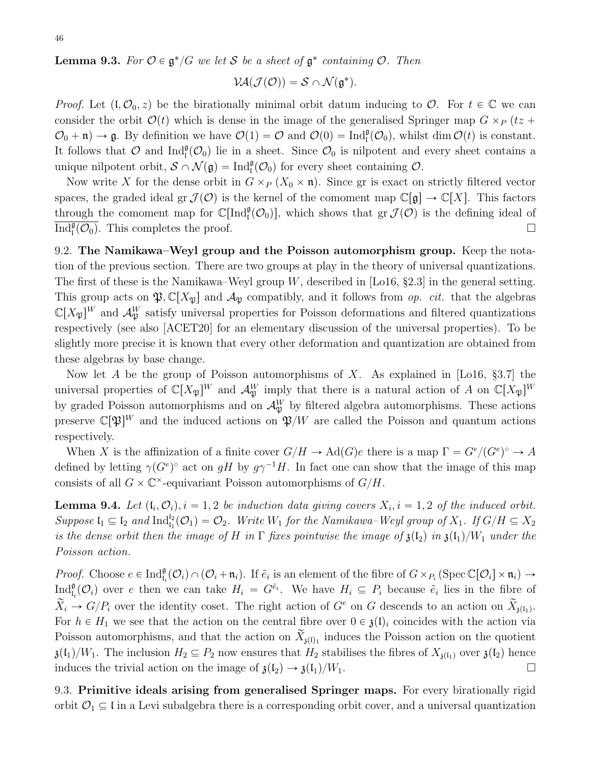**Lemma 9.3.** *For $\mathcal{O} \in \mathfrak{g}^*/G$ we let $\mathcal{S}$ be a sheet of $\mathfrak{g}^*$ containing $\mathcal{O}$. Then*

$$\mathcal{VA}(\mathcal{J}(\mathcal{O})) = \mathcal{S} \cap \mathcal{N}(\mathfrak{g}^*).$$

*Proof.* Let $(\mathfrak{l}, \mathcal{O}_0, z)$ be the birationally minimal orbit datum inducing to $\mathcal{O}$. For $t \in \mathbb{C}$ we can consider the orbit $\mathcal{O}(t)$ which is dense in the image of the generalised Springer map $G \times_P (tz + \mathcal{O}_0 + \mathfrak{n}) \to \mathfrak{g}$. By definition we have $\mathcal{O}(1) = \mathcal{O}$ and $\mathcal{O}(0) = \operatorname{Ind}_{\mathfrak{l}}^{\mathfrak{g}}(\mathcal{O}_0)$, whilst $\dim \mathcal{O}(t)$ is constant. It follows that $\mathcal{O}$ and $\operatorname{Ind}_{\mathfrak{l}}^{\mathfrak{g}}(\mathcal{O}_0)$ lie in a sheet. Since $\mathcal{O}_0$ is nilpotent and every sheet contains a unique nilpotent orbit, $\mathcal{S} \cap \mathcal{N}(\mathfrak{g}) = \operatorname{Ind}_{\mathfrak{l}}^{\mathfrak{g}}(\mathcal{O}_0)$ for every sheet containing $\mathcal{O}$.

Now write $X$ for the dense orbit in $G \times_P (X_0 \times \mathfrak{n})$. Since gr is exact on strictly filtered vector spaces, the graded ideal $\operatorname{gr} \mathcal{J}(\mathcal{O})$ is the kernel of the comoment map $\mathbb{C}[\mathfrak{g}] \to \mathbb{C}[X]$. This factors through the comoment map for $\mathbb{C}[\operatorname{Ind}_{\mathfrak{l}}^{\mathfrak{g}}(\mathcal{O}_0)]$, which shows that $\operatorname{gr} \mathcal{J}(\mathcal{O})$ is the defining ideal of $\overline{\operatorname{Ind}_{\mathfrak{l}}^{\mathfrak{g}}(\mathcal{O}_0)}$. This completes the proof. □

9.2. **The Namikawa–Weyl group and the Poisson automorphism group.** Keep the notation of the previous section. There are two groups at play in the theory of universal quantizations. The first of these is the Namikawa–Weyl group $W$, described in [Lo16, §2.3] in the general setting. This group acts on $\mathfrak{P}, \mathbb{C}[X_{\mathfrak{P}}]$ and $\mathcal{A}_{\mathfrak{P}}$ compatibly, and it follows from *op. cit.* that the algebras $\mathbb{C}[X_{\mathfrak{P}}]^W$ and $\mathcal{A}_{\mathfrak{P}}^W$ satisfy universal properties for Poisson deformations and filtered quantizations respectively (see also [ACET20] for an elementary discussion of the universal properties). To be slightly more precise it is known that every other deformation and quantization are obtained from these algebras by base change.

Now let $A$ be the group of Poisson automorphisms of $X$. As explained in [Lo16, §3.7] the universal properties of $\mathbb{C}[X_{\mathfrak{P}}]^W$ and $\mathcal{A}_{\mathfrak{P}}^W$ imply that there is a natural action of $A$ on $\mathbb{C}[X_{\mathfrak{P}}]^W$ by graded Poisson automorphisms and on $\mathcal{A}_{\mathfrak{P}}^W$ by filtered algebra automorphisms. These actions preserve $\mathbb{C}[\mathfrak{P}]^W$ and the induced actions on $\mathfrak{P}/W$ are called the Poisson and quantum actions respectively.

When $X$ is the affinization of a finite cover $G/H \to \operatorname{Ad}(G)e$ there is a map $\Gamma = G^e/(G^e)^\circ \to A$ defined by letting $\gamma(G^e)^\circ$ act on $gH$ by $g\gamma^{-1}H$. In fact one can show that the image of this map consists of all $G \times \mathbb{C}^\times$-equivariant Poisson automorphisms of $G/H$.

**Lemma 9.4.** *Let $(\mathfrak{l}_i, \mathcal{O}_i), i = 1, 2$ be induction data giving covers $X_i, i = 1, 2$ of the induced orbit. Suppose $\mathfrak{l}_1 \subseteq \mathfrak{l}_2$ and $\operatorname{Ind}_{\mathfrak{l}_1}^{\mathfrak{l}_2}(\mathcal{O}_1) = \mathcal{O}_2$. Write $W_1$ for the Namikawa–Weyl group of $X_1$. If $G/H \subseteq X_2$ is the dense orbit then the image of $H$ in $\Gamma$ fixes pointwise the image of $\mathfrak{z}(\mathfrak{l}_2)$ in $\mathfrak{z}(\mathfrak{l}_1)/W_1$ under the Poisson action.*

*Proof.* Choose $e \in \operatorname{Ind}_{\mathfrak{l}_i}^{\mathfrak{g}}(\mathcal{O}_i) \cap (\mathcal{O}_i + \mathfrak{n}_i)$. If $\tilde{e}_i$ is an element of the fibre of $G \times_{P_i} (\operatorname{Spec} \mathbb{C}[\mathcal{O}_i] \times \mathfrak{n}_i) \to \operatorname{Ind}_{\mathfrak{l}_i}^{\mathfrak{g}}(\mathcal{O}_i)$ over $e$ then we can take $H_i = G^{\tilde{e}_i}$. We have $H_i \subseteq P_i$ because $\tilde{e}_i$ lies in the fibre of $\widetilde{X}_i \to G/P_i$ over the identity coset. The right action of $G^e$ on $G$ descends to an action on $\widetilde{X}_{\mathfrak{z}(\mathfrak{l}_1)}$. For $h \in H_1$ we see that the action on the central fibre over $0 \in \mathfrak{z}(\mathfrak{l})_i$ coincides with the action via Poisson automorphisms, and that the action on $\widetilde{X}_{\mathfrak{z}(\mathfrak{l})_1}$ induces the Poisson action on the quotient $\mathfrak{z}(\mathfrak{l}_1)/W_1$. The inclusion $H_2 \subseteq P_2$ now ensures that $H_2$ stabilises the fibres of $X_{\mathfrak{z}(\mathfrak{l}_1)}$ over $\mathfrak{z}(\mathfrak{l}_2)$ hence induces the trivial action on the image of $\mathfrak{z}(\mathfrak{l}_2) \to \mathfrak{z}(\mathfrak{l}_1)/W_1$. □

9.3. **Primitive ideals arising from generalised Springer maps.** For every birationally rigid orbit $\mathcal{O}_1 \subseteq \mathfrak{l}$ in a Levi subalgebra there is a corresponding orbit cover, and a universal quantization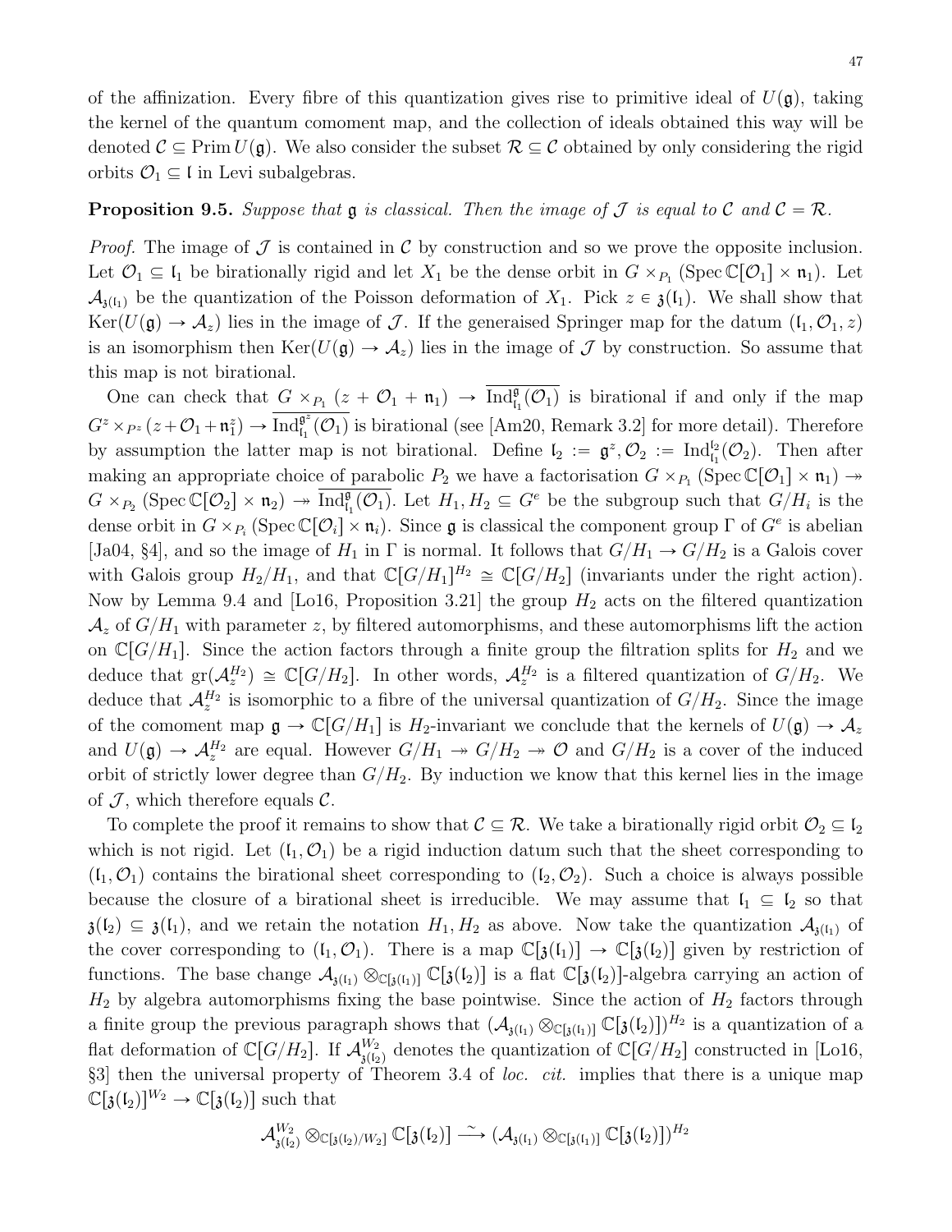of the affinization. Every fibre of this quantization gives rise to primitive ideal of $U(\mathfrak{g})$, taking the kernel of the quantum comoment map, and the collection of ideals obtained this way will be denoted $\mathcal{C} \subseteq \operatorname{Prim} U(\mathfrak{g})$. We also consider the subset $\mathcal{R} \subseteq \mathcal{C}$ obtained by only considering the rigid orbits $\mathcal{O}_1 \subseteq \mathfrak{l}$ in Levi subalgebras.

**Proposition 9.5.** *Suppose that $\mathfrak{g}$ is classical. Then the image of $\mathcal{J}$ is equal to $\mathcal{C}$ and $\mathcal{C} = \mathcal{R}$.*

*Proof.* The image of $\mathcal{J}$ is contained in $\mathcal{C}$ by construction and so we prove the opposite inclusion. Let $\mathcal{O}_1 \subseteq \mathfrak{l}_1$ be birationally rigid and let $X_1$ be the dense orbit in $G \times_{P_1} (\operatorname{Spec} \mathbb{C}[\mathcal{O}_1] \times \mathfrak{n}_1)$. Let $\mathcal{A}_{\mathfrak{z}(\mathfrak{l}_1)}$ be the quantization of the Poisson deformation of $X_1$. Pick $z \in \mathfrak{z}(\mathfrak{l}_1)$. We shall show that $\operatorname{Ker}(U(\mathfrak{g}) \to \mathcal{A}_z)$ lies in the image of $\mathcal{J}$. If the generaised Springer map for the datum $(\mathfrak{l}_1, \mathcal{O}_1, z)$ is an isomorphism then $\operatorname{Ker}(U(\mathfrak{g}) \to \mathcal{A}_z)$ lies in the image of $\mathcal{J}$ by construction. So assume that this map is not birational.

One can check that $G \times_{P_1} (z + \mathcal{O}_1 + \mathfrak{n}_1) \to \overline{\operatorname{Ind}_{\mathfrak{l}_1}^{\mathfrak{g}}(\mathcal{O}_1)}$ is birational if and only if the map $G^z \times_{P^z} (z + \mathcal{O}_1 + \mathfrak{n}_1^z) \to \overline{\operatorname{Ind}_{\mathfrak{l}_1}^{\mathfrak{g}^z}(\mathcal{O}_1)}$ is birational (see [Am20, Remark 3.2] for more detail). Therefore by assumption the latter map is not birational. Define $\mathfrak{l}_2 := \mathfrak{g}^z, \mathcal{O}_2 := \operatorname{Ind}_{\mathfrak{l}_1}^{\mathfrak{l}_2}(\mathcal{O}_2)$. Then after making an appropriate choice of parabolic $P_2$ we have a factorisation $G \times_{P_1} (\operatorname{Spec} \mathbb{C}[\mathcal{O}_1] \times \mathfrak{n}_1) \twoheadrightarrow G \times_{P_2} (\operatorname{Spec} \mathbb{C}[\mathcal{O}_2] \times \mathfrak{n}_2) \twoheadrightarrow \overline{\operatorname{Ind}_{\mathfrak{l}_1}^{\mathfrak{g}}(\mathcal{O}_1)}$. Let $H_1, H_2 \subseteq G^e$ be the subgroup such that $G/H_i$ is the dense orbit in $G \times_{P_i} (\operatorname{Spec} \mathbb{C}[\mathcal{O}_i] \times \mathfrak{n}_i)$. Since $\mathfrak{g}$ is classical the component group $\Gamma$ of $G^e$ is abelian [Ja04, §4], and so the image of $H_1$ in $\Gamma$ is normal. It follows that $G/H_1 \to G/H_2$ is a Galois cover with Galois group $H_2/H_1$, and that $\mathbb{C}[G/H_1]^{H_2} \cong \mathbb{C}[G/H_2]$ (invariants under the right action). Now by Lemma 9.4 and [Lo16, Proposition 3.21] the group $H_2$ acts on the filtered quantization $\mathcal{A}_z$ of $G/H_1$ with parameter $z$, by filtered automorphisms, and these automorphisms lift the action on $\mathbb{C}[G/H_1]$. Since the action factors through a finite group the filtration splits for $H_2$ and we deduce that $\operatorname{gr}(\mathcal{A}_z^{H_2}) \cong \mathbb{C}[G/H_2]$. In other words, $\mathcal{A}_z^{H_2}$ is a filtered quantization of $G/H_2$. We deduce that $\mathcal{A}_z^{H_2}$ is isomorphic to a fibre of the universal quantization of $G/H_2$. Since the image of the comoment map $\mathfrak{g} \to \mathbb{C}[G/H_1]$ is $H_2$-invariant we conclude that the kernels of $U(\mathfrak{g}) \to \mathcal{A}_z$ and $U(\mathfrak{g}) \to \mathcal{A}_z^{H_2}$ are equal. However $G/H_1 \twoheadrightarrow G/H_2 \twoheadrightarrow \mathcal{O}$ and $G/H_2$ is a cover of the induced orbit of strictly lower degree than $G/H_2$. By induction we know that this kernel lies in the image of $\mathcal{J}$, which therefore equals $\mathcal{C}$.

To complete the proof it remains to show that $\mathcal{C} \subseteq \mathcal{R}$. We take a birationally rigid orbit $\mathcal{O}_2 \subseteq \mathfrak{l}_2$ which is not rigid. Let $(\mathfrak{l}_1, \mathcal{O}_1)$ be a rigid induction datum such that the sheet corresponding to $(\mathfrak{l}_1, \mathcal{O}_1)$ contains the birational sheet corresponding to $(\mathfrak{l}_2, \mathcal{O}_2)$. Such a choice is always possible because the closure of a birational sheet is irreducible. We may assume that $\mathfrak{l}_1 \subseteq \mathfrak{l}_2$ so that $\mathfrak{z}(\mathfrak{l}_2) \subseteq \mathfrak{z}(\mathfrak{l}_1)$, and we retain the notation $H_1, H_2$ as above. Now take the quantization $\mathcal{A}_{\mathfrak{z}(\mathfrak{l}_1)}$ of the cover corresponding to $(\mathfrak{l}_1, \mathcal{O}_1)$. There is a map $\mathbb{C}[\mathfrak{z}(\mathfrak{l}_1)] \to \mathbb{C}[\mathfrak{z}(\mathfrak{l}_2)]$ given by restriction of functions. The base change $\mathcal{A}_{\mathfrak{z}(\mathfrak{l}_1)} \otimes_{\mathbb{C}[\mathfrak{z}(\mathfrak{l}_1)]} \mathbb{C}[\mathfrak{z}(\mathfrak{l}_2)]$ is a flat $\mathbb{C}[\mathfrak{z}(\mathfrak{l}_2)]$-algebra carrying an action of $H_2$ by algebra automorphisms fixing the base pointwise. Since the action of $H_2$ factors through a finite group the previous paragraph shows that $(\mathcal{A}_{\mathfrak{z}(\mathfrak{l}_1)} \otimes_{\mathbb{C}[\mathfrak{z}(\mathfrak{l}_1)]} \mathbb{C}[\mathfrak{z}(\mathfrak{l}_2)])^{H_2}$ is a quantization of a flat deformation of $\mathbb{C}[G/H_2]$. If $\mathcal{A}_{\mathfrak{z}(\mathfrak{l}_2)}^{W_2}$ denotes the quantization of $\mathbb{C}[G/H_2]$ constructed in [Lo16, §3] then the universal property of Theorem 3.4 of *loc. cit.* implies that there is a unique map $\mathbb{C}[\mathfrak{z}(\mathfrak{l}_2)]^{W_2} \to \mathbb{C}[\mathfrak{z}(\mathfrak{l}_2)]$ such that

$$\mathcal{A}_{\mathfrak{z}(\mathfrak{l}_2)}^{W_2} \otimes_{\mathbb{C}[\mathfrak{z}(\mathfrak{l}_2)/W_2]} \mathbb{C}[\mathfrak{z}(\mathfrak{l}_2)] \xrightarrow{\sim} (\mathcal{A}_{\mathfrak{z}(\mathfrak{l}_1)} \otimes_{\mathbb{C}[\mathfrak{z}(\mathfrak{l}_1)]} \mathbb{C}[\mathfrak{z}(\mathfrak{l}_2)])^{H_2}$$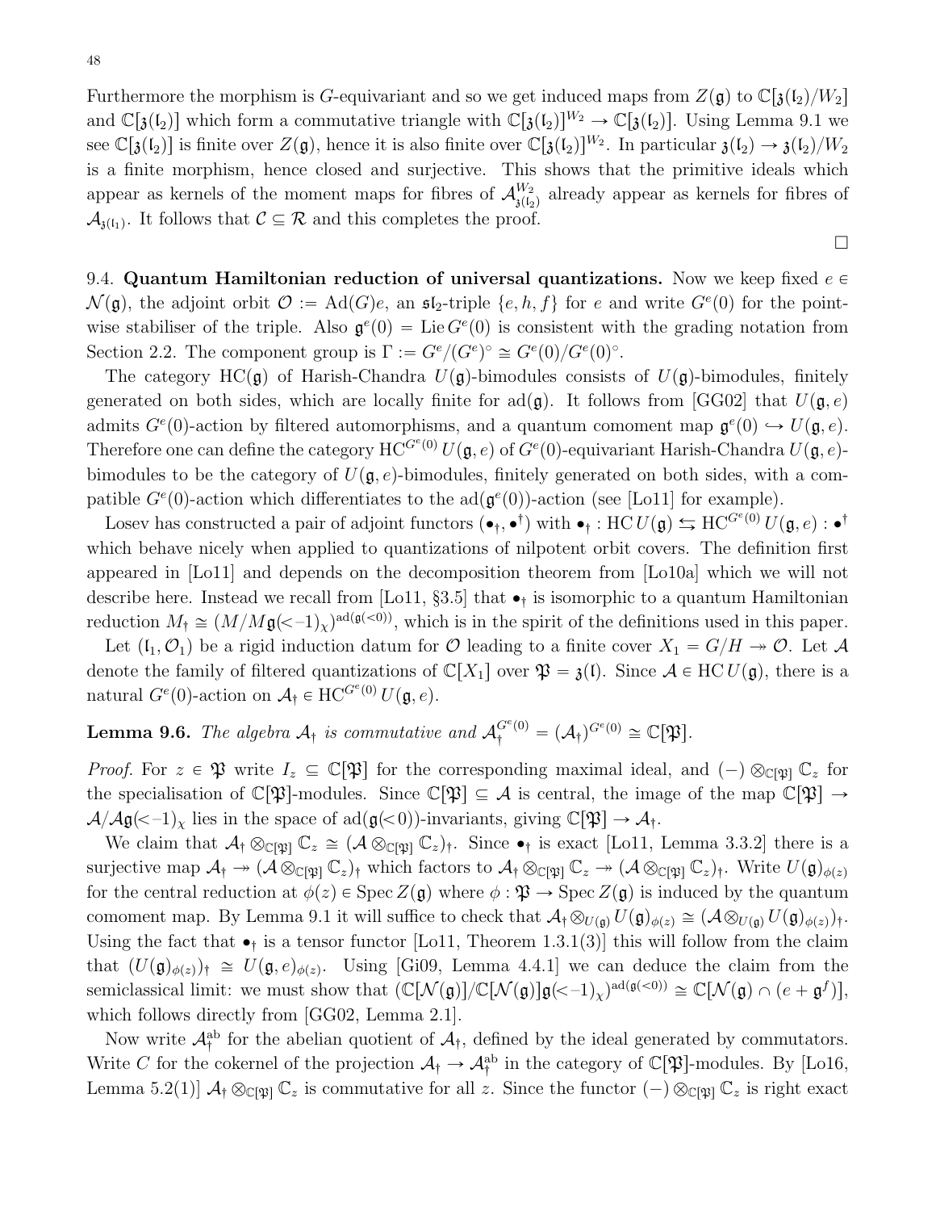Furthermore the morphism is $G$-equivariant and so we get induced maps from $Z(\mathfrak{g})$ to $\mathbb{C}[\mathfrak{z}(\mathfrak{l}_2)/W_2]$ and $\mathbb{C}[\mathfrak{z}(\mathfrak{l}_2)]$ which form a commutative triangle with $\mathbb{C}[\mathfrak{z}(\mathfrak{l}_2)]^{W_2} \to \mathbb{C}[\mathfrak{z}(\mathfrak{l}_2)]$. Using Lemma 9.1 we see $\mathbb{C}[\mathfrak{z}(\mathfrak{l}_2)]$ is finite over $Z(\mathfrak{g})$, hence it is also finite over $\mathbb{C}[\mathfrak{z}(\mathfrak{l}_2)]^{W_2}$. In particular $\mathfrak{z}(\mathfrak{l}_2) \to \mathfrak{z}(\mathfrak{l}_2)/W_2$ is a finite morphism, hence closed and surjective. This shows that the primitive ideals which appear as kernels of the moment maps for fibres of $\mathcal{A}^{W_2}_{\mathfrak{z}(\mathfrak{l}_2)}$ already appear as kernels for fibres of $\mathcal{A}_{\mathfrak{z}(\mathfrak{l}_1)}$. It follows that $\mathcal{C} \subseteq \mathcal{R}$ and this completes the proof.

□

9.4. **Quantum Hamiltonian reduction of universal quantizations.** Now we keep fixed $e \in \mathcal{N}(\mathfrak{g})$, the adjoint orbit $\mathcal{O} := \mathrm{Ad}(G)e$, an $\mathfrak{sl}_2$-triple $\{e, h, f\}$ for $e$ and write $G^e(0)$ for the pointwise stabiliser of the triple. Also $\mathfrak{g}^e(0) = \mathrm{Lie}\, G^e(0)$ is consistent with the grading notation from Section 2.2. The component group is $\Gamma := G^e/(G^e)^\circ \cong G^e(0)/G^e(0)^\circ$.

The category $\mathrm{HC}(\mathfrak{g})$ of Harish-Chandra $U(\mathfrak{g})$-bimodules consists of $U(\mathfrak{g})$-bimodules, finitely generated on both sides, which are locally finite for $\mathrm{ad}(\mathfrak{g})$. It follows from [GG02] that $U(\mathfrak{g}, e)$ admits $G^e(0)$-action by filtered automorphisms, and a quantum comoment map $\mathfrak{g}^e(0) \hookrightarrow U(\mathfrak{g}, e)$. Therefore one can define the category $\mathrm{HC}^{G^e(0)}\, U(\mathfrak{g}, e)$ of $G^e(0)$-equivariant Harish-Chandra $U(\mathfrak{g}, e)$-bimodules to be the category of $U(\mathfrak{g}, e)$-bimodules, finitely generated on both sides, with a compatible $G^e(0)$-action which differentiates to the $\mathrm{ad}(\mathfrak{g}^e(0))$-action (see [Lo11] for example).

Losev has constructed a pair of adjoint functors $(\bullet_\dagger, \bullet^\dagger)$ with $\bullet_\dagger : \mathrm{HC}\, U(\mathfrak{g}) \leftrightarrows \mathrm{HC}^{G^e(0)}\, U(\mathfrak{g}, e) : \bullet^\dagger$ which behave nicely when applied to quantizations of nilpotent orbit covers. The definition first appeared in [Lo11] and depends on the decomposition theorem from [Lo10a] which we will not describe here. Instead we recall from [Lo11, §3.5] that $\bullet_\dagger$ is isomorphic to a quantum Hamiltonian reduction $M_\dagger \cong (M/M\mathfrak{g}(<-1)_\chi)^{\mathrm{ad}(\mathfrak{g}(<0))}$, which is in the spirit of the definitions used in this paper.

Let $(\mathfrak{l}_1, \mathcal{O}_1)$ be a rigid induction datum for $\mathcal{O}$ leading to a finite cover $X_1 = G/H \twoheadrightarrow \mathcal{O}$. Let $\mathcal{A}$ denote the family of filtered quantizations of $\mathbb{C}[X_1]$ over $\mathfrak{P} = \mathfrak{z}(\mathfrak{l})$. Since $\mathcal{A} \in \mathrm{HC}\, U(\mathfrak{g})$, there is a natural $G^e(0)$-action on $\mathcal{A}_\dagger \in \mathrm{HC}^{G^e(0)}\, U(\mathfrak{g}, e)$.

**Lemma 9.6.** *The algebra $\mathcal{A}_\dagger$ is commutative and $\mathcal{A}_\dagger^{G^e(0)} = (\mathcal{A}_\dagger)^{G^e(0)} \cong \mathbb{C}[\mathfrak{P}]$.*

*Proof.* For $z \in \mathfrak{P}$ write $I_z \subseteq \mathbb{C}[\mathfrak{P}]$ for the corresponding maximal ideal, and $(-) \otimes_{\mathbb{C}[\mathfrak{P}]} \mathbb{C}_z$ for the specialisation of $\mathbb{C}[\mathfrak{P}]$-modules. Since $\mathbb{C}[\mathfrak{P}] \subseteq \mathcal{A}$ is central, the image of the map $\mathbb{C}[\mathfrak{P}] \to \mathcal{A}/\mathcal{A}\mathfrak{g}(<-1)_\chi$ lies in the space of $\mathrm{ad}(\mathfrak{g}(<0))$-invariants, giving $\mathbb{C}[\mathfrak{P}] \to \mathcal{A}_\dagger$.

We claim that $\mathcal{A}_\dagger \otimes_{\mathbb{C}[\mathfrak{P}]} \mathbb{C}_z \cong (\mathcal{A} \otimes_{\mathbb{C}[\mathfrak{P}]} \mathbb{C}_z)_\dagger$. Since $\bullet_\dagger$ is exact [Lo11, Lemma 3.3.2] there is a surjective map $\mathcal{A}_\dagger \twoheadrightarrow (\mathcal{A} \otimes_{\mathbb{C}[\mathfrak{P}]} \mathbb{C}_z)_\dagger$ which factors to $\mathcal{A}_\dagger \otimes_{\mathbb{C}[\mathfrak{P}]} \mathbb{C}_z \twoheadrightarrow (\mathcal{A} \otimes_{\mathbb{C}[\mathfrak{P}]} \mathbb{C}_z)_\dagger$. Write $U(\mathfrak{g})_{\phi(z)}$ for the central reduction at $\phi(z) \in \mathrm{Spec}\, Z(\mathfrak{g})$ where $\phi : \mathfrak{P} \to \mathrm{Spec}\, Z(\mathfrak{g})$ is induced by the quantum comoment map. By Lemma 9.1 it will suffice to check that $\mathcal{A}_\dagger \otimes_{U(\mathfrak{g})} U(\mathfrak{g})_{\phi(z)} \cong (\mathcal{A} \otimes_{U(\mathfrak{g})} U(\mathfrak{g})_{\phi(z)})_\dagger$. Using the fact that $\bullet_\dagger$ is a tensor functor [Lo11, Theorem 1.3.1(3)] this will follow from the claim that $(U(\mathfrak{g})_{\phi(z)})_\dagger \cong U(\mathfrak{g}, e)_{\phi(z)}$. Using [Gi09, Lemma 4.4.1] we can deduce the claim from the semiclassical limit: we must show that $(\mathbb{C}[\mathcal{N}(\mathfrak{g})]/\mathbb{C}[\mathcal{N}(\mathfrak{g})]\mathfrak{g}(<-1)_\chi)^{\mathrm{ad}(\mathfrak{g}(<0))} \cong \mathbb{C}[\mathcal{N}(\mathfrak{g}) \cap (e + \mathfrak{g}^f)]$, which follows directly from [GG02, Lemma 2.1].

Now write $\mathcal{A}_\dagger^{\mathrm{ab}}$ for the abelian quotient of $\mathcal{A}_\dagger$, defined by the ideal generated by commutators. Write $C$ for the cokernel of the projection $\mathcal{A}_\dagger \to \mathcal{A}_\dagger^{\mathrm{ab}}$ in the category of $\mathbb{C}[\mathfrak{P}]$-modules. By [Lo16, Lemma 5.2(1)] $\mathcal{A}_\dagger \otimes_{\mathbb{C}[\mathfrak{P}]} \mathbb{C}_z$ is commutative for all $z$. Since the functor $(-) \otimes_{\mathbb{C}[\mathfrak{P}]} \mathbb{C}_z$ is right exact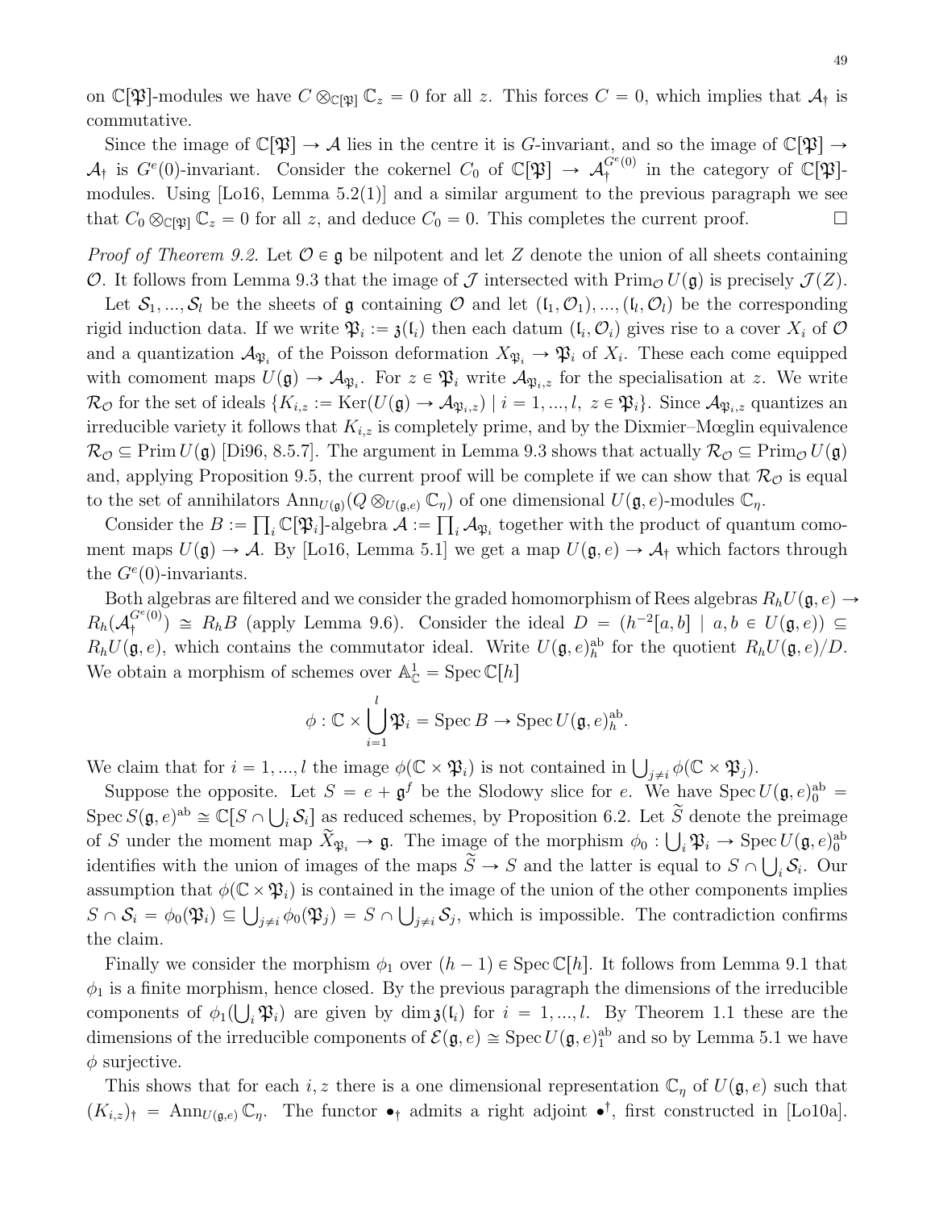on $\mathbb{C}[\mathfrak{P}]$-modules we have $C \otimes_{\mathbb{C}[\mathfrak{P}]} \mathbb{C}_z = 0$ for all $z$. This forces $C = 0$, which implies that $\mathcal{A}_\dagger$ is commutative.

Since the image of $\mathbb{C}[\mathfrak{P}] \to \mathcal{A}$ lies in the centre it is $G$-invariant, and so the image of $\mathbb{C}[\mathfrak{P}] \to \mathcal{A}_\dagger$ is $G^e(0)$-invariant. Consider the cokernel $C_0$ of $\mathbb{C}[\mathfrak{P}] \to \mathcal{A}_\dagger^{G^e(0)}$ in the category of $\mathbb{C}[\mathfrak{P}]$-modules. Using [Lo16, Lemma 5.2(1)] and a similar argument to the previous paragraph we see that $C_0 \otimes_{\mathbb{C}[\mathfrak{P}]} \mathbb{C}_z = 0$ for all $z$, and deduce $C_0 = 0$. This completes the current proof. $\square$

*Proof of Theorem 9.2.* Let $\mathcal{O} \in \mathfrak{g}$ be nilpotent and let $Z$ denote the union of all sheets containing $\mathcal{O}$. It follows from Lemma 9.3 that the image of $\mathcal{J}$ intersected with $\operatorname{Prim}_{\mathcal{O}} U(\mathfrak{g})$ is precisely $\mathcal{J}(Z)$.

Let $\mathcal{S}_1, ..., \mathcal{S}_l$ be the sheets of $\mathfrak{g}$ containing $\mathcal{O}$ and let $(\mathfrak{l}_1, \mathcal{O}_1), ..., (\mathfrak{l}_l, \mathcal{O}_l)$ be the corresponding rigid induction data. If we write $\mathfrak{P}_i := \mathfrak{z}(\mathfrak{l}_i)$ then each datum $(\mathfrak{l}_i, \mathcal{O}_i)$ gives rise to a cover $X_i$ of $\mathcal{O}$ and a quantization $\mathcal{A}_{\mathfrak{P}_i}$ of the Poisson deformation $X_{\mathfrak{P}_i} \to \mathfrak{P}_i$ of $X_i$. These each come equipped with comoment maps $U(\mathfrak{g}) \to \mathcal{A}_{\mathfrak{P}_i}$. For $z \in \mathfrak{P}_i$ write $\mathcal{A}_{\mathfrak{P}_i,z}$ for the specialisation at $z$. We write $\mathcal{R}_{\mathcal{O}}$ for the set of ideals $\{K_{i,z} := \operatorname{Ker}(U(\mathfrak{g}) \to \mathcal{A}_{\mathfrak{P}_i,z}) \mid i = 1, ..., l,\ z \in \mathfrak{P}_i\}$. Since $\mathcal{A}_{\mathfrak{P}_i,z}$ quantizes an irreducible variety it follows that $K_{i,z}$ is completely prime, and by the Dixmier–Mœglin equivalence $\mathcal{R}_{\mathcal{O}} \subseteq \operatorname{Prim} U(\mathfrak{g})$ [Di96, 8.5.7]. The argument in Lemma 9.3 shows that actually $\mathcal{R}_{\mathcal{O}} \subseteq \operatorname{Prim}_{\mathcal{O}} U(\mathfrak{g})$ and, applying Proposition 9.5, the current proof will be complete if we can show that $\mathcal{R}_{\mathcal{O}}$ is equal to the set of annihilators $\operatorname{Ann}_{U(\mathfrak{g})}(Q \otimes_{U(\mathfrak{g},e)} \mathbb{C}_\eta)$ of one dimensional $U(\mathfrak{g},e)$-modules $\mathbb{C}_\eta$.

Consider the $B := \prod_i \mathbb{C}[\mathfrak{P}_i]$-algebra $\mathcal{A} := \prod_i \mathcal{A}_{\mathfrak{P}_i}$ together with the product of quantum comoment maps $U(\mathfrak{g}) \to \mathcal{A}$. By [Lo16, Lemma 5.1] we get a map $U(\mathfrak{g},e) \to \mathcal{A}_\dagger$ which factors through the $G^e(0)$-invariants.

Both algebras are filtered and we consider the graded homomorphism of Rees algebras $R_h U(\mathfrak{g},e) \to R_h(\mathcal{A}_\dagger^{G^e(0)}) \cong R_h B$ (apply Lemma 9.6). Consider the ideal $D = (h^{-2}[a,b] \mid a, b \in U(\mathfrak{g},e)) \subseteq R_h U(\mathfrak{g},e)$, which contains the commutator ideal. Write $U(\mathfrak{g},e)_h^{\mathrm{ab}}$ for the quotient $R_h U(\mathfrak{g},e)/D$. We obtain a morphism of schemes over $\mathbb{A}^1_{\mathbb{C}} = \operatorname{Spec} \mathbb{C}[h]$

$$\phi : \mathbb{C} \times \bigcup_{i=1}^{l} \mathfrak{P}_i = \operatorname{Spec} B \to \operatorname{Spec} U(\mathfrak{g},e)_h^{\mathrm{ab}}.$$

We claim that for $i = 1, ..., l$ the image $\phi(\mathbb{C} \times \mathfrak{P}_i)$ is not contained in $\bigcup_{j \neq i} \phi(\mathbb{C} \times \mathfrak{P}_j)$.

Suppose the opposite. Let $S = e + \mathfrak{g}^f$ be the Slodowy slice for $e$. We have $\operatorname{Spec} U(\mathfrak{g},e)_0^{\mathrm{ab}} = \operatorname{Spec} S(\mathfrak{g},e)^{\mathrm{ab}} \cong \mathbb{C}[S \cap \bigcup_i \mathcal{S}_i]$ as reduced schemes, by Proposition 6.2. Let $\widetilde{S}$ denote the preimage of $S$ under the moment map $\widetilde{X}_{\mathfrak{P}_i} \to \mathfrak{g}$. The image of the morphism $\phi_0 : \bigcup_i \mathfrak{P}_i \to \operatorname{Spec} U(\mathfrak{g},e)_0^{\mathrm{ab}}$ identifies with the union of images of the maps $\widetilde{S} \to S$ and the latter is equal to $S \cap \bigcup_i \mathcal{S}_i$. Our assumption that $\phi(\mathbb{C} \times \mathfrak{P}_i)$ is contained in the image of the union of the other components implies $S \cap \mathcal{S}_i = \phi_0(\mathfrak{P}_i) \subseteq \bigcup_{j \neq i} \phi_0(\mathfrak{P}_j) = S \cap \bigcup_{j \neq i} \mathcal{S}_j$, which is impossible. The contradiction confirms the claim.

Finally we consider the morphism $\phi_1$ over $(h-1) \in \operatorname{Spec} \mathbb{C}[h]$. It follows from Lemma 9.1 that $\phi_1$ is a finite morphism, hence closed. By the previous paragraph the dimensions of the irreducible components of $\phi_1(\bigcup_i \mathfrak{P}_i)$ are given by $\dim \mathfrak{z}(\mathfrak{l}_i)$ for $i = 1, ..., l$. By Theorem 1.1 these are the dimensions of the irreducible components of $\mathcal{E}(\mathfrak{g},e) \cong \operatorname{Spec} U(\mathfrak{g},e)_1^{\mathrm{ab}}$ and so by Lemma 5.1 we have $\phi$ surjective.

This shows that for each $i, z$ there is a one dimensional representation $\mathbb{C}_\eta$ of $U(\mathfrak{g},e)$ such that $(K_{i,z})_\dagger = \operatorname{Ann}_{U(\mathfrak{g},e)} \mathbb{C}_\eta$. The functor $\bullet_\dagger$ admits a right adjoint $\bullet^\dagger$, first constructed in [Lo10a].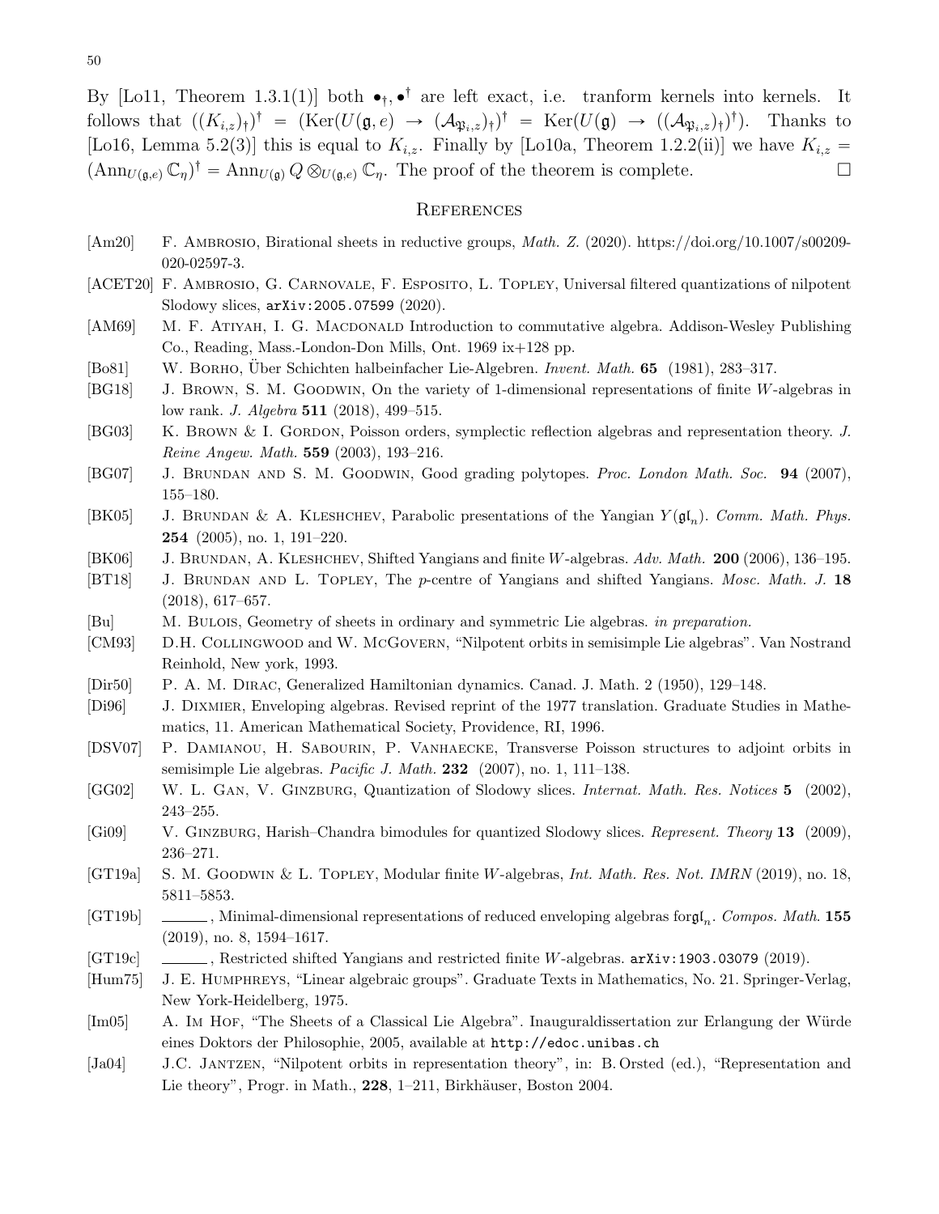By [Lo11, Theorem 1.3.1(1)] both $\bullet_\dagger, \bullet^\dagger$ are left exact, i.e. tranform kernels into kernels. It follows that $((K_{i,z})_\dagger)^\dagger = (\mathrm{Ker}(U(\mathfrak{g}, e) \to (\mathcal{A}_{\mathfrak{P}_{i,z}})_\dagger)^\dagger = \mathrm{Ker}(U(\mathfrak{g}) \to ((\mathcal{A}_{\mathfrak{P}_{i,z}})_\dagger)^\dagger)$. Thanks to [Lo16, Lemma 5.2(3)] this is equal to $K_{i,z}$. Finally by [Lo10a, Theorem 1.2.2(ii)] we have $K_{i,z} = (\mathrm{Ann}_{U(\mathfrak{g},e)} \mathbb{C}_\eta)^\dagger = \mathrm{Ann}_{U(\mathfrak{g})} Q \otimes_{U(\mathfrak{g},e)} \mathbb{C}_\eta$. The proof of the theorem is complete. □

## References

[Am20] F. Ambrosio, Birational sheets in reductive groups, *Math. Z.* (2020). https://doi.org/10.1007/s00209-020-02597-3.

[ACET20] F. Ambrosio, G. Carnovale, F. Esposito, L. Topley, Universal filtered quantizations of nilpotent Slodowy slices, `arXiv:2005.07599` (2020).

[AM69] M. F. Atiyah, I. G. Macdonald Introduction to commutative algebra. Addison-Wesley Publishing Co., Reading, Mass.-London-Don Mills, Ont. 1969 ix+128 pp.

[Bo81] W. Borho, Über Schichten halbeinfacher Lie-Algebren. *Invent. Math.* **65** (1981), 283–317.

[BG18] J. Brown, S. M. Goodwin, On the variety of 1-dimensional representations of finite $W$-algebras in low rank. *J. Algebra* **511** (2018), 499–515.

[BG03] K. Brown & I. Gordon, Poisson orders, symplectic reflection algebras and representation theory. *J. Reine Angew. Math.* **559** (2003), 193–216.

[BG07] J. Brundan and S. M. Goodwin, Good grading polytopes. *Proc. London Math. Soc.* **94** (2007), 155–180.

[BK05] J. Brundan & A. Kleshchev, Parabolic presentations of the Yangian $Y(\mathfrak{gl}_n)$. *Comm. Math. Phys.* **254** (2005), no. 1, 191–220.

[BK06] J. Brundan, A. Kleshchev, Shifted Yangians and finite $W$-algebras. *Adv. Math.* **200** (2006), 136–195.

[BT18] J. Brundan and L. Topley, The $p$-centre of Yangians and shifted Yangians. *Mosc. Math. J.* **18** (2018), 617–657.

[Bu] M. Bulois, Geometry of sheets in ordinary and symmetric Lie algebras. *in preparation.*

[CM93] D.H. Collingwood and W. McGovern, "Nilpotent orbits in semisimple Lie algebras". Van Nostrand Reinhold, New york, 1993.

[Dir50] P. A. M. Dirac, Generalized Hamiltonian dynamics. Canad. J. Math. 2 (1950), 129–148.

[Di96] J. Dixmier, Enveloping algebras. Revised reprint of the 1977 translation. Graduate Studies in Mathematics, 11. American Mathematical Society, Providence, RI, 1996.

[DSV07] P. Damianou, H. Sabourin, P. Vanhaecke, Transverse Poisson structures to adjoint orbits in semisimple Lie algebras. *Pacific J. Math.* **232** (2007), no. 1, 111–138.

[GG02] W. L. Gan, V. Ginzburg, Quantization of Slodowy slices. *Internat. Math. Res. Notices* **5** (2002), 243–255.

[Gi09] V. Ginzburg, Harish–Chandra bimodules for quantized Slodowy slices. *Represent. Theory* **13** (2009), 236–271.

[GT19a] S. M. Goodwin & L. Topley, Modular finite $W$-algebras, *Int. Math. Res. Not. IMRN* (2019), no. 18, 5811–5853.

[GT19b] ______, Minimal-dimensional representations of reduced enveloping algebras for $\mathfrak{gl}_n$. *Compos. Math.* **155** (2019), no. 8, 1594–1617.

[GT19c] ______, Restricted shifted Yangians and restricted finite $W$-algebras. `arXiv:1903.03079` (2019).

[Hum75] J. E. Humphreys, "Linear algebraic groups". Graduate Texts in Mathematics, No. 21. Springer-Verlag, New York-Heidelberg, 1975.

[Im05] A. Im Hof, "The Sheets of a Classical Lie Algebra". Inauguraldissertation zur Erlangung der Würde eines Doktors der Philosophie, 2005, available at `http://edoc.unibas.ch`

[Ja04] J.C. Jantzen, "Nilpotent orbits in representation theory", in: B. Orsted (ed.), "Representation and Lie theory", Progr. in Math., **228**, 1–211, Birkhäuser, Boston 2004.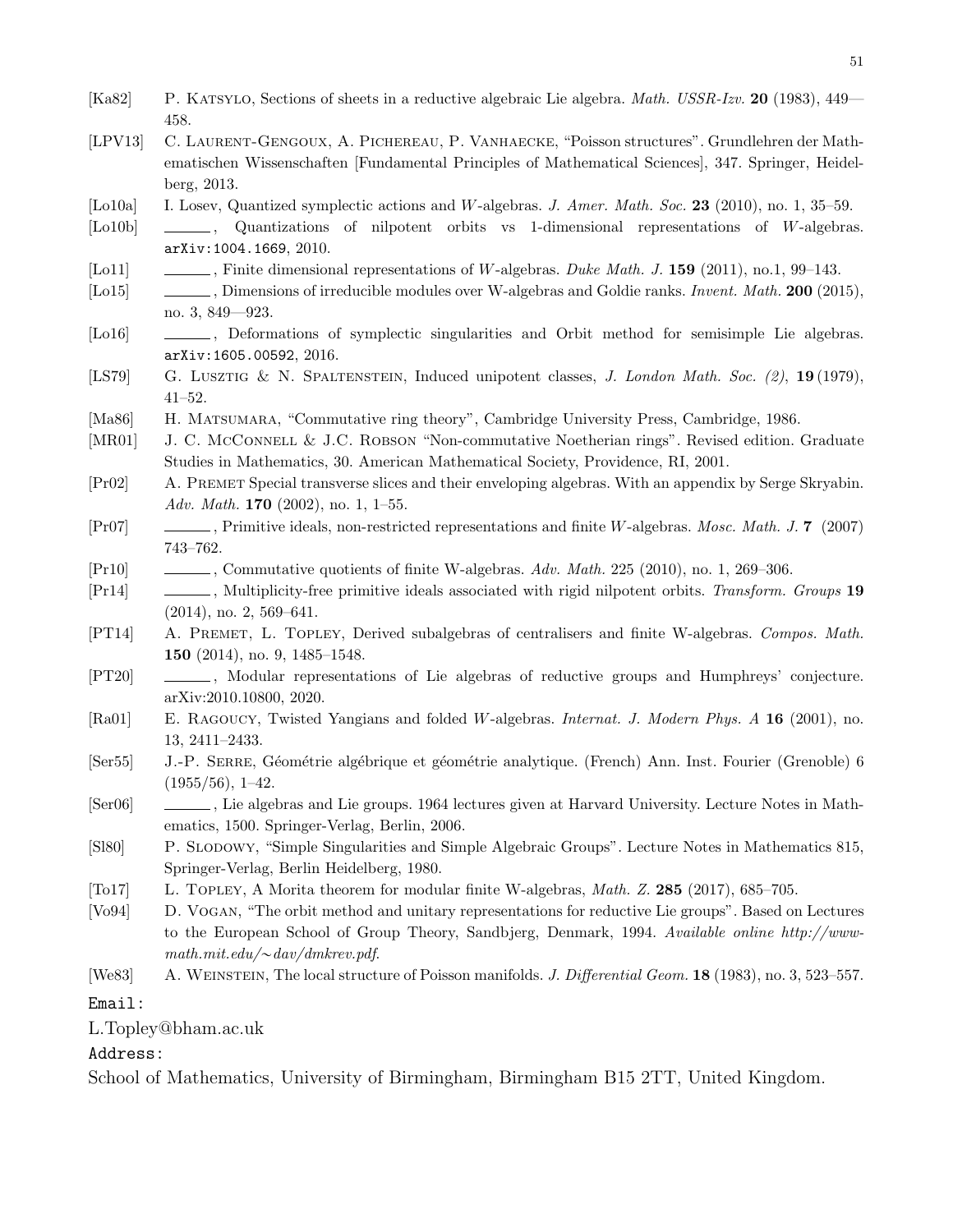[Ka82] P. Katsylo, Sections of sheets in a reductive algebraic Lie algebra. *Math. USSR-Izv.* **20** (1983), 449—458.

[LPV13] C. Laurent-Gengoux, A. Pichereau, P. Vanhaecke, "Poisson structures". Grundlehren der Mathematischen Wissenschaften [Fundamental Principles of Mathematical Sciences], 347. Springer, Heidelberg, 2013.

[Lo10a] I. Losev, Quantized symplectic actions and $W$-algebras. *J. Amer. Math. Soc.* **23** (2010), no. 1, 35–59.

[Lo10b] ______, Quantizations of nilpotent orbits vs 1-dimensional representations of $W$-algebras. `arXiv:1004.1669`, 2010.

[Lo11] ______, Finite dimensional representations of $W$-algebras. *Duke Math. J.* **159** (2011), no.1, 99–143.

[Lo15] ______, Dimensions of irreducible modules over W-algebras and Goldie ranks. *Invent. Math.* **200** (2015), no. 3, 849—923.

[Lo16] ______, Deformations of symplectic singularities and Orbit method for semisimple Lie algebras. `arXiv:1605.00592`, 2016.

[LS79] G. Lusztig & N. Spaltenstein, Induced unipotent classes, *J. London Math. Soc. (2)*, **19** (1979), 41–52.

[Ma86] H. Matsumara, "Commutative ring theory", Cambridge University Press, Cambridge, 1986.

[MR01] J. C. McConnell & J.C. Robson "Non-commutative Noetherian rings". Revised edition. Graduate Studies in Mathematics, 30. American Mathematical Society, Providence, RI, 2001.

[Pr02] A. Premet Special transverse slices and their enveloping algebras. With an appendix by Serge Skryabin. *Adv. Math.* **170** (2002), no. 1, 1–55.

[Pr07] ______, Primitive ideals, non-restricted representations and finite $W$-algebras. *Mosc. Math. J.* **7** (2007) 743–762.

[Pr10] ______, Commutative quotients of finite W-algebras. *Adv. Math.* 225 (2010), no. 1, 269–306.

[Pr14] ______, Multiplicity-free primitive ideals associated with rigid nilpotent orbits. *Transform. Groups* **19** (2014), no. 2, 569–641.

[PT14] A. Premet, L. Topley, Derived subalgebras of centralisers and finite W-algebras. *Compos. Math.* **150** (2014), no. 9, 1485–1548.

[PT20] ______, Modular representations of Lie algebras of reductive groups and Humphreys' conjecture. arXiv:2010.10800, 2020.

[Ra01] E. Ragoucy, Twisted Yangians and folded $W$-algebras. *Internat. J. Modern Phys. A* **16** (2001), no. 13, 2411–2433.

[Ser55] J.-P. Serre, Géométrie algébrique et géométrie analytique. (French) Ann. Inst. Fourier (Grenoble) 6 (1955/56), 1–42.

[Ser06] ______, Lie algebras and Lie groups. 1964 lectures given at Harvard University. Lecture Notes in Mathematics, 1500. Springer-Verlag, Berlin, 2006.

[Sl80] P. Slodowy, "Simple Singularities and Simple Algebraic Groups". Lecture Notes in Mathematics 815, Springer-Verlag, Berlin Heidelberg, 1980.

[To17] L. Topley, A Morita theorem for modular finite W-algebras, *Math. Z.* **285** (2017), 685–705.

[Vo94] D. Vogan, "The orbit method and unitary representations for reductive Lie groups". Based on Lectures to the European School of Group Theory, Sandbjerg, Denmark, 1994. *Available online http://www-math.mit.edu/~dav/dmkrev.pdf.*

[We83] A. Weinstein, The local structure of Poisson manifolds. *J. Differential Geom.* **18** (1983), no. 3, 523–557.

`Email:`

L.Topley@bham.ac.uk

`Address:`

School of Mathematics, University of Birmingham, Birmingham B15 2TT, United Kingdom.